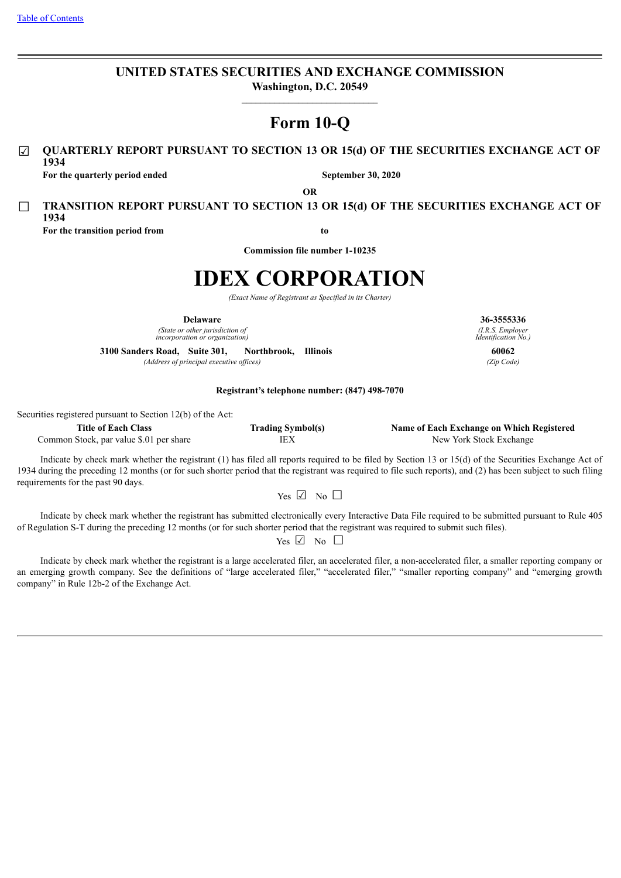[Table of Contents](#)

**UNITED STATES SECURITIES AND EXCHANGE COMMISSION**
**Washington, D.C. 20549**

# Form 10-Q

☑ **QUARTERLY REPORT PURSUANT TO SECTION 13 OR 15(d) OF THE SECURITIES EXCHANGE ACT OF 1934**

**For the quarterly period ended** **September 30, 2020**

**OR**

☐ **TRANSITION REPORT PURSUANT TO SECTION 13 OR 15(d) OF THE SECURITIES EXCHANGE ACT OF 1934**

**For the transition period from** **to**

**Commission file number 1-10235**

# IDEX CORPORATION

*(Exact Name of Registrant as Specified in its Charter)*

| | |
|---|---|
| **Delaware** | **36-3555336** |
| *(State or other jurisdiction of incorporation or organization)* | *(I.R.S. Employer Identification No.)* |
| **3100 Sanders Road, Suite 301, Northbrook, Illinois** | **60062** |
| *(Address of principal executive offices)* | *(Zip Code)* |

**Registrant's telephone number: (847) 498-7070**

Securities registered pursuant to Section 12(b) of the Act:

| Title of Each Class | Trading Symbol(s) | Name of Each Exchange on Which Registered |
|---|---|---|
| Common Stock, par value $.01 per share | IEX | New York Stock Exchange |

Indicate by check mark whether the registrant (1) has filed all reports required to be filed by Section 13 or 15(d) of the Securities Exchange Act of 1934 during the preceding 12 months (or for such shorter period that the registrant was required to file such reports), and (2) has been subject to such filing requirements for the past 90 days.

Yes ☑ No ☐

Indicate by check mark whether the registrant has submitted electronically every Interactive Data File required to be submitted pursuant to Rule 405 of Regulation S-T during the preceding 12 months (or for such shorter period that the registrant was required to submit such files).

Yes ☑ No ☐

Indicate by check mark whether the registrant is a large accelerated filer, an accelerated filer, a non-accelerated filer, a smaller reporting company or an emerging growth company. See the definitions of "large accelerated filer," "accelerated filer," "smaller reporting company" and "emerging growth company" in Rule 12b-2 of the Exchange Act.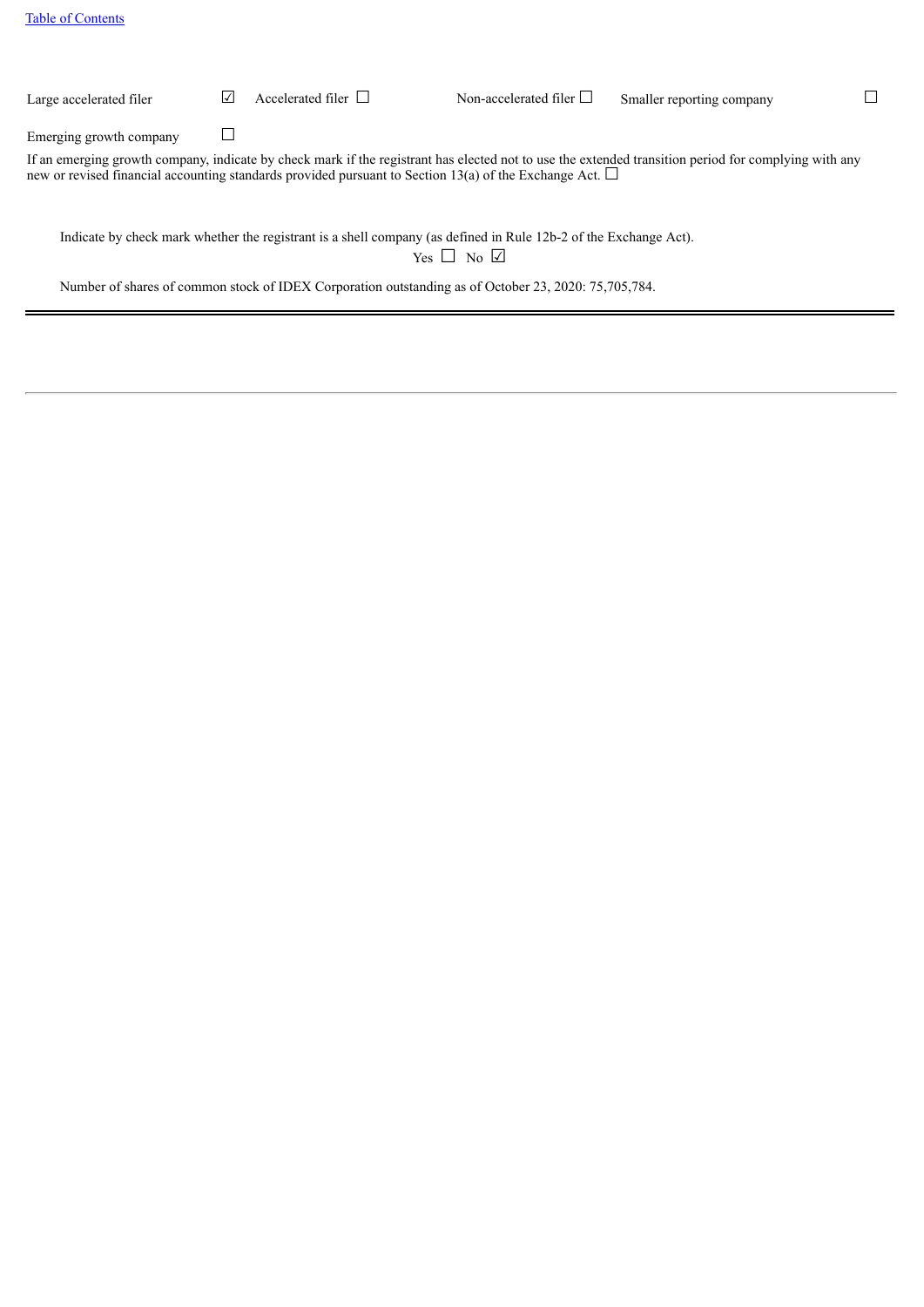[Table of Contents](#)

| Large accelerated filer | ☑ | Accelerated filer ☐ | Non-accelerated filer ☐ | Smaller reporting company | ☐ |
|---|---|---|---|---|---|
| Emerging growth company | ☐ | | | | |

If an emerging growth company, indicate by check mark if the registrant has elected not to use the extended transition period for complying with any new or revised financial accounting standards provided pursuant to Section 13(a) of the Exchange Act. ☐

Indicate by check mark whether the registrant is a shell company (as defined in Rule 12b-2 of the Exchange Act).
Yes ☐ No ☑

Number of shares of common stock of IDEX Corporation outstanding as of October 23, 2020: 75,705,784.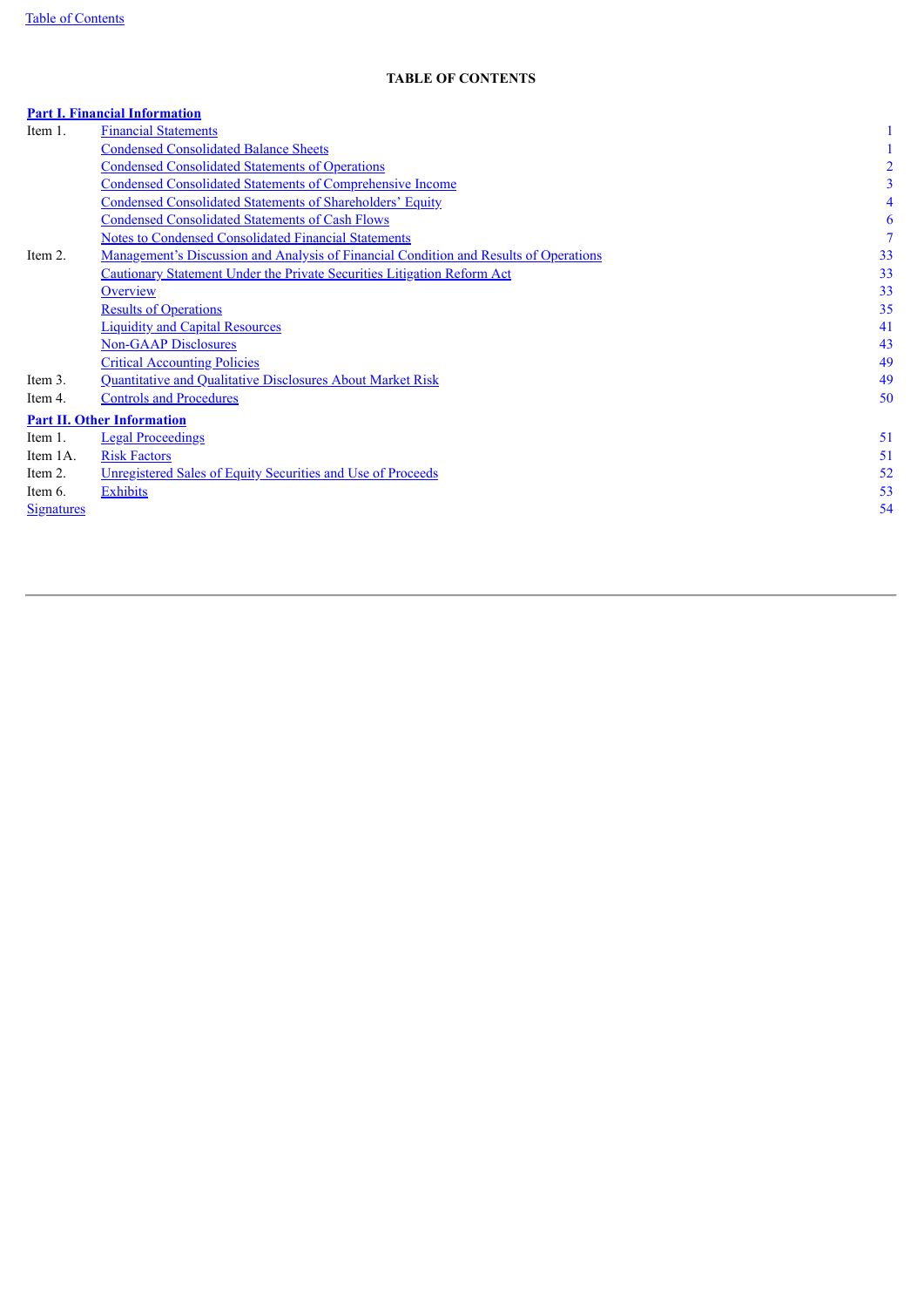# TABLE OF CONTENTS

| | | |
|---|---|---|
| **Part I. Financial Information** | | |
| Item 1. | Financial Statements | 1 |
| | Condensed Consolidated Balance Sheets | 1 |
| | Condensed Consolidated Statements of Operations | 2 |
| | Condensed Consolidated Statements of Comprehensive Income | 3 |
| | Condensed Consolidated Statements of Shareholders' Equity | 4 |
| | Condensed Consolidated Statements of Cash Flows | 6 |
| | Notes to Condensed Consolidated Financial Statements | 7 |
| Item 2. | Management's Discussion and Analysis of Financial Condition and Results of Operations | 33 |
| | Cautionary Statement Under the Private Securities Litigation Reform Act | 33 |
| | Overview | 33 |
| | Results of Operations | 35 |
| | Liquidity and Capital Resources | 41 |
| | Non-GAAP Disclosures | 43 |
| | Critical Accounting Policies | 49 |
| Item 3. | Quantitative and Qualitative Disclosures About Market Risk | 49 |
| Item 4. | Controls and Procedures | 50 |
| **Part II. Other Information** | | |
| Item 1. | Legal Proceedings | 51 |
| Item 1A. | Risk Factors | 51 |
| Item 2. | Unregistered Sales of Equity Securities and Use of Proceeds | 52 |
| Item 6. | Exhibits | 53 |
| Signatures | | 54 |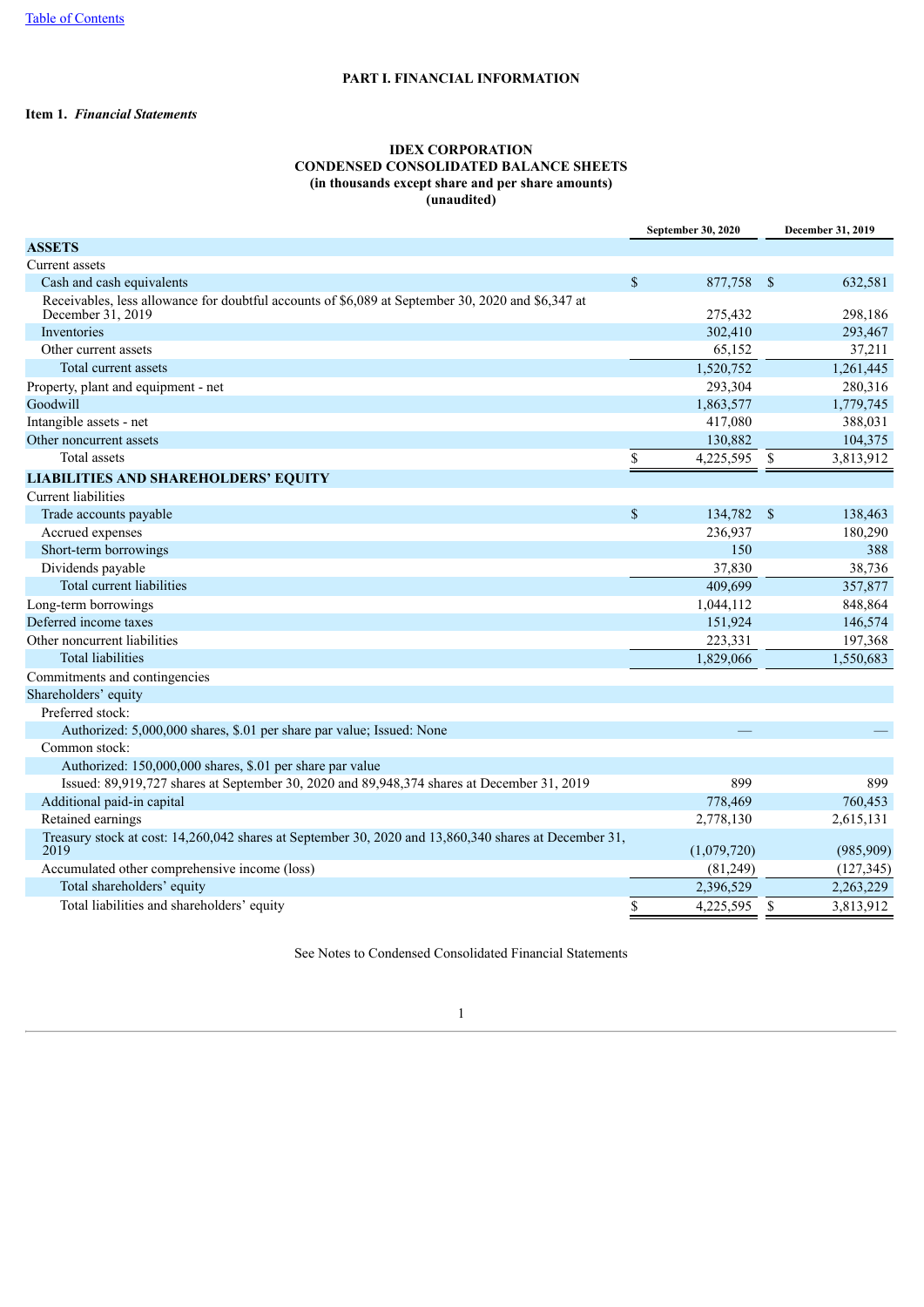# PART I. FINANCIAL INFORMATION

**Item 1.** ***Financial Statements***

**IDEX CORPORATION**
**CONDENSED CONSOLIDATED BALANCE SHEETS**
**(in thousands except share and per share amounts)**
**(unaudited)**

| | September 30, 2020 | December 31, 2019 |
|---|---|---|
| **ASSETS** | | |
| Current assets | | |
| Cash and cash equivalents | $ 877,758 | $ 632,581 |
| Receivables, less allowance for doubtful accounts of $6,089 at September 30, 2020 and $6,347 at December 31, 2019 | 275,432 | 298,186 |
| Inventories | 302,410 | 293,467 |
| Other current assets | 65,152 | 37,211 |
| Total current assets | 1,520,752 | 1,261,445 |
| Property, plant and equipment - net | 293,304 | 280,316 |
| Goodwill | 1,863,577 | 1,779,745 |
| Intangible assets - net | 417,080 | 388,031 |
| Other noncurrent assets | 130,882 | 104,375 |
| Total assets | $ 4,225,595 | $ 3,813,912 |
| **LIABILITIES AND SHAREHOLDERS' EQUITY** | | |
| Current liabilities | | |
| Trade accounts payable | $ 134,782 | $ 138,463 |
| Accrued expenses | 236,937 | 180,290 |
| Short-term borrowings | 150 | 388 |
| Dividends payable | 37,830 | 38,736 |
| Total current liabilities | 409,699 | 357,877 |
| Long-term borrowings | 1,044,112 | 848,864 |
| Deferred income taxes | 151,924 | 146,574 |
| Other noncurrent liabilities | 223,331 | 197,368 |
| Total liabilities | 1,829,066 | 1,550,683 |
| Commitments and contingencies | | |
| Shareholders' equity | | |
| Preferred stock: | | |
| Authorized: 5,000,000 shares, $.01 per share par value; Issued: None | — | — |
| Common stock: | | |
| Authorized: 150,000,000 shares, $.01 per share par value | | |
| Issued: 89,919,727 shares at September 30, 2020 and 89,948,374 shares at December 31, 2019 | 899 | 899 |
| Additional paid-in capital | 778,469 | 760,453 |
| Retained earnings | 2,778,130 | 2,615,131 |
| Treasury stock at cost: 14,260,042 shares at September 30, 2020 and 13,860,340 shares at December 31, 2019 | (1,079,720) | (985,909) |
| Accumulated other comprehensive income (loss) | (81,249) | (127,345) |
| Total shareholders' equity | 2,396,529 | 2,263,229 |
| Total liabilities and shareholders' equity | $ 4,225,595 | $ 3,813,912 |

See Notes to Condensed Consolidated Financial Statements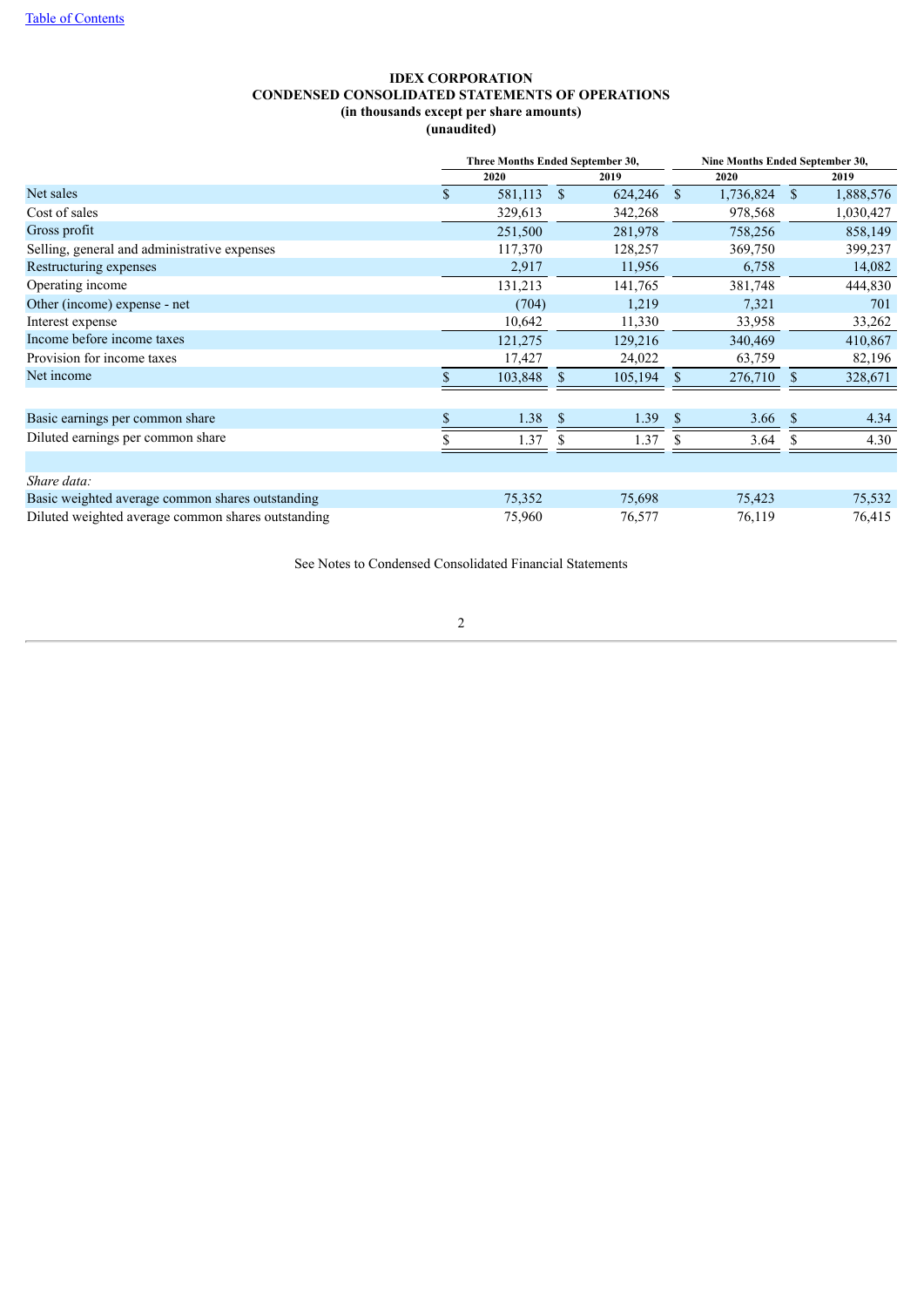**IDEX CORPORATION**
**CONDENSED CONSOLIDATED STATEMENTS OF OPERATIONS**
**(in thousands except per share amounts)**
**(unaudited)**

| | Three Months Ended September 30, | | Nine Months Ended September 30, | |
|---|---|---|---|---|
| | 2020 | 2019 | 2020 | 2019 |
| Net sales | $ 581,113 | $ 624,246 | $ 1,736,824 | $ 1,888,576 |
| Cost of sales | 329,613 | 342,268 | 978,568 | 1,030,427 |
| Gross profit | 251,500 | 281,978 | 758,256 | 858,149 |
| Selling, general and administrative expenses | 117,370 | 128,257 | 369,750 | 399,237 |
| Restructuring expenses | 2,917 | 11,956 | 6,758 | 14,082 |
| Operating income | 131,213 | 141,765 | 381,748 | 444,830 |
| Other (income) expense - net | (704) | 1,219 | 7,321 | 701 |
| Interest expense | 10,642 | 11,330 | 33,958 | 33,262 |
| Income before income taxes | 121,275 | 129,216 | 340,469 | 410,867 |
| Provision for income taxes | 17,427 | 24,022 | 63,759 | 82,196 |
| Net income | $ 103,848 | $ 105,194 | $ 276,710 | $ 328,671 |
| | | | | |
| Basic earnings per common share | $ 1.38 | $ 1.39 | $ 3.66 | $ 4.34 |
| Diluted earnings per common share | $ 1.37 | $ 1.37 | $ 3.64 | $ 4.30 |
| | | | | |
| *Share data:* | | | | |
| Basic weighted average common shares outstanding | 75,352 | 75,698 | 75,423 | 75,532 |
| Diluted weighted average common shares outstanding | 75,960 | 76,577 | 76,119 | 76,415 |

See Notes to Condensed Consolidated Financial Statements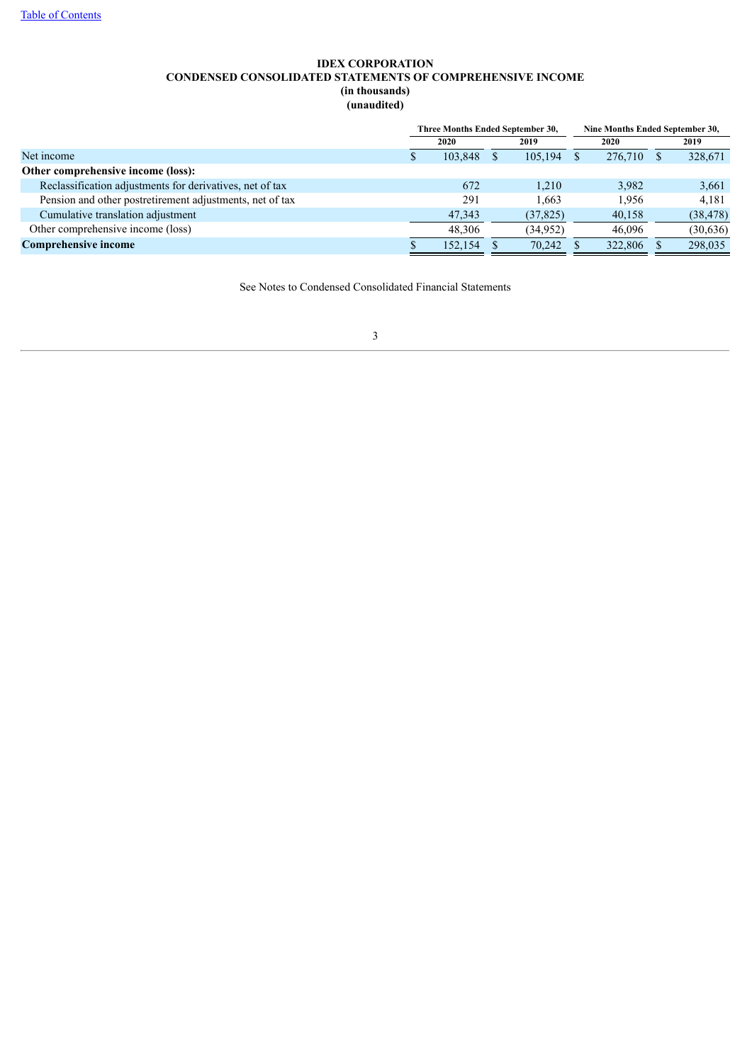[Table of Contents](#)

# IDEX CORPORATION
## CONDENSED CONSOLIDATED STATEMENTS OF COMPREHENSIVE INCOME
**(in thousands)**
**(unaudited)**

| | Three Months Ended September 30, | | Nine Months Ended September 30, | |
|---|---|---|---|---|
| | 2020 | 2019 | 2020 | 2019 |
| Net income | $ 103,848 | $ 105,194 | $ 276,710 | $ 328,671 |
| **Other comprehensive income (loss):** | | | | |
| Reclassification adjustments for derivatives, net of tax | 672 | 1,210 | 3,982 | 3,661 |
| Pension and other postretirement adjustments, net of tax | 291 | 1,663 | 1,956 | 4,181 |
| Cumulative translation adjustment | 47,343 | (37,825) | 40,158 | (38,478) |
| Other comprehensive income (loss) | 48,306 | (34,952) | 46,096 | (30,636) |
| **Comprehensive income** | $ 152,154 | $ 70,242 | $ 322,806 | $ 298,035 |

See Notes to Condensed Consolidated Financial Statements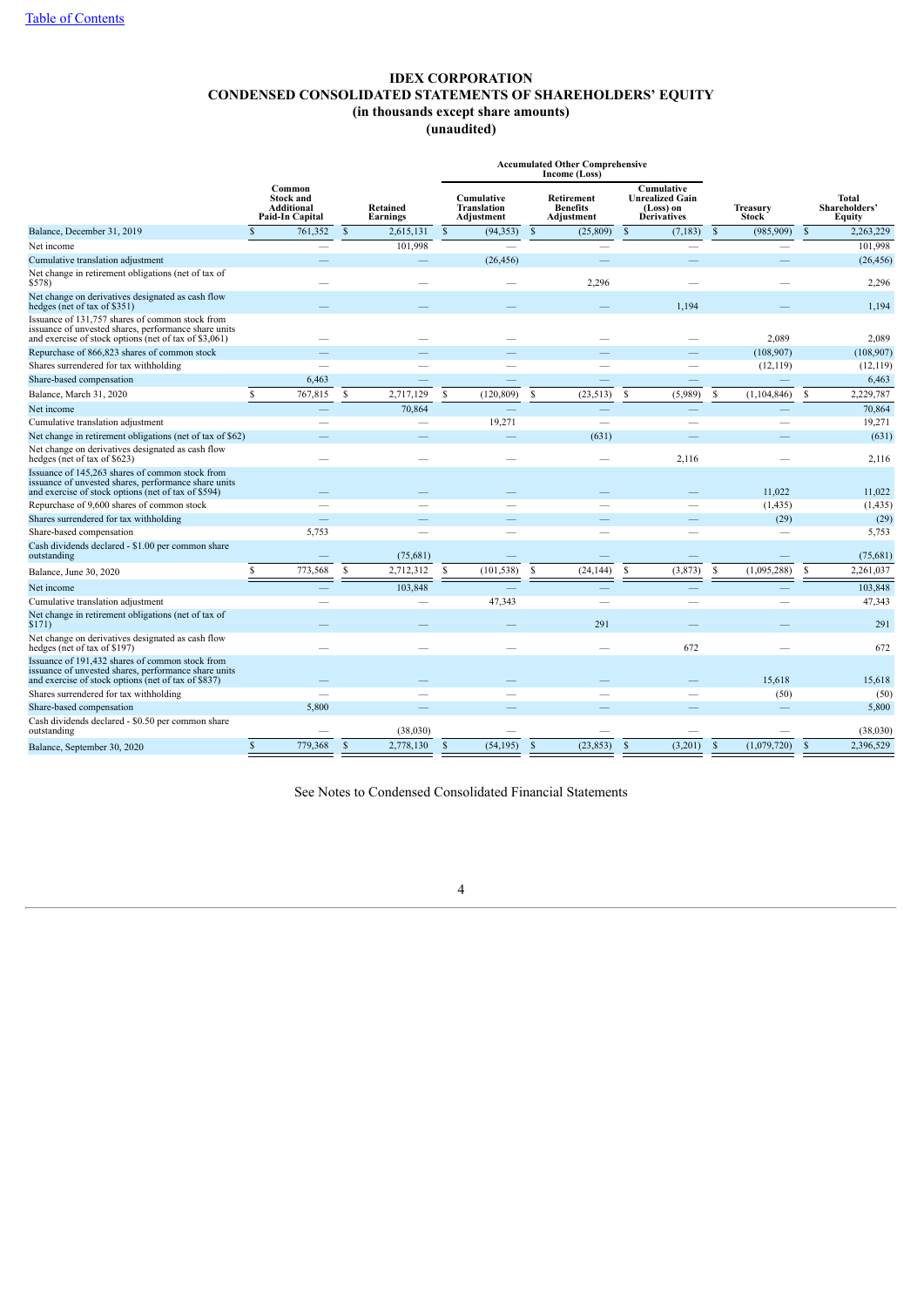[Table of Contents](#)

# IDEX CORPORATION
## CONDENSED CONSOLIDATED STATEMENTS OF SHAREHOLDERS' EQUITY
### (in thousands except share amounts)
### (unaudited)

| | Common Stock and Additional Paid-In Capital | Retained Earnings | Accumulated Other Comprehensive Income (Loss): Cumulative Translation Adjustment | Accumulated Other Comprehensive Income (Loss): Retirement Benefits Adjustment | Accumulated Other Comprehensive Income (Loss): Cumulative Unrealized Gain (Loss) on Derivatives | Treasury Stock | Total Shareholders' Equity |
|---|---|---|---|---|---|---|---|
| Balance, December 31, 2019 | $ 761,352 | $ 2,615,131 | $ (94,353) | $ (25,809) | $ (7,183) | $ (985,909) | $ 2,263,229 |
| Net income | — | 101,998 | — | — | — | — | 101,998 |
| Cumulative translation adjustment | — | — | (26,456) | — | — | — | (26,456) |
| Net change in retirement obligations (net of tax of $578) | — | — | — | 2,296 | — | — | 2,296 |
| Net change on derivatives designated as cash flow hedges (net of tax of $351) | — | — | — | — | 1,194 | — | 1,194 |
| Issuance of 131,757 shares of common stock from issuance of unvested shares, performance share units and exercise of stock options (net of tax of $3,061) | — | — | — | — | — | 2,089 | 2,089 |
| Repurchase of 866,823 shares of common stock | — | — | — | — | — | (108,907) | (108,907) |
| Shares surrendered for tax withholding | — | — | — | — | — | (12,119) | (12,119) |
| Share-based compensation | 6,463 | — | — | — | — | — | 6,463 |
| Balance, March 31, 2020 | $ 767,815 | $ 2,717,129 | $ (120,809) | $ (23,513) | $ (5,989) | $ (1,104,846) | $ 2,229,787 |
| Net income | — | 70,864 | — | — | — | — | 70,864 |
| Cumulative translation adjustment | — | — | 19,271 | — | — | — | 19,271 |
| Net change in retirement obligations (net of tax of $62) | — | — | — | (631) | — | — | (631) |
| Net change on derivatives designated as cash flow hedges (net of tax of $623) | — | — | — | — | 2,116 | — | 2,116 |
| Issuance of 145,263 shares of common stock from issuance of unvested shares, performance share units and exercise of stock options (net of tax of $594) | — | — | — | — | — | 11,022 | 11,022 |
| Repurchase of 9,600 shares of common stock | — | — | — | — | — | (1,435) | (1,435) |
| Shares surrendered for tax withholding | — | — | — | — | — | (29) | (29) |
| Share-based compensation | 5,753 | — | — | — | — | — | 5,753 |
| Cash dividends declared - $1.00 per common share outstanding | — | (75,681) | — | — | — | — | (75,681) |
| Balance, June 30, 2020 | $ 773,568 | $ 2,712,312 | $ (101,538) | $ (24,144) | $ (3,873) | $ (1,095,288) | $ 2,261,037 |
| Net income | — | 103,848 | — | — | — | — | 103,848 |
| Cumulative translation adjustment | — | — | 47,343 | — | — | — | 47,343 |
| Net change in retirement obligations (net of tax of $171) | — | — | — | 291 | — | — | 291 |
| Net change on derivatives designated as cash flow hedges (net of tax of $197) | — | — | — | — | 672 | — | 672 |
| Issuance of 191,432 shares of common stock from issuance of unvested shares, performance share units and exercise of stock options (net of tax of $837) | — | — | — | — | — | 15,618 | 15,618 |
| Shares surrendered for tax withholding | — | — | — | — | — | (50) | (50) |
| Share-based compensation | 5,800 | — | — | — | — | — | 5,800 |
| Cash dividends declared - $0.50 per common share outstanding | — | (38,030) | — | — | — | — | (38,030) |
| Balance, September 30, 2020 | $ 779,368 | $ 2,778,130 | $ (54,195) | $ (23,853) | $ (3,201) | $ (1,079,720) | $ 2,396,529 |

See Notes to Condensed Consolidated Financial Statements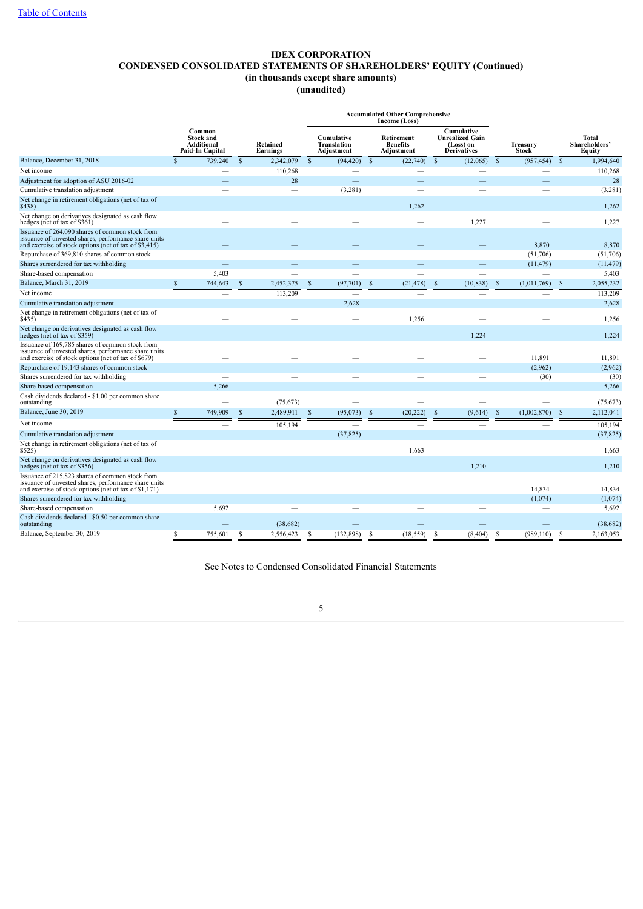[Table of Contents](#)

# IDEX CORPORATION
## CONDENSED CONSOLIDATED STATEMENTS OF SHAREHOLDERS' EQUITY (Continued)
### (in thousands except share amounts)
### (unaudited)

| | Common Stock and Additional Paid-In Capital | Retained Earnings | Accumulated Other Comprehensive Income (Loss) | | | Treasury Stock | Total Shareholders' Equity |
|---|---|---|---|---|---|---|---|
| | | | Cumulative Translation Adjustment | Retirement Benefits Adjustment | Cumulative Unrealized Gain (Loss) on Derivatives | | |
| Balance, December 31, 2018 | $ 739,240 | $ 2,342,079 | $ (94,420) | $ (22,740) | $ (12,065) | $ (957,454) | $ 1,994,640 |
| Net income | — | 110,268 | — | — | — | — | 110,268 |
| Adjustment for adoption of ASU 2016-02 | — | 28 | — | — | — | — | 28 |
| Cumulative translation adjustment | — | — | (3,281) | — | — | — | (3,281) |
| Net change in retirement obligations (net of tax of $438) | — | — | — | 1,262 | — | — | 1,262 |
| Net change on derivatives designated as cash flow hedges (net of tax of $361) | — | — | — | — | 1,227 | — | 1,227 |
| Issuance of 264,090 shares of common stock from issuance of unvested shares, performance share units and exercise of stock options (net of tax of $3,415) | — | — | — | — | — | 8,870 | 8,870 |
| Repurchase of 369,810 shares of common stock | — | — | — | — | — | (51,706) | (51,706) |
| Shares surrendered for tax withholding | — | — | — | — | — | (11,479) | (11,479) |
| Share-based compensation | 5,403 | — | — | — | — | — | 5,403 |
| Balance, March 31, 2019 | $ 744,643 | $ 2,452,375 | $ (97,701) | $ (21,478) | $ (10,838) | $ (1,011,769) | $ 2,055,232 |
| Net income | — | 113,209 | — | — | — | — | 113,209 |
| Cumulative translation adjustment | — | — | 2,628 | — | — | — | 2,628 |
| Net change in retirement obligations (net of tax of $435) | — | — | — | 1,256 | — | — | 1,256 |
| Net change on derivatives designated as cash flow hedges (net of tax of $359) | — | — | — | — | 1,224 | — | 1,224 |
| Issuance of 169,785 shares of common stock from issuance of unvested shares, performance share units and exercise of stock options (net of tax of $679) | — | — | — | — | — | 11,891 | 11,891 |
| Repurchase of 19,143 shares of common stock | — | — | — | — | — | (2,962) | (2,962) |
| Shares surrendered for tax withholding | — | — | — | — | — | (30) | (30) |
| Share-based compensation | 5,266 | — | — | — | — | — | 5,266 |
| Cash dividends declared - $1.00 per common share outstanding | — | (75,673) | — | — | — | — | (75,673) |
| Balance, June 30, 2019 | $ 749,909 | $ 2,489,911 | $ (95,073) | $ (20,222) | $ (9,614) | $ (1,002,870) | $ 2,112,041 |
| Net income | — | 105,194 | — | — | — | — | 105,194 |
| Cumulative translation adjustment | — | — | (37,825) | — | — | — | (37,825) |
| Net change in retirement obligations (net of tax of $525) | — | — | — | 1,663 | — | — | 1,663 |
| Net change on derivatives designated as cash flow hedges (net of tax of $356) | — | — | — | — | 1,210 | — | 1,210 |
| Issuance of 215,823 shares of common stock from issuance of unvested shares, performance share units and exercise of stock options (net of tax of $1,171) | — | — | — | — | — | 14,834 | 14,834 |
| Shares surrendered for tax withholding | — | — | — | — | — | (1,074) | (1,074) |
| Share-based compensation | 5,692 | — | — | — | — | — | 5,692 |
| Cash dividends declared - $0.50 per common share outstanding | — | (38,682) | — | — | — | — | (38,682) |
| Balance, September 30, 2019 | $ 755,601 | $ 2,556,423 | $ (132,898) | $ (18,559) | $ (8,404) | $ (989,110) | $ 2,163,053 |

See Notes to Condensed Consolidated Financial Statements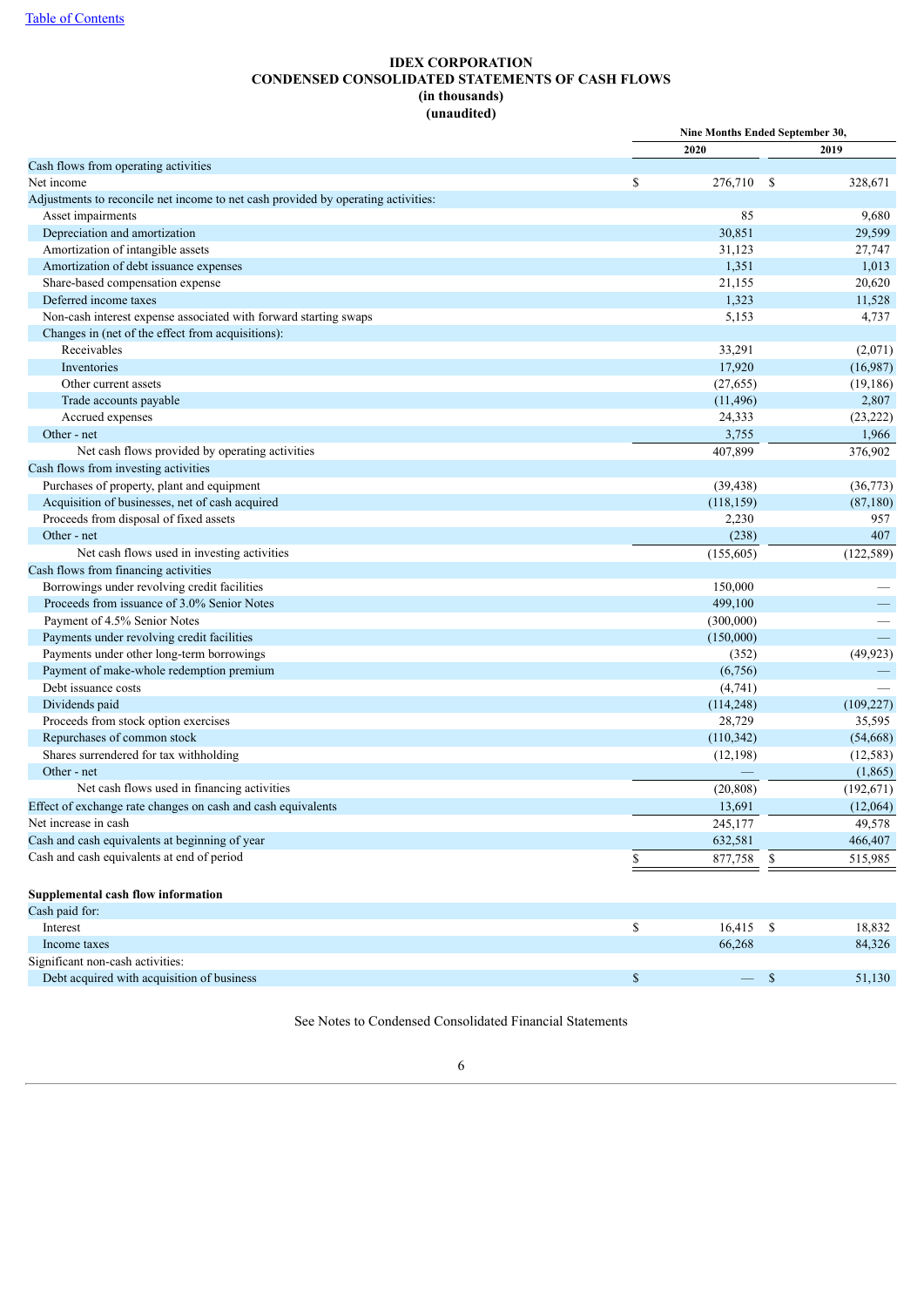[Table of Contents](#)

# IDEX CORPORATION
## CONDENSED CONSOLIDATED STATEMENTS OF CASH FLOWS
**(in thousands)**
**(unaudited)**

| | Nine Months Ended September 30, | |
|---|---|---|
| | 2020 | 2019 |
| Cash flows from operating activities | | |
| Net income | $ 276,710 | $ 328,671 |
| Adjustments to reconcile net income to net cash provided by operating activities: | | |
| Asset impairments | 85 | 9,680 |
| Depreciation and amortization | 30,851 | 29,599 |
| Amortization of intangible assets | 31,123 | 27,747 |
| Amortization of debt issuance expenses | 1,351 | 1,013 |
| Share-based compensation expense | 21,155 | 20,620 |
| Deferred income taxes | 1,323 | 11,528 |
| Non-cash interest expense associated with forward starting swaps | 5,153 | 4,737 |
| Changes in (net of the effect from acquisitions): | | |
| Receivables | 33,291 | (2,071) |
| Inventories | 17,920 | (16,987) |
| Other current assets | (27,655) | (19,186) |
| Trade accounts payable | (11,496) | 2,807 |
| Accrued expenses | 24,333 | (23,222) |
| Other - net | 3,755 | 1,966 |
| Net cash flows provided by operating activities | 407,899 | 376,902 |
| Cash flows from investing activities | | |
| Purchases of property, plant and equipment | (39,438) | (36,773) |
| Acquisition of businesses, net of cash acquired | (118,159) | (87,180) |
| Proceeds from disposal of fixed assets | 2,230 | 957 |
| Other - net | (238) | 407 |
| Net cash flows used in investing activities | (155,605) | (122,589) |
| Cash flows from financing activities | | |
| Borrowings under revolving credit facilities | 150,000 | — |
| Proceeds from issuance of 3.0% Senior Notes | 499,100 | — |
| Payment of 4.5% Senior Notes | (300,000) | — |
| Payments under revolving credit facilities | (150,000) | — |
| Payments under other long-term borrowings | (352) | (49,923) |
| Payment of make-whole redemption premium | (6,756) | — |
| Debt issuance costs | (4,741) | — |
| Dividends paid | (114,248) | (109,227) |
| Proceeds from stock option exercises | 28,729 | 35,595 |
| Repurchases of common stock | (110,342) | (54,668) |
| Shares surrendered for tax withholding | (12,198) | (12,583) |
| Other - net | — | (1,865) |
| Net cash flows used in financing activities | (20,808) | (192,671) |
| Effect of exchange rate changes on cash and cash equivalents | 13,691 | (12,064) |
| Net increase in cash | 245,177 | 49,578 |
| Cash and cash equivalents at beginning of year | 632,581 | 466,407 |
| Cash and cash equivalents at end of period | $ 877,758 | $ 515,985 |
| | | |
| **Supplemental cash flow information** | | |
| Cash paid for: | | |
| Interest | $ 16,415 | $ 18,832 |
| Income taxes | 66,268 | 84,326 |
| Significant non-cash activities: | | |
| Debt acquired with acquisition of business | $ — | $ 51,130 |

See Notes to Condensed Consolidated Financial Statements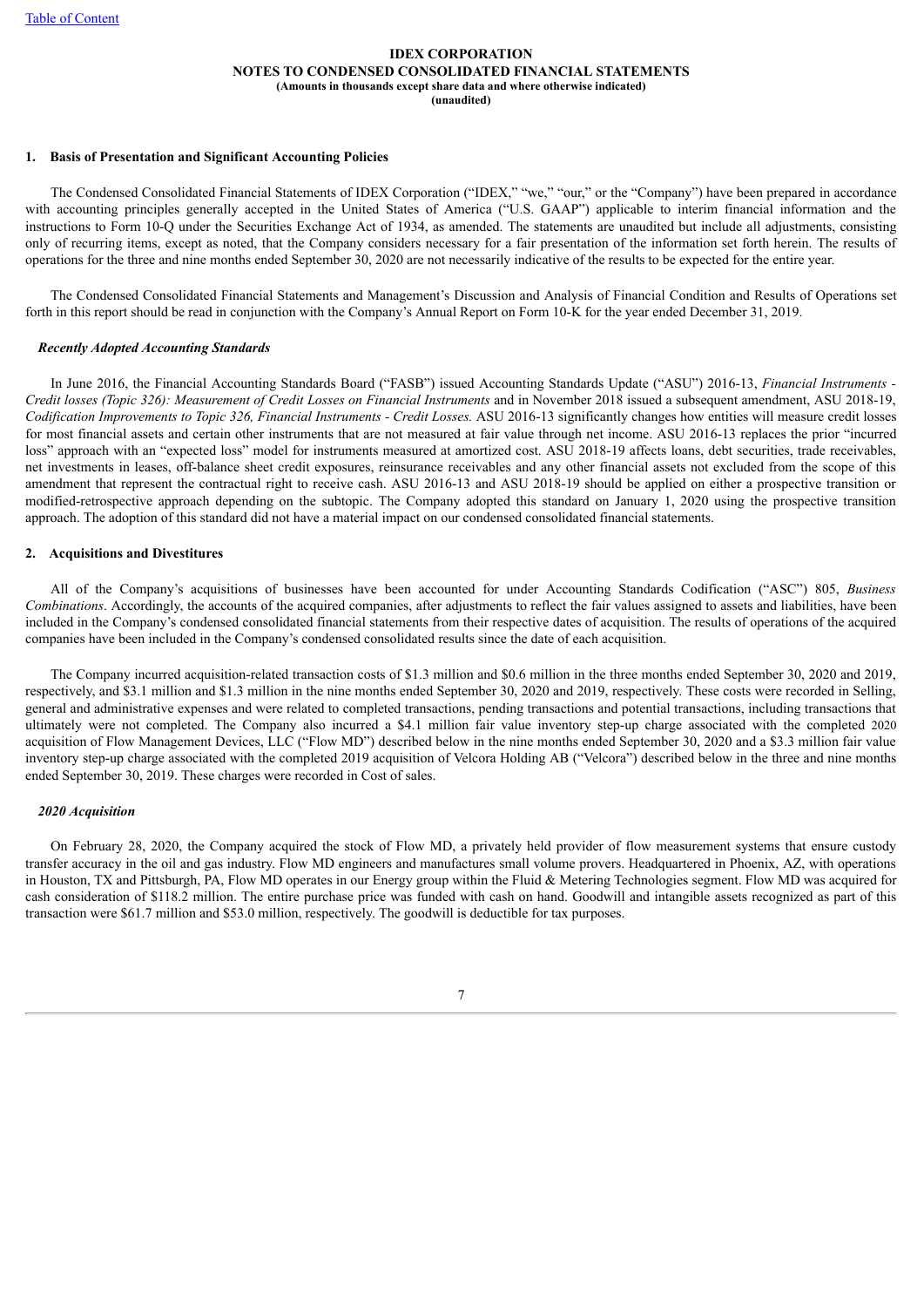**IDEX CORPORATION**
**NOTES TO CONDENSED CONSOLIDATED FINANCIAL STATEMENTS**
**(Amounts in thousands except share data and where otherwise indicated)**
**(unaudited)**

## 1. Basis of Presentation and Significant Accounting Policies

The Condensed Consolidated Financial Statements of IDEX Corporation ("IDEX," "we," "our," or the "Company") have been prepared in accordance with accounting principles generally accepted in the United States of America ("U.S. GAAP") applicable to interim financial information and the instructions to Form 10-Q under the Securities Exchange Act of 1934, as amended. The statements are unaudited but include all adjustments, consisting only of recurring items, except as noted, that the Company considers necessary for a fair presentation of the information set forth herein. The results of operations for the three and nine months ended September 30, 2020 are not necessarily indicative of the results to be expected for the entire year.

The Condensed Consolidated Financial Statements and Management's Discussion and Analysis of Financial Condition and Results of Operations set forth in this report should be read in conjunction with the Company's Annual Report on Form 10-K for the year ended December 31, 2019.

### *Recently Adopted Accounting Standards*

In June 2016, the Financial Accounting Standards Board ("FASB") issued Accounting Standards Update ("ASU") 2016-13, *Financial Instruments - Credit losses (Topic 326): Measurement of Credit Losses on Financial Instruments* and in November 2018 issued a subsequent amendment, ASU 2018-19, *Codification Improvements to Topic 326, Financial Instruments - Credit Losses.* ASU 2016-13 significantly changes how entities will measure credit losses for most financial assets and certain other instruments that are not measured at fair value through net income. ASU 2016-13 replaces the prior "incurred loss" approach with an "expected loss" model for instruments measured at amortized cost. ASU 2018-19 affects loans, debt securities, trade receivables, net investments in leases, off-balance sheet credit exposures, reinsurance receivables and any other financial assets not excluded from the scope of this amendment that represent the contractual right to receive cash. ASU 2016-13 and ASU 2018-19 should be applied on either a prospective transition or modified-retrospective approach depending on the subtopic. The Company adopted this standard on January 1, 2020 using the prospective transition approach. The adoption of this standard did not have a material impact on our condensed consolidated financial statements.

## 2. Acquisitions and Divestitures

All of the Company's acquisitions of businesses have been accounted for under Accounting Standards Codification ("ASC") 805, *Business Combinations*. Accordingly, the accounts of the acquired companies, after adjustments to reflect the fair values assigned to assets and liabilities, have been included in the Company's condensed consolidated financial statements from their respective dates of acquisition. The results of operations of the acquired companies have been included in the Company's condensed consolidated results since the date of each acquisition.

The Company incurred acquisition-related transaction costs of \$1.3 million and \$0.6 million in the three months ended September 30, 2020 and 2019, respectively, and \$3.1 million and \$1.3 million in the nine months ended September 30, 2020 and 2019, respectively. These costs were recorded in Selling, general and administrative expenses and were related to completed transactions, pending transactions and potential transactions, including transactions that ultimately were not completed. The Company also incurred a \$4.1 million fair value inventory step-up charge associated with the completed 2020 acquisition of Flow Management Devices, LLC ("Flow MD") described below in the nine months ended September 30, 2020 and a \$3.3 million fair value inventory step-up charge associated with the completed 2019 acquisition of Velcora Holding AB ("Velcora") described below in the three and nine months ended September 30, 2019. These charges were recorded in Cost of sales.

### *2020 Acquisition*

On February 28, 2020, the Company acquired the stock of Flow MD, a privately held provider of flow measurement systems that ensure custody transfer accuracy in the oil and gas industry. Flow MD engineers and manufactures small volume provers. Headquartered in Phoenix, AZ, with operations in Houston, TX and Pittsburgh, PA, Flow MD operates in our Energy group within the Fluid & Metering Technologies segment. Flow MD was acquired for cash consideration of \$118.2 million. The entire purchase price was funded with cash on hand. Goodwill and intangible assets recognized as part of this transaction were \$61.7 million and \$53.0 million, respectively. The goodwill is deductible for tax purposes.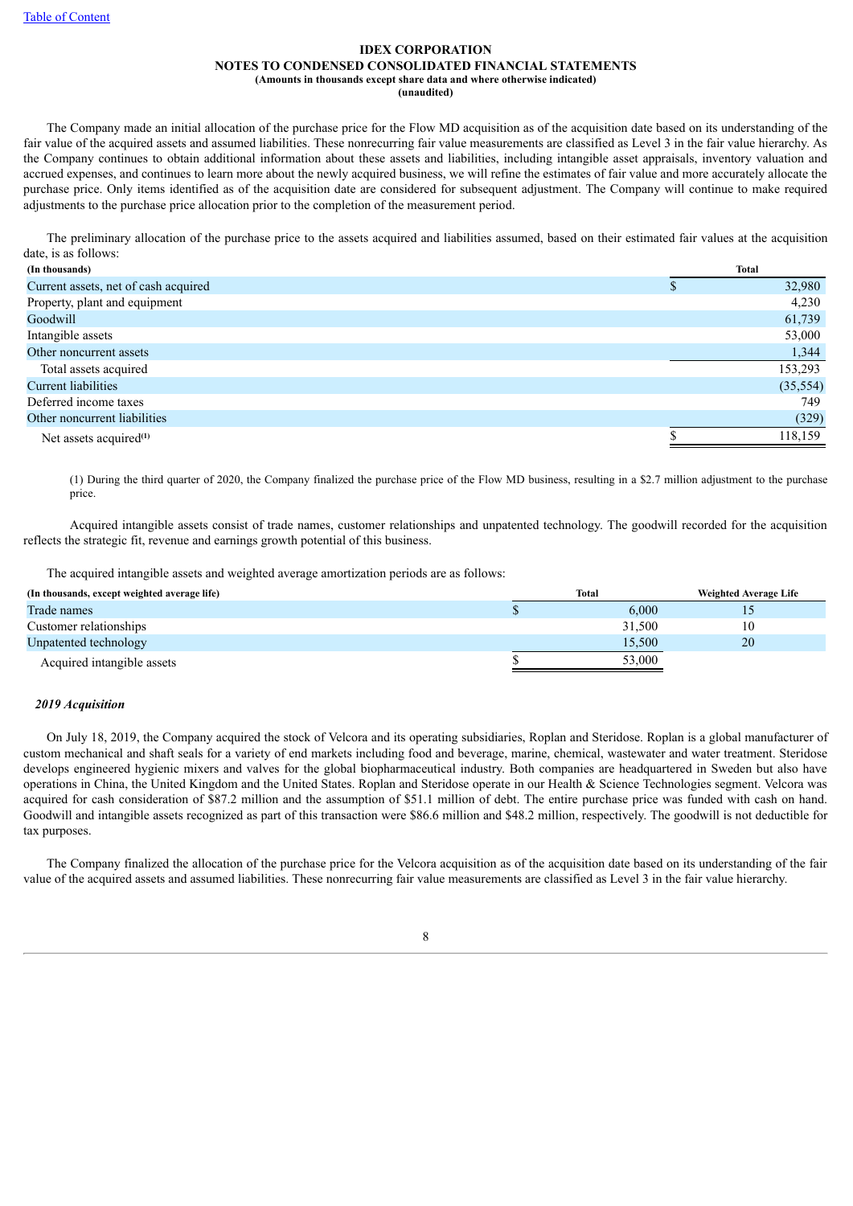**IDEX CORPORATION**
**NOTES TO CONDENSED CONSOLIDATED FINANCIAL STATEMENTS**
**(Amounts in thousands except share data and where otherwise indicated)**
**(unaudited)**

The Company made an initial allocation of the purchase price for the Flow MD acquisition as of the acquisition date based on its understanding of the fair value of the acquired assets and assumed liabilities. These nonrecurring fair value measurements are classified as Level 3 in the fair value hierarchy. As the Company continues to obtain additional information about these assets and liabilities, including intangible asset appraisals, inventory valuation and accrued expenses, and continues to learn more about the newly acquired business, we will refine the estimates of fair value and more accurately allocate the purchase price. Only items identified as of the acquisition date are considered for subsequent adjustment. The Company will continue to make required adjustments to the purchase price allocation prior to the completion of the measurement period.

The preliminary allocation of the purchase price to the assets acquired and liabilities assumed, based on their estimated fair values at the acquisition date, is as follows:

| (In thousands) | Total |
|---|---|
| Current assets, net of cash acquired | $ 32,980 |
| Property, plant and equipment | 4,230 |
| Goodwill | 61,739 |
| Intangible assets | 53,000 |
| Other noncurrent assets | 1,344 |
| Total assets acquired | 153,293 |
| Current liabilities | (35,554) |
| Deferred income taxes | 749 |
| Other noncurrent liabilities | (329) |
| Net assets acquired[(1)] | $ 118,159 |

(1) During the third quarter of 2020, the Company finalized the purchase price of the Flow MD business, resulting in a $2.7 million adjustment to the purchase price.

Acquired intangible assets consist of trade names, customer relationships and unpatented technology. The goodwill recorded for the acquisition reflects the strategic fit, revenue and earnings growth potential of this business.

The acquired intangible assets and weighted average amortization periods are as follows:

| (In thousands, except weighted average life) | Total | Weighted Average Life |
|---|---|---|
| Trade names | $ 6,000 | 15 |
| Customer relationships | 31,500 | 10 |
| Unpatented technology | 15,500 | 20 |
| Acquired intangible assets | $ 53,000 | |

***2019 Acquisition***

On July 18, 2019, the Company acquired the stock of Velcora and its operating subsidiaries, Roplan and Steridose. Roplan is a global manufacturer of custom mechanical and shaft seals for a variety of end markets including food and beverage, marine, chemical, wastewater and water treatment. Steridose develops engineered hygienic mixers and valves for the global biopharmaceutical industry. Both companies are headquartered in Sweden but also have operations in China, the United Kingdom and the United States. Roplan and Steridose operate in our Health & Science Technologies segment. Velcora was acquired for cash consideration of $87.2 million and the assumption of $51.1 million of debt. The entire purchase price was funded with cash on hand. Goodwill and intangible assets recognized as part of this transaction were $86.6 million and $48.2 million, respectively. The goodwill is not deductible for tax purposes.

The Company finalized the allocation of the purchase price for the Velcora acquisition as of the acquisition date based on its understanding of the fair value of the acquired assets and assumed liabilities. These nonrecurring fair value measurements are classified as Level 3 in the fair value hierarchy.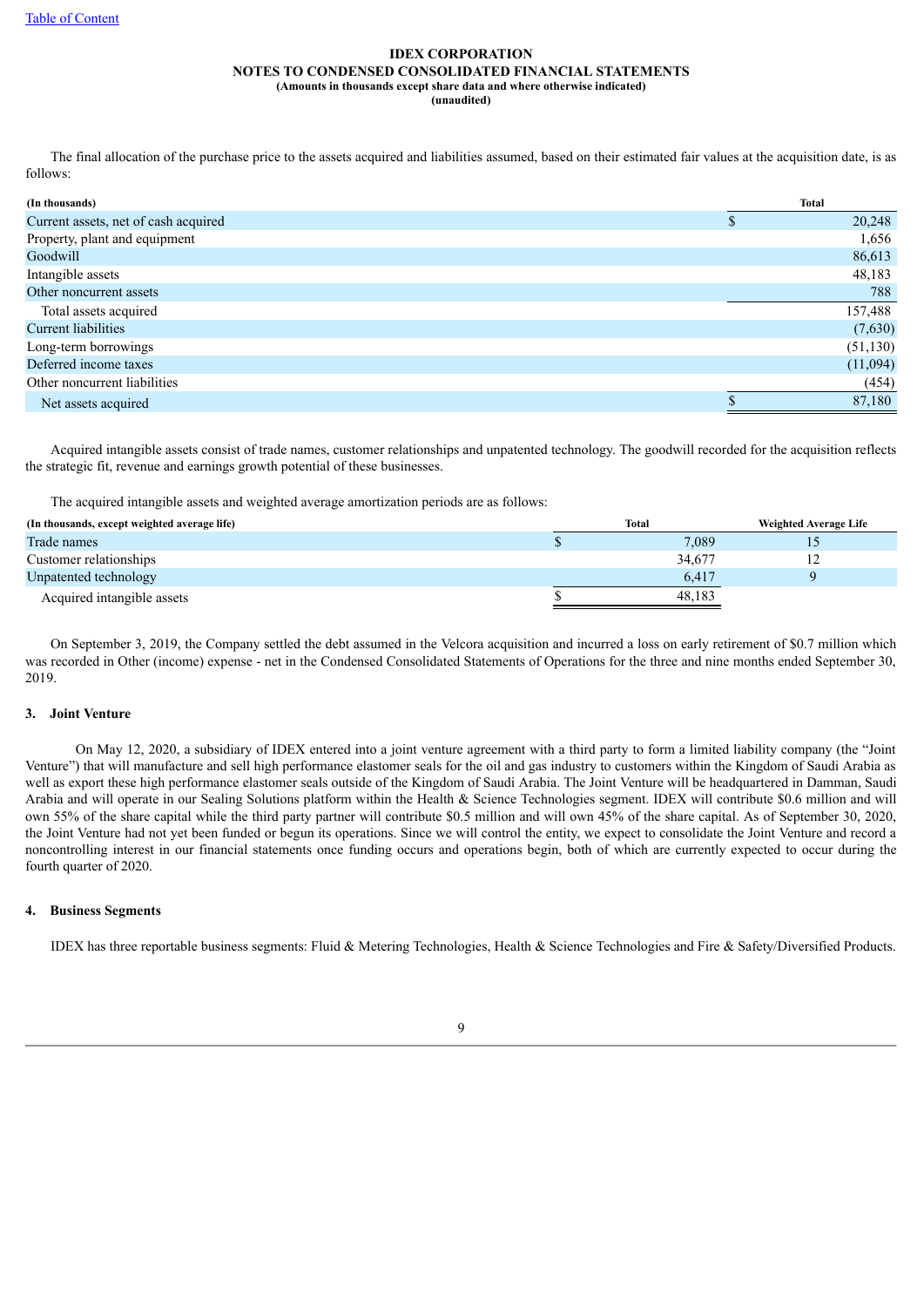The final allocation of the purchase price to the assets acquired and liabilities assumed, based on their estimated fair values at the acquisition date, is as follows:

| (In thousands) | Total |
|---|---|
| Current assets, net of cash acquired | $ 20,248 |
| Property, plant and equipment | 1,656 |
| Goodwill | 86,613 |
| Intangible assets | 48,183 |
| Other noncurrent assets | 788 |
| Total assets acquired | 157,488 |
| Current liabilities | (7,630) |
| Long-term borrowings | (51,130) |
| Deferred income taxes | (11,094) |
| Other noncurrent liabilities | (454) |
| Net assets acquired | $ 87,180 |

Acquired intangible assets consist of trade names, customer relationships and unpatented technology. The goodwill recorded for the acquisition reflects the strategic fit, revenue and earnings growth potential of these businesses.

The acquired intangible assets and weighted average amortization periods are as follows:

| (In thousands, except weighted average life) | Total | Weighted Average Life |
|---|---|---|
| Trade names | $ 7,089 | 15 |
| Customer relationships | 34,677 | 12 |
| Unpatented technology | 6,417 | 9 |
| Acquired intangible assets | $ 48,183 | |

On September 3, 2019, the Company settled the debt assumed in the Velcora acquisition and incurred a loss on early retirement of $0.7 million which was recorded in Other (income) expense - net in the Condensed Consolidated Statements of Operations for the three and nine months ended September 30, 2019.

## 3. Joint Venture

On May 12, 2020, a subsidiary of IDEX entered into a joint venture agreement with a third party to form a limited liability company (the "Joint Venture") that will manufacture and sell high performance elastomer seals for the oil and gas industry to customers within the Kingdom of Saudi Arabia as well as export these high performance elastomer seals outside of the Kingdom of Saudi Arabia. The Joint Venture will be headquartered in Damman, Saudi Arabia and will operate in our Sealing Solutions platform within the Health & Science Technologies segment. IDEX will contribute $0.6 million and will own 55% of the share capital while the third party partner will contribute $0.5 million and will own 45% of the share capital. As of September 30, 2020, the Joint Venture had not yet been funded or begun its operations. Since we will control the entity, we expect to consolidate the Joint Venture and record a noncontrolling interest in our financial statements once funding occurs and operations begin, both of which are currently expected to occur during the fourth quarter of 2020.

## 4. Business Segments

IDEX has three reportable business segments: Fluid & Metering Technologies, Health & Science Technologies and Fire & Safety/Diversified Products.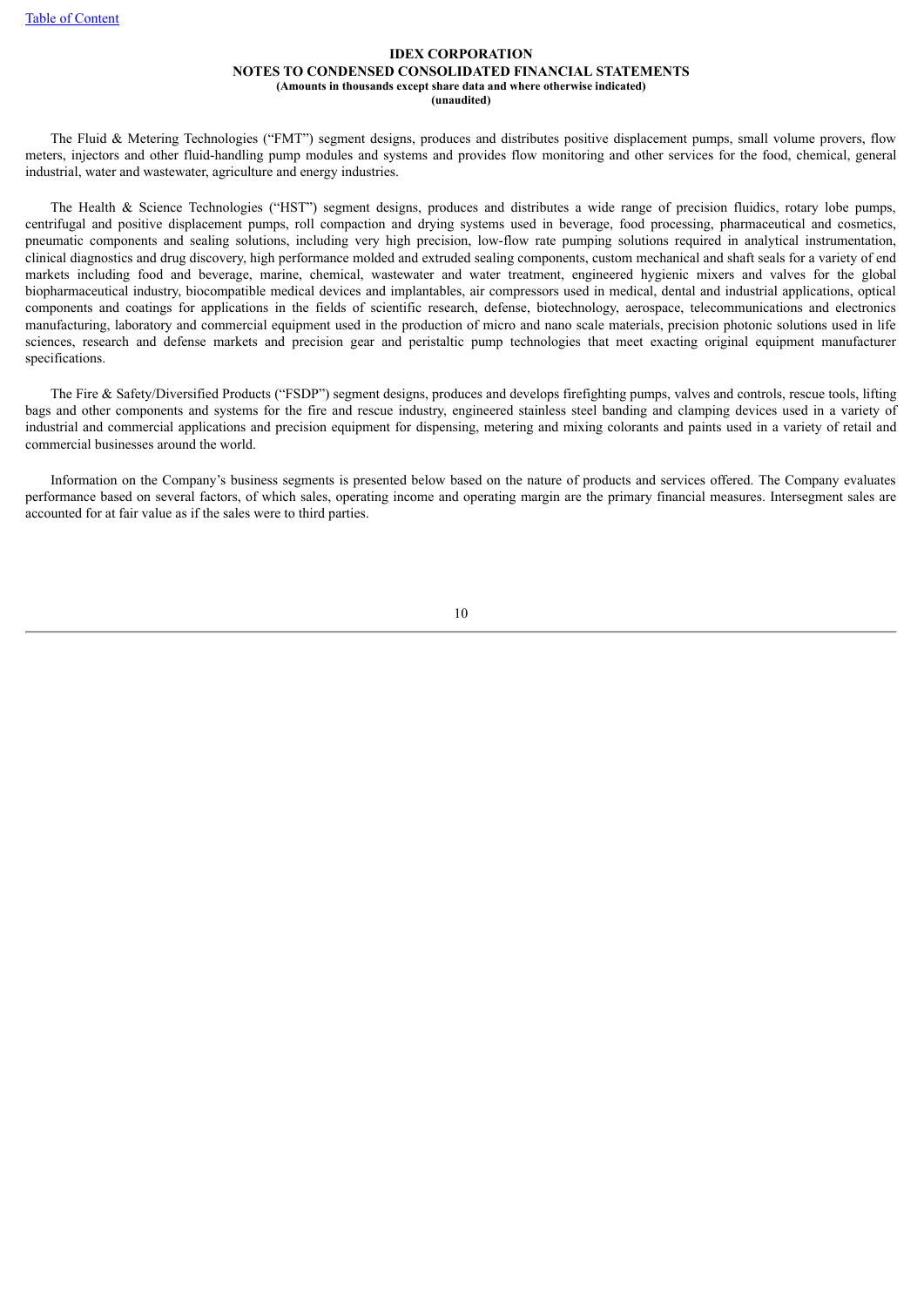The Fluid & Metering Technologies ("FMT") segment designs, produces and distributes positive displacement pumps, small volume provers, flow meters, injectors and other fluid-handling pump modules and systems and provides flow monitoring and other services for the food, chemical, general industrial, water and wastewater, agriculture and energy industries.

The Health & Science Technologies ("HST") segment designs, produces and distributes a wide range of precision fluidics, rotary lobe pumps, centrifugal and positive displacement pumps, roll compaction and drying systems used in beverage, food processing, pharmaceutical and cosmetics, pneumatic components and sealing solutions, including very high precision, low-flow rate pumping solutions required in analytical instrumentation, clinical diagnostics and drug discovery, high performance molded and extruded sealing components, custom mechanical and shaft seals for a variety of end markets including food and beverage, marine, chemical, wastewater and water treatment, engineered hygienic mixers and valves for the global biopharmaceutical industry, biocompatible medical devices and implantables, air compressors used in medical, dental and industrial applications, optical components and coatings for applications in the fields of scientific research, defense, biotechnology, aerospace, telecommunications and electronics manufacturing, laboratory and commercial equipment used in the production of micro and nano scale materials, precision photonic solutions used in life sciences, research and defense markets and precision gear and peristaltic pump technologies that meet exacting original equipment manufacturer specifications.

The Fire & Safety/Diversified Products ("FSDP") segment designs, produces and develops firefighting pumps, valves and controls, rescue tools, lifting bags and other components and systems for the fire and rescue industry, engineered stainless steel banding and clamping devices used in a variety of industrial and commercial applications and precision equipment for dispensing, metering and mixing colorants and paints used in a variety of retail and commercial businesses around the world.

Information on the Company's business segments is presented below based on the nature of products and services offered. The Company evaluates performance based on several factors, of which sales, operating income and operating margin are the primary financial measures. Intersegment sales are accounted for at fair value as if the sales were to third parties.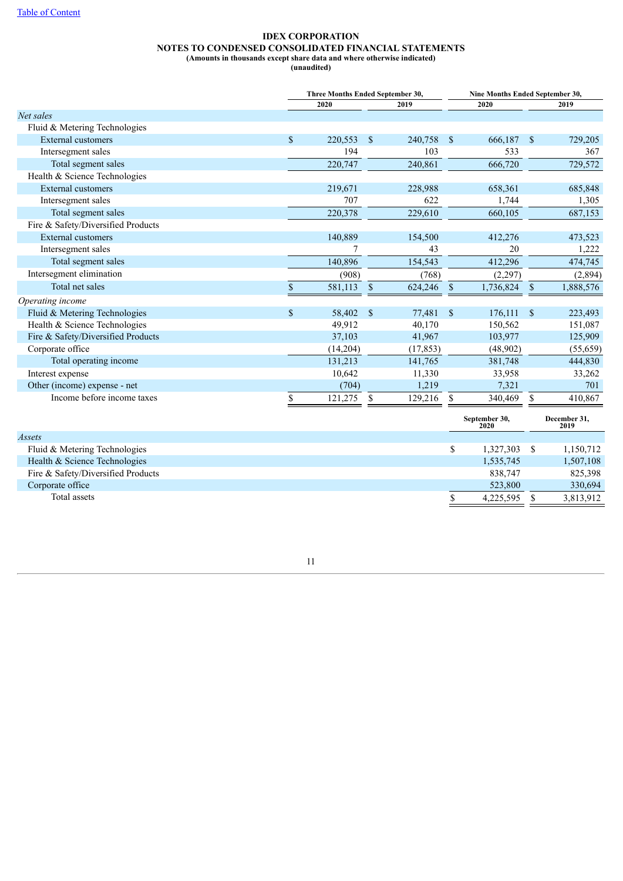[Table of Content](#)

**IDEX CORPORATION**
**NOTES TO CONDENSED CONSOLIDATED FINANCIAL STATEMENTS**
**(Amounts in thousands except share data and where otherwise indicated)**
**(unaudited)**

| | Three Months Ended September 30, | | Nine Months Ended September 30, | |
|---|---|---|---|---|
| | 2020 | 2019 | 2020 | 2019 |
| *Net sales* | | | | |
| Fluid & Metering Technologies | | | | |
| External customers | $ 220,553 | $ 240,758 | $ 666,187 | $ 729,205 |
| Intersegment sales | 194 | 103 | 533 | 367 |
| Total segment sales | 220,747 | 240,861 | 666,720 | 729,572 |
| Health & Science Technologies | | | | |
| External customers | 219,671 | 228,988 | 658,361 | 685,848 |
| Intersegment sales | 707 | 622 | 1,744 | 1,305 |
| Total segment sales | 220,378 | 229,610 | 660,105 | 687,153 |
| Fire & Safety/Diversified Products | | | | |
| External customers | 140,889 | 154,500 | 412,276 | 473,523 |
| Intersegment sales | 7 | 43 | 20 | 1,222 |
| Total segment sales | 140,896 | 154,543 | 412,296 | 474,745 |
| Intersegment elimination | (908) | (768) | (2,297) | (2,894) |
| Total net sales | $ 581,113 | $ 624,246 | $ 1,736,824 | $ 1,888,576 |
| *Operating income* | | | | |
| Fluid & Metering Technologies | $ 58,402 | $ 77,481 | $ 176,111 | $ 223,493 |
| Health & Science Technologies | 49,912 | 40,170 | 150,562 | 151,087 |
| Fire & Safety/Diversified Products | 37,103 | 41,967 | 103,977 | 125,909 |
| Corporate office | (14,204) | (17,853) | (48,902) | (55,659) |
| Total operating income | 131,213 | 141,765 | 381,748 | 444,830 |
| Interest expense | 10,642 | 11,330 | 33,958 | 33,262 |
| Other (income) expense - net | (704) | 1,219 | 7,321 | 701 |
| Income before income taxes | $ 121,275 | $ 129,216 | $ 340,469 | $ 410,867 |

| | September 30, 2020 | December 31, 2019 |
|---|---|---|
| *Assets* | | |
| Fluid & Metering Technologies | $ 1,327,303 | $ 1,150,712 |
| Health & Science Technologies | 1,535,745 | 1,507,108 |
| Fire & Safety/Diversified Products | 838,747 | 825,398 |
| Corporate office | 523,800 | 330,694 |
| Total assets | $ 4,225,595 | $ 3,813,912 |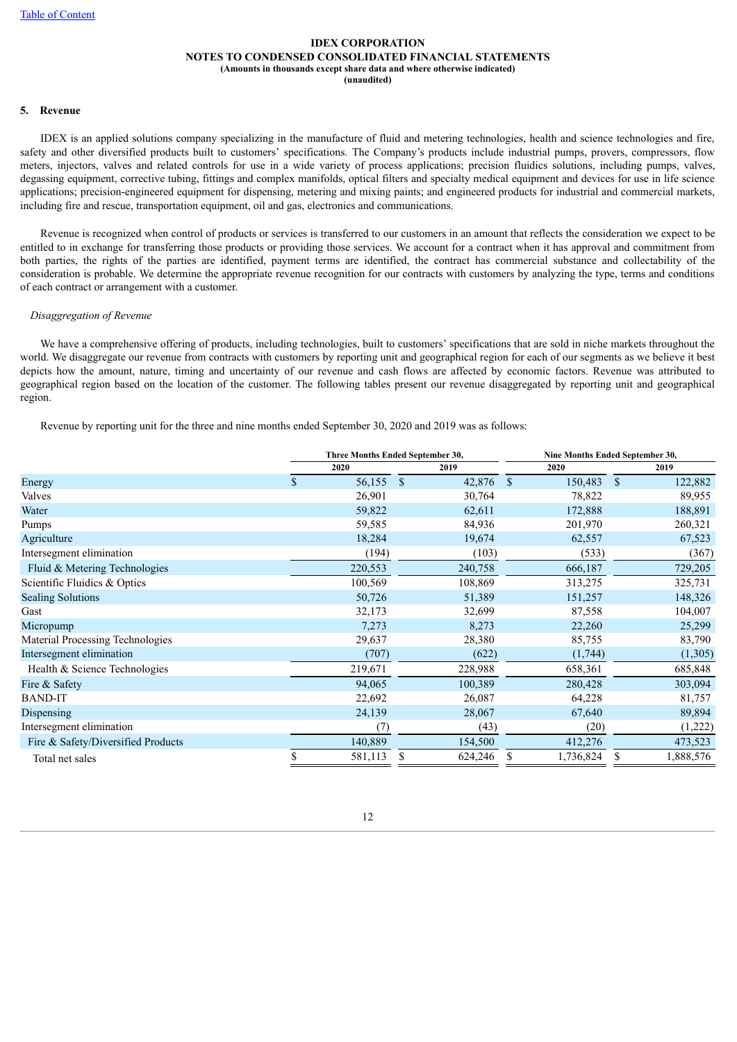Table of Content

**IDEX CORPORATION**
**NOTES TO CONDENSED CONSOLIDATED FINANCIAL STATEMENTS**
**(Amounts in thousands except share data and where otherwise indicated)**
**(unaudited)**

## 5. Revenue

IDEX is an applied solutions company specializing in the manufacture of fluid and metering technologies, health and science technologies and fire, safety and other diversified products built to customers' specifications. The Company's products include industrial pumps, provers, compressors, flow meters, injectors, valves and related controls for use in a wide variety of process applications; precision fluidics solutions, including pumps, valves, degassing equipment, corrective tubing, fittings and complex manifolds, optical filters and specialty medical equipment and devices for use in life science applications; precision-engineered equipment for dispensing, metering and mixing paints; and engineered products for industrial and commercial markets, including fire and rescue, transportation equipment, oil and gas, electronics and communications.

Revenue is recognized when control of products or services is transferred to our customers in an amount that reflects the consideration we expect to be entitled to in exchange for transferring those products or providing those services. We account for a contract when it has approval and commitment from both parties, the rights of the parties are identified, payment terms are identified, the contract has commercial substance and collectability of the consideration is probable. We determine the appropriate revenue recognition for our contracts with customers by analyzing the type, terms and conditions of each contract or arrangement with a customer.

*Disaggregation of Revenue*

We have a comprehensive offering of products, including technologies, built to customers' specifications that are sold in niche markets throughout the world. We disaggregate our revenue from contracts with customers by reporting unit and geographical region for each of our segments as we believe it best depicts how the amount, nature, timing and uncertainty of our revenue and cash flows are affected by economic factors. Revenue was attributed to geographical region based on the location of the customer. The following tables present our revenue disaggregated by reporting unit and geographical region.

Revenue by reporting unit for the three and nine months ended September 30, 2020 and 2019 was as follows:

| | Three Months Ended September 30, | | Nine Months Ended September 30, | |
|---|---|---|---|---|
| | 2020 | 2019 | 2020 | 2019 |
| Energy | $ 56,155 | $ 42,876 | $ 150,483 | $ 122,882 |
| Valves | 26,901 | 30,764 | 78,822 | 89,955 |
| Water | 59,822 | 62,611 | 172,888 | 188,891 |
| Pumps | 59,585 | 84,936 | 201,970 | 260,321 |
| Agriculture | 18,284 | 19,674 | 62,557 | 67,523 |
| Intersegment elimination | (194) | (103) | (533) | (367) |
| Fluid & Metering Technologies | 220,553 | 240,758 | 666,187 | 729,205 |
| Scientific Fluidics & Optics | 100,569 | 108,869 | 313,275 | 325,731 |
| Sealing Solutions | 50,726 | 51,389 | 151,257 | 148,326 |
| Gast | 32,173 | 32,699 | 87,558 | 104,007 |
| Micropump | 7,273 | 8,273 | 22,260 | 25,299 |
| Material Processing Technologies | 29,637 | 28,380 | 85,755 | 83,790 |
| Intersegment elimination | (707) | (622) | (1,744) | (1,305) |
| Health & Science Technologies | 219,671 | 228,988 | 658,361 | 685,848 |
| Fire & Safety | 94,065 | 100,389 | 280,428 | 303,094 |
| BAND-IT | 22,692 | 26,087 | 64,228 | 81,757 |
| Dispensing | 24,139 | 28,067 | 67,640 | 89,894 |
| Intersegment elimination | (7) | (43) | (20) | (1,222) |
| Fire & Safety/Diversified Products | 140,889 | 154,500 | 412,276 | 473,523 |
| Total net sales | $ 581,113 | $ 624,246 | $ 1,736,824 | $ 1,888,576 |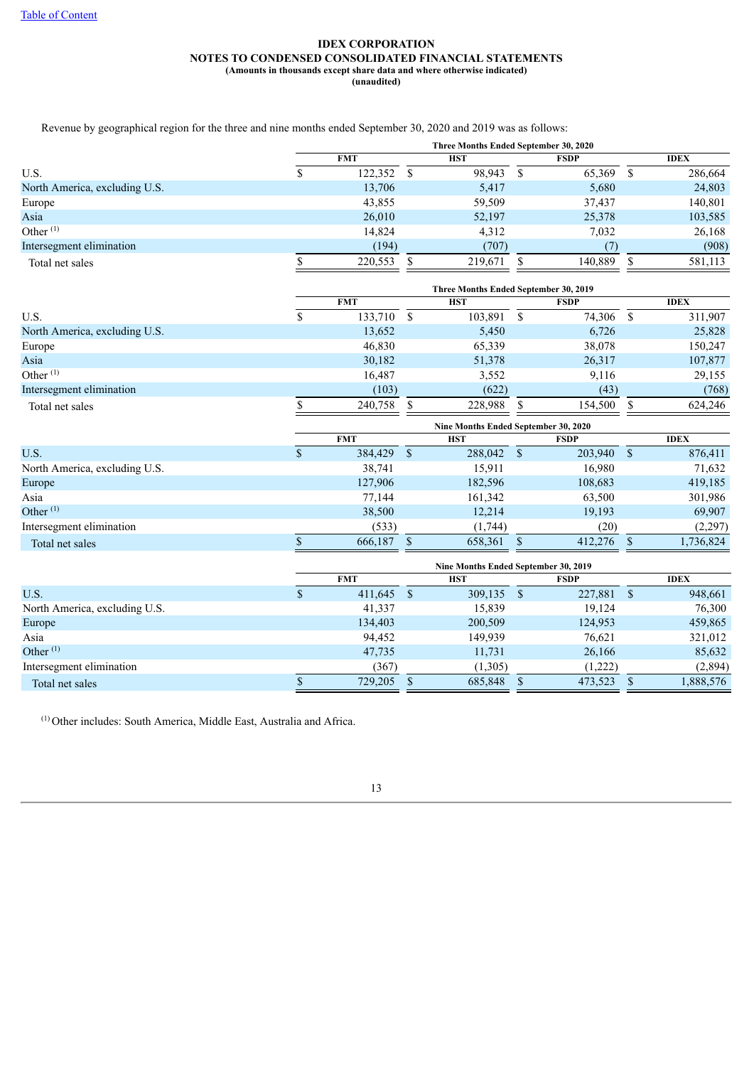Table of Content

**IDEX CORPORATION**
**NOTES TO CONDENSED CONSOLIDATED FINANCIAL STATEMENTS**
**(Amounts in thousands except share data and where otherwise indicated)**
**(unaudited)**

Revenue by geographical region for the three and nine months ended September 30, 2020 and 2019 was as follows:

| | Three Months Ended September 30, 2020 | | | |
|---|---|---|---|---|
| | FMT | HST | FSDP | IDEX |
| U.S. | $ 122,352 | $ 98,943 | $ 65,369 | $ 286,664 |
| North America, excluding U.S. | 13,706 | 5,417 | 5,680 | 24,803 |
| Europe | 43,855 | 59,509 | 37,437 | 140,801 |
| Asia | 26,010 | 52,197 | 25,378 | 103,585 |
| Other [(1)] | 14,824 | 4,312 | 7,032 | 26,168 |
| Intersegment elimination | (194) | (707) | (7) | (908) |
| Total net sales | $ 220,553 | $ 219,671 | $ 140,889 | $ 581,113 |

| | Three Months Ended September 30, 2019 | | | |
|---|---|---|---|---|
| | FMT | HST | FSDP | IDEX |
| U.S. | $ 133,710 | $ 103,891 | $ 74,306 | $ 311,907 |
| North America, excluding U.S. | 13,652 | 5,450 | 6,726 | 25,828 |
| Europe | 46,830 | 65,339 | 38,078 | 150,247 |
| Asia | 30,182 | 51,378 | 26,317 | 107,877 |
| Other [(1)] | 16,487 | 3,552 | 9,116 | 29,155 |
| Intersegment elimination | (103) | (622) | (43) | (768) |
| Total net sales | $ 240,758 | $ 228,988 | $ 154,500 | $ 624,246 |

| | Nine Months Ended September 30, 2020 | | | |
|---|---|---|---|---|
| | FMT | HST | FSDP | IDEX |
| U.S. | $ 384,429 | $ 288,042 | $ 203,940 | $ 876,411 |
| North America, excluding U.S. | 38,741 | 15,911 | 16,980 | 71,632 |
| Europe | 127,906 | 182,596 | 108,683 | 419,185 |
| Asia | 77,144 | 161,342 | 63,500 | 301,986 |
| Other [(1)] | 38,500 | 12,214 | 19,193 | 69,907 |
| Intersegment elimination | (533) | (1,744) | (20) | (2,297) |
| Total net sales | $ 666,187 | $ 658,361 | $ 412,276 | $ 1,736,824 |

| | Nine Months Ended September 30, 2019 | | | |
|---|---|---|---|---|
| | FMT | HST | FSDP | IDEX |
| U.S. | $ 411,645 | $ 309,135 | $ 227,881 | $ 948,661 |
| North America, excluding U.S. | 41,337 | 15,839 | 19,124 | 76,300 |
| Europe | 134,403 | 200,509 | 124,953 | 459,865 |
| Asia | 94,452 | 149,939 | 76,621 | 321,012 |
| Other [(1)] | 47,735 | 11,731 | 26,166 | 85,632 |
| Intersegment elimination | (367) | (1,305) | (1,222) | (2,894) |
| Total net sales | $ 729,205 | $ 685,848 | $ 473,523 | $ 1,888,576 |

[(1)] Other includes: South America, Middle East, Australia and Africa.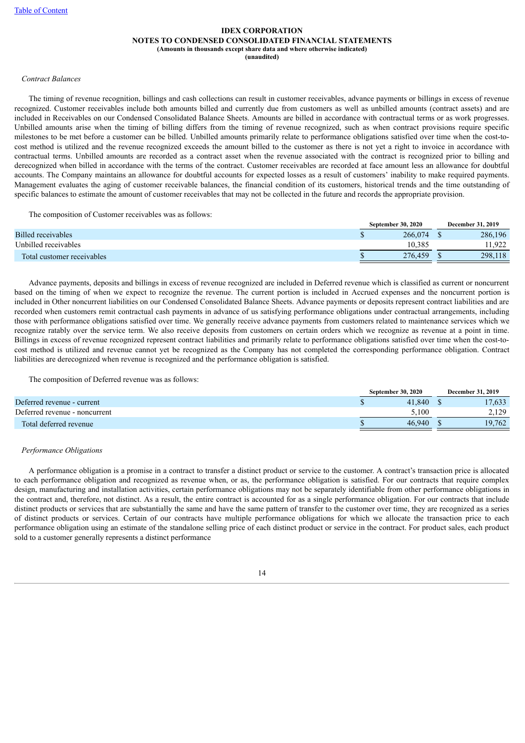**IDEX CORPORATION**
**NOTES TO CONDENSED CONSOLIDATED FINANCIAL STATEMENTS**
**(Amounts in thousands except share data and where otherwise indicated)**
**(unaudited)**

*Contract Balances*

The timing of revenue recognition, billings and cash collections can result in customer receivables, advance payments or billings in excess of revenue recognized. Customer receivables include both amounts billed and currently due from customers as well as unbilled amounts (contract assets) and are included in Receivables on our Condensed Consolidated Balance Sheets. Amounts are billed in accordance with contractual terms or as work progresses. Unbilled amounts arise when the timing of billing differs from the timing of revenue recognized, such as when contract provisions require specific milestones to be met before a customer can be billed. Unbilled amounts primarily relate to performance obligations satisfied over time when the cost-to-cost method is utilized and the revenue recognized exceeds the amount billed to the customer as there is not yet a right to invoice in accordance with contractual terms. Unbilled amounts are recorded as a contract asset when the revenue associated with the contract is recognized prior to billing and derecognized when billed in accordance with the terms of the contract. Customer receivables are recorded at face amount less an allowance for doubtful accounts. The Company maintains an allowance for doubtful accounts for expected losses as a result of customers' inability to make required payments. Management evaluates the aging of customer receivable balances, the financial condition of its customers, historical trends and the time outstanding of specific balances to estimate the amount of customer receivables that may not be collected in the future and records the appropriate provision.

The composition of Customer receivables was as follows:

| | September 30, 2020 | December 31, 2019 |
|---|---|---|
| Billed receivables | $ 266,074 | $ 286,196 |
| Unbilled receivables | 10,385 | 11,922 |
| Total customer receivables | $ 276,459 | $ 298,118 |

Advance payments, deposits and billings in excess of revenue recognized are included in Deferred revenue which is classified as current or noncurrent based on the timing of when we expect to recognize the revenue. The current portion is included in Accrued expenses and the noncurrent portion is included in Other noncurrent liabilities on our Condensed Consolidated Balance Sheets. Advance payments or deposits represent contract liabilities and are recorded when customers remit contractual cash payments in advance of us satisfying performance obligations under contractual arrangements, including those with performance obligations satisfied over time. We generally receive advance payments from customers related to maintenance services which we recognize ratably over the service term. We also receive deposits from customers on certain orders which we recognize as revenue at a point in time. Billings in excess of revenue recognized represent contract liabilities and primarily relate to performance obligations satisfied over time when the cost-to-cost method is utilized and revenue cannot yet be recognized as the Company has not completed the corresponding performance obligation. Contract liabilities are derecognized when revenue is recognized and the performance obligation is satisfied.

The composition of Deferred revenue was as follows:

| | September 30, 2020 | December 31, 2019 |
|---|---|---|
| Deferred revenue - current | $ 41,840 | $ 17,633 |
| Deferred revenue - noncurrent | 5,100 | 2,129 |
| Total deferred revenue | $ 46,940 | $ 19,762 |

*Performance Obligations*

A performance obligation is a promise in a contract to transfer a distinct product or service to the customer. A contract's transaction price is allocated to each performance obligation and recognized as revenue when, or as, the performance obligation is satisfied. For our contracts that require complex design, manufacturing and installation activities, certain performance obligations may not be separately identifiable from other performance obligations in the contract and, therefore, not distinct. As a result, the entire contract is accounted for as a single performance obligation. For our contracts that include distinct products or services that are substantially the same and have the same pattern of transfer to the customer over time, they are recognized as a series of distinct products or services. Certain of our contracts have multiple performance obligations for which we allocate the transaction price to each performance obligation using an estimate of the standalone selling price of each distinct product or service in the contract. For product sales, each product sold to a customer generally represents a distinct performance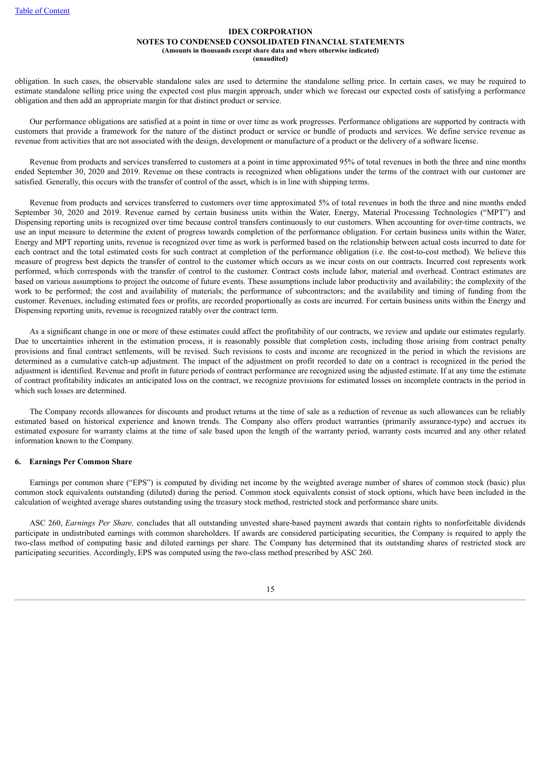obligation. In such cases, the observable standalone sales are used to determine the standalone selling price. In certain cases, we may be required to estimate standalone selling price using the expected cost plus margin approach, under which we forecast our expected costs of satisfying a performance obligation and then add an appropriate margin for that distinct product or service.

Our performance obligations are satisfied at a point in time or over time as work progresses. Performance obligations are supported by contracts with customers that provide a framework for the nature of the distinct product or service or bundle of products and services. We define service revenue as revenue from activities that are not associated with the design, development or manufacture of a product or the delivery of a software license.

Revenue from products and services transferred to customers at a point in time approximated 95% of total revenues in both the three and nine months ended September 30, 2020 and 2019. Revenue on these contracts is recognized when obligations under the terms of the contract with our customer are satisfied. Generally, this occurs with the transfer of control of the asset, which is in line with shipping terms.

Revenue from products and services transferred to customers over time approximated 5% of total revenues in both the three and nine months ended September 30, 2020 and 2019. Revenue earned by certain business units within the Water, Energy, Material Processing Technologies ("MPT") and Dispensing reporting units is recognized over time because control transfers continuously to our customers. When accounting for over-time contracts, we use an input measure to determine the extent of progress towards completion of the performance obligation. For certain business units within the Water, Energy and MPT reporting units, revenue is recognized over time as work is performed based on the relationship between actual costs incurred to date for each contract and the total estimated costs for such contract at completion of the performance obligation (i.e. the cost-to-cost method). We believe this measure of progress best depicts the transfer of control to the customer which occurs as we incur costs on our contracts. Incurred cost represents work performed, which corresponds with the transfer of control to the customer. Contract costs include labor, material and overhead. Contract estimates are based on various assumptions to project the outcome of future events. These assumptions include labor productivity and availability; the complexity of the work to be performed; the cost and availability of materials; the performance of subcontractors; and the availability and timing of funding from the customer. Revenues, including estimated fees or profits, are recorded proportionally as costs are incurred. For certain business units within the Energy and Dispensing reporting units, revenue is recognized ratably over the contract term.

As a significant change in one or more of these estimates could affect the profitability of our contracts, we review and update our estimates regularly. Due to uncertainties inherent in the estimation process, it is reasonably possible that completion costs, including those arising from contract penalty provisions and final contract settlements, will be revised. Such revisions to costs and income are recognized in the period in which the revisions are determined as a cumulative catch-up adjustment. The impact of the adjustment on profit recorded to date on a contract is recognized in the period the adjustment is identified. Revenue and profit in future periods of contract performance are recognized using the adjusted estimate. If at any time the estimate of contract profitability indicates an anticipated loss on the contract, we recognize provisions for estimated losses on incomplete contracts in the period in which such losses are determined.

The Company records allowances for discounts and product returns at the time of sale as a reduction of revenue as such allowances can be reliably estimated based on historical experience and known trends. The Company also offers product warranties (primarily assurance-type) and accrues its estimated exposure for warranty claims at the time of sale based upon the length of the warranty period, warranty costs incurred and any other related information known to the Company.

## 6. Earnings Per Common Share

Earnings per common share ("EPS") is computed by dividing net income by the weighted average number of shares of common stock (basic) plus common stock equivalents outstanding (diluted) during the period. Common stock equivalents consist of stock options, which have been included in the calculation of weighted average shares outstanding using the treasury stock method, restricted stock and performance share units.

ASC 260, *Earnings Per Share,* concludes that all outstanding unvested share-based payment awards that contain rights to nonforfeitable dividends participate in undistributed earnings with common shareholders. If awards are considered participating securities, the Company is required to apply the two-class method of computing basic and diluted earnings per share. The Company has determined that its outstanding shares of restricted stock are participating securities. Accordingly, EPS was computed using the two-class method prescribed by ASC 260.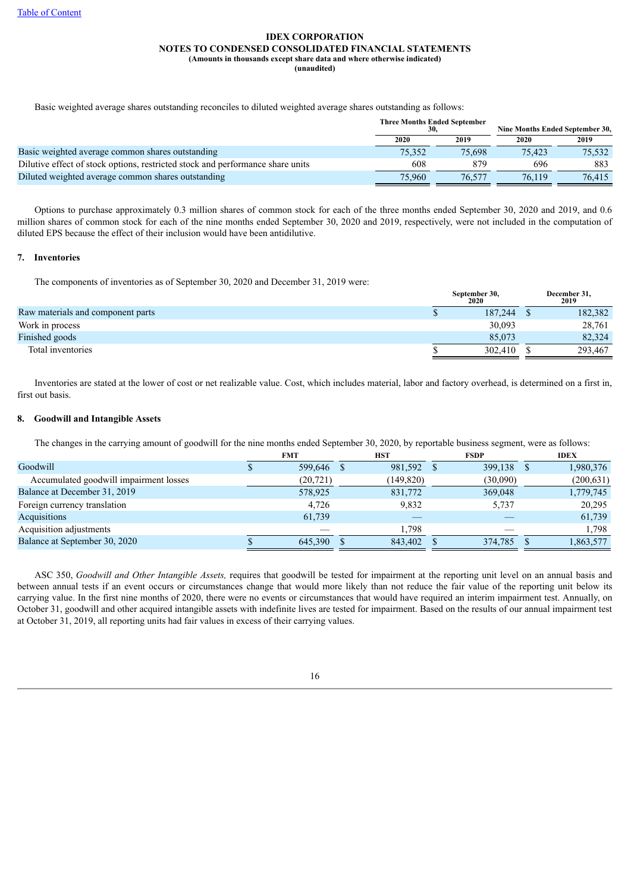Table of Content

**IDEX CORPORATION**
**NOTES TO CONDENSED CONSOLIDATED FINANCIAL STATEMENTS**
**(Amounts in thousands except share data and where otherwise indicated)**
**(unaudited)**

Basic weighted average shares outstanding reconciles to diluted weighted average shares outstanding as follows:

| | Three Months Ended September 30, | | Nine Months Ended September 30, | |
|---|---|---|---|---|
| | 2020 | 2019 | 2020 | 2019 |
| Basic weighted average common shares outstanding | 75,352 | 75,698 | 75,423 | 75,532 |
| Dilutive effect of stock options, restricted stock and performance share units | 608 | 879 | 696 | 883 |
| Diluted weighted average common shares outstanding | 75,960 | 76,577 | 76,119 | 76,415 |

Options to purchase approximately 0.3 million shares of common stock for each of the three months ended September 30, 2020 and 2019, and 0.6 million shares of common stock for each of the nine months ended September 30, 2020 and 2019, respectively, were not included in the computation of diluted EPS because the effect of their inclusion would have been antidilutive.

## 7. Inventories

The components of inventories as of September 30, 2020 and December 31, 2019 were:

| | September 30, 2020 | December 31, 2019 |
|---|---|---|
| Raw materials and component parts | $ 187,244 | $ 182,382 |
| Work in process | 30,093 | 28,761 |
| Finished goods | 85,073 | 82,324 |
| Total inventories | $ 302,410 | $ 293,467 |

Inventories are stated at the lower of cost or net realizable value. Cost, which includes material, labor and factory overhead, is determined on a first in, first out basis.

## 8. Goodwill and Intangible Assets

The changes in the carrying amount of goodwill for the nine months ended September 30, 2020, by reportable business segment, were as follows:

| | FMT | HST | FSDP | IDEX |
|---|---|---|---|---|
| Goodwill | $ 599,646 | $ 981,592 | $ 399,138 | $ 1,980,376 |
| Accumulated goodwill impairment losses | (20,721) | (149,820) | (30,090) | (200,631) |
| Balance at December 31, 2019 | 578,925 | 831,772 | 369,048 | 1,779,745 |
| Foreign currency translation | 4,726 | 9,832 | 5,737 | 20,295 |
| Acquisitions | 61,739 | — | — | 61,739 |
| Acquisition adjustments | — | 1,798 | — | 1,798 |
| Balance at September 30, 2020 | $ 645,390 | $ 843,402 | $ 374,785 | $ 1,863,577 |

ASC 350, *Goodwill and Other Intangible Assets,* requires that goodwill be tested for impairment at the reporting unit level on an annual basis and between annual tests if an event occurs or circumstances change that would more likely than not reduce the fair value of the reporting unit below its carrying value. In the first nine months of 2020, there were no events or circumstances that would have required an interim impairment test. Annually, on October 31, goodwill and other acquired intangible assets with indefinite lives are tested for impairment. Based on the results of our annual impairment test at October 31, 2019, all reporting units had fair values in excess of their carrying values.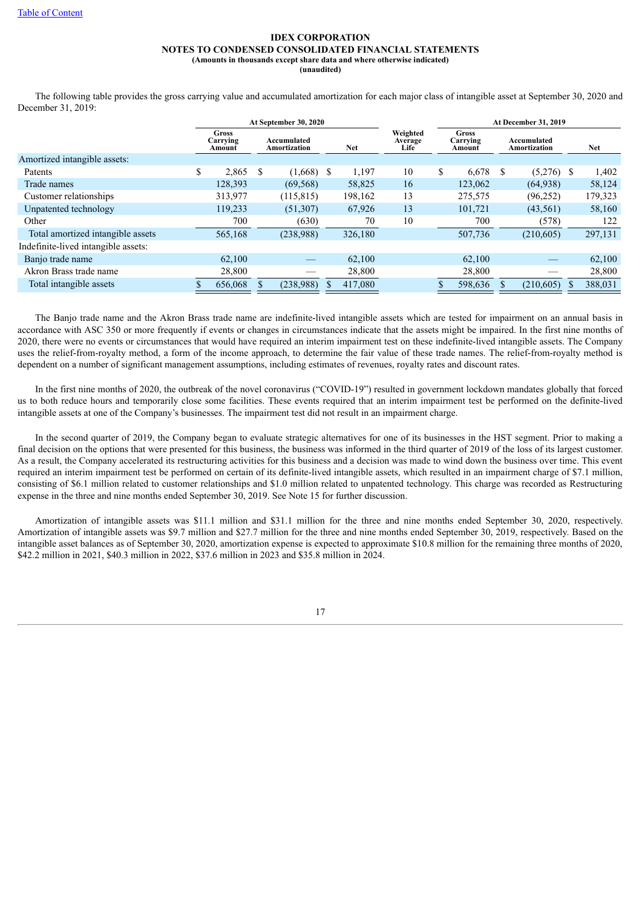The following table provides the gross carrying value and accumulated amortization for each major class of intangible asset at September 30, 2020 and December 31, 2019:

| | At September 30, 2020 | | | | At December 31, 2019 | | |
|---|---|---|---|---|---|---|---|
| | Gross Carrying Amount | Accumulated Amortization | Net | Weighted Average Life | Gross Carrying Amount | Accumulated Amortization | Net |
| Amortized intangible assets: | | | | | | | |
| Patents | $ 2,865 | $ (1,668) | $ 1,197 | 10 | $ 6,678 | $ (5,276) | $ 1,402 |
| Trade names | 128,393 | (69,568) | 58,825 | 16 | 123,062 | (64,938) | 58,124 |
| Customer relationships | 313,977 | (115,815) | 198,162 | 13 | 275,575 | (96,252) | 179,323 |
| Unpatented technology | 119,233 | (51,307) | 67,926 | 13 | 101,721 | (43,561) | 58,160 |
| Other | 700 | (630) | 70 | 10 | 700 | (578) | 122 |
| Total amortized intangible assets | 565,168 | (238,988) | 326,180 | | 507,736 | (210,605) | 297,131 |
| Indefinite-lived intangible assets: | | | | | | | |
| Banjo trade name | 62,100 | — | 62,100 | | 62,100 | — | 62,100 |
| Akron Brass trade name | 28,800 | — | 28,800 | | 28,800 | — | 28,800 |
| Total intangible assets | $ 656,068 | $ (238,988) | $ 417,080 | | $ 598,636 | $ (210,605) | $ 388,031 |

The Banjo trade name and the Akron Brass trade name are indefinite-lived intangible assets which are tested for impairment on an annual basis in accordance with ASC 350 or more frequently if events or changes in circumstances indicate that the assets might be impaired. In the first nine months of 2020, there were no events or circumstances that would have required an interim impairment test on these indefinite-lived intangible assets. The Company uses the relief-from-royalty method, a form of the income approach, to determine the fair value of these trade names. The relief-from-royalty method is dependent on a number of significant management assumptions, including estimates of revenues, royalty rates and discount rates.

In the first nine months of 2020, the outbreak of the novel coronavirus ("COVID-19") resulted in government lockdown mandates globally that forced us to both reduce hours and temporarily close some facilities. These events required that an interim impairment test be performed on the definite-lived intangible assets at one of the Company's businesses. The impairment test did not result in an impairment charge.

In the second quarter of 2019, the Company began to evaluate strategic alternatives for one of its businesses in the HST segment. Prior to making a final decision on the options that were presented for this business, the business was informed in the third quarter of 2019 of the loss of its largest customer. As a result, the Company accelerated its restructuring activities for this business and a decision was made to wind down the business over time. This event required an interim impairment test be performed on certain of its definite-lived intangible assets, which resulted in an impairment charge of $7.1 million, consisting of $6.1 million related to customer relationships and $1.0 million related to unpatented technology. This charge was recorded as Restructuring expense in the three and nine months ended September 30, 2019. See Note 15 for further discussion.

Amortization of intangible assets was $11.1 million and $31.1 million for the three and nine months ended September 30, 2020, respectively. Amortization of intangible assets was $9.7 million and $27.7 million for the three and nine months ended September 30, 2019, respectively. Based on the intangible asset balances as of September 30, 2020, amortization expense is expected to approximate $10.8 million for the remaining three months of 2020, $42.2 million in 2021, $40.3 million in 2022, $37.6 million in 2023 and $35.8 million in 2024.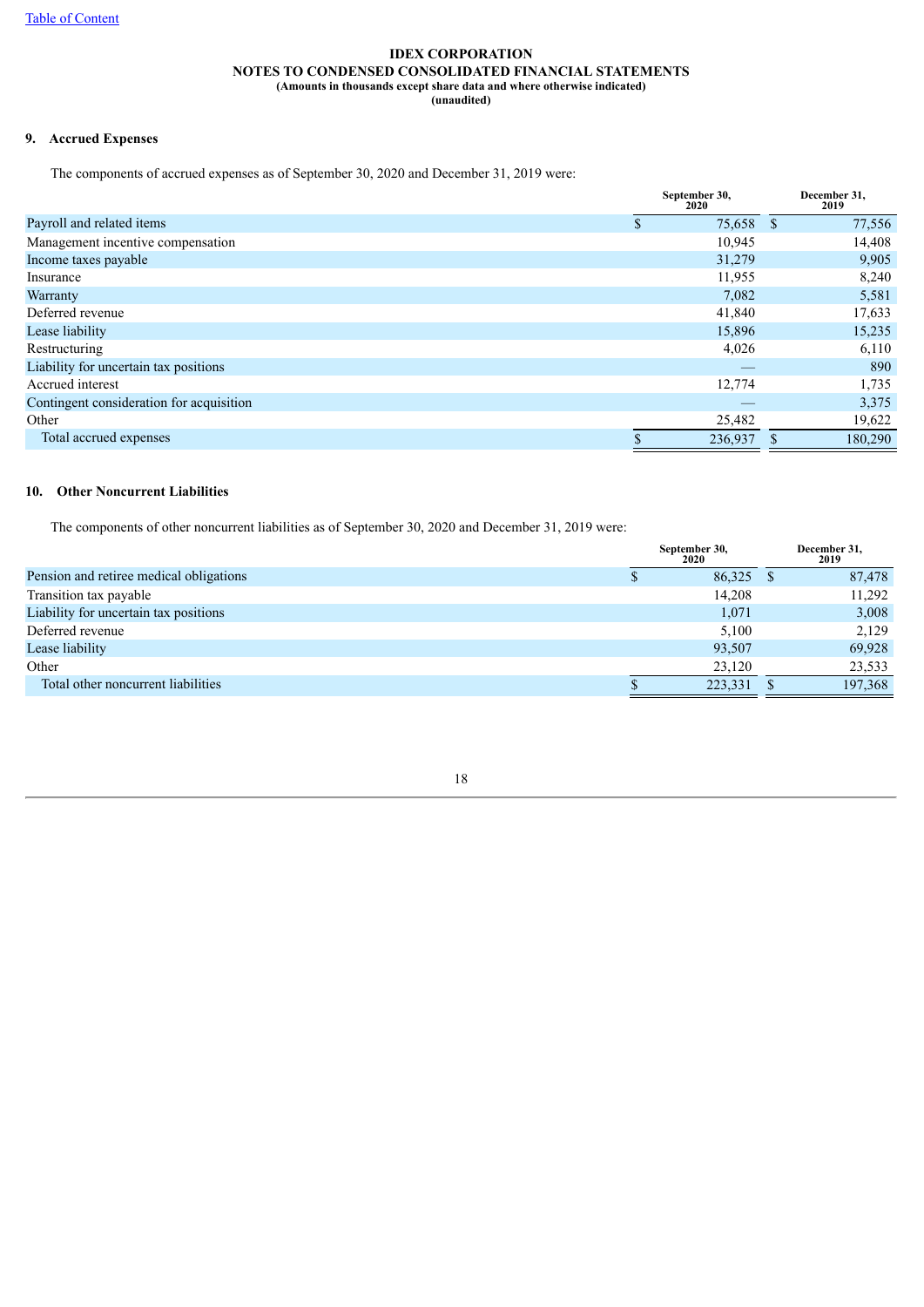**IDEX CORPORATION**
**NOTES TO CONDENSED CONSOLIDATED FINANCIAL STATEMENTS**
**(Amounts in thousands except share data and where otherwise indicated)**
**(unaudited)**

## 9. Accrued Expenses

The components of accrued expenses as of September 30, 2020 and December 31, 2019 were:

| | September 30, 2020 | December 31, 2019 |
|---|---|---|
| Payroll and related items | $ 75,658 | $ 77,556 |
| Management incentive compensation | 10,945 | 14,408 |
| Income taxes payable | 31,279 | 9,905 |
| Insurance | 11,955 | 8,240 |
| Warranty | 7,082 | 5,581 |
| Deferred revenue | 41,840 | 17,633 |
| Lease liability | 15,896 | 15,235 |
| Restructuring | 4,026 | 6,110 |
| Liability for uncertain tax positions | — | 890 |
| Accrued interest | 12,774 | 1,735 |
| Contingent consideration for acquisition | — | 3,375 |
| Other | 25,482 | 19,622 |
| Total accrued expenses | $ 236,937 | $ 180,290 |

## 10. Other Noncurrent Liabilities

The components of other noncurrent liabilities as of September 30, 2020 and December 31, 2019 were:

| | September 30, 2020 | December 31, 2019 |
|---|---|---|
| Pension and retiree medical obligations | $ 86,325 | $ 87,478 |
| Transition tax payable | 14,208 | 11,292 |
| Liability for uncertain tax positions | 1,071 | 3,008 |
| Deferred revenue | 5,100 | 2,129 |
| Lease liability | 93,507 | 69,928 |
| Other | 23,120 | 23,533 |
| Total other noncurrent liabilities | $ 223,331 | $ 197,368 |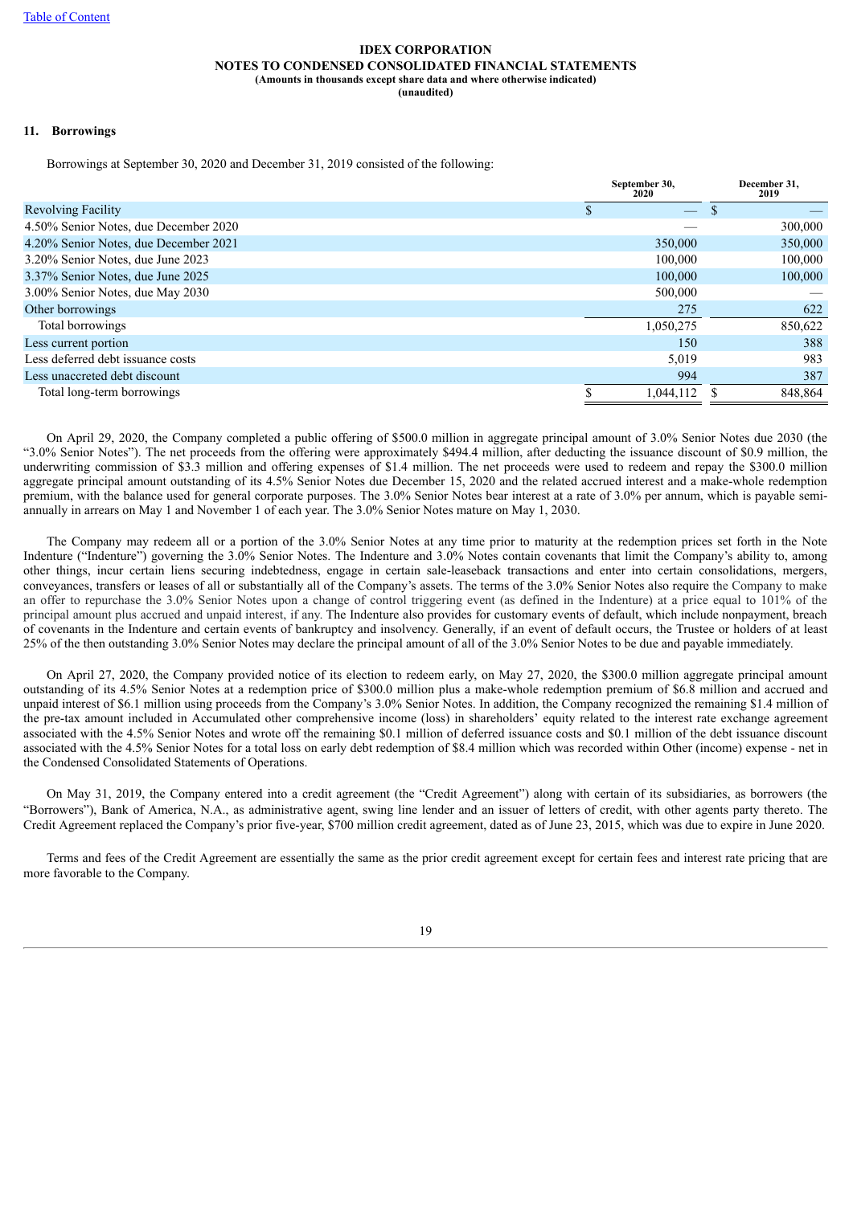IDEX CORPORATION
NOTES TO CONDENSED CONSOLIDATED FINANCIAL STATEMENTS
(Amounts in thousands except share data and where otherwise indicated)
(unaudited)

## 11. Borrowings

Borrowings at September 30, 2020 and December 31, 2019 consisted of the following:

| | September 30, 2020 | December 31, 2019 |
|---|---|---|
| Revolving Facility | $ — | $ — |
| 4.50% Senior Notes, due December 2020 | — | 300,000 |
| 4.20% Senior Notes, due December 2021 | 350,000 | 350,000 |
| 3.20% Senior Notes, due June 2023 | 100,000 | 100,000 |
| 3.37% Senior Notes, due June 2025 | 100,000 | 100,000 |
| 3.00% Senior Notes, due May 2030 | 500,000 | — |
| Other borrowings | 275 | 622 |
| Total borrowings | 1,050,275 | 850,622 |
| Less current portion | 150 | 388 |
| Less deferred debt issuance costs | 5,019 | 983 |
| Less unaccreted debt discount | 994 | 387 |
| Total long-term borrowings | $ 1,044,112 | $ 848,864 |

On April 29, 2020, the Company completed a public offering of $500.0 million in aggregate principal amount of 3.0% Senior Notes due 2030 (the "3.0% Senior Notes"). The net proceeds from the offering were approximately $494.4 million, after deducting the issuance discount of $0.9 million, the underwriting commission of $3.3 million and offering expenses of $1.4 million. The net proceeds were used to redeem and repay the $300.0 million aggregate principal amount outstanding of its 4.5% Senior Notes due December 15, 2020 and the related accrued interest and a make-whole redemption premium, with the balance used for general corporate purposes. The 3.0% Senior Notes bear interest at a rate of 3.0% per annum, which is payable semi-annually in arrears on May 1 and November 1 of each year. The 3.0% Senior Notes mature on May 1, 2030.

The Company may redeem all or a portion of the 3.0% Senior Notes at any time prior to maturity at the redemption prices set forth in the Note Indenture ("Indenture") governing the 3.0% Senior Notes. The Indenture and 3.0% Notes contain covenants that limit the Company's ability to, among other things, incur certain liens securing indebtedness, engage in certain sale-leaseback transactions and enter into certain consolidations, mergers, conveyances, transfers or leases of all or substantially all of the Company's assets. The terms of the 3.0% Senior Notes also require the Company to make an offer to repurchase the 3.0% Senior Notes upon a change of control triggering event (as defined in the Indenture) at a price equal to 101% of the principal amount plus accrued and unpaid interest, if any. The Indenture also provides for customary events of default, which include nonpayment, breach of covenants in the Indenture and certain events of bankruptcy and insolvency. Generally, if an event of default occurs, the Trustee or holders of at least 25% of the then outstanding 3.0% Senior Notes may declare the principal amount of all of the 3.0% Senior Notes to be due and payable immediately.

On April 27, 2020, the Company provided notice of its election to redeem early, on May 27, 2020, the $300.0 million aggregate principal amount outstanding of its 4.5% Senior Notes at a redemption price of $300.0 million plus a make-whole redemption premium of $6.8 million and accrued and unpaid interest of $6.1 million using proceeds from the Company's 3.0% Senior Notes. In addition, the Company recognized the remaining $1.4 million of the pre-tax amount included in Accumulated other comprehensive income (loss) in shareholders' equity related to the interest rate exchange agreement associated with the 4.5% Senior Notes and wrote off the remaining $0.1 million of deferred issuance costs and $0.1 million of the debt issuance discount associated with the 4.5% Senior Notes for a total loss on early debt redemption of $8.4 million which was recorded within Other (income) expense - net in the Condensed Consolidated Statements of Operations.

On May 31, 2019, the Company entered into a credit agreement (the "Credit Agreement") along with certain of its subsidiaries, as borrowers (the "Borrowers"), Bank of America, N.A., as administrative agent, swing line lender and an issuer of letters of credit, with other agents party thereto. The Credit Agreement replaced the Company's prior five-year, $700 million credit agreement, dated as of June 23, 2015, which was due to expire in June 2020.

Terms and fees of the Credit Agreement are essentially the same as the prior credit agreement except for certain fees and interest rate pricing that are more favorable to the Company.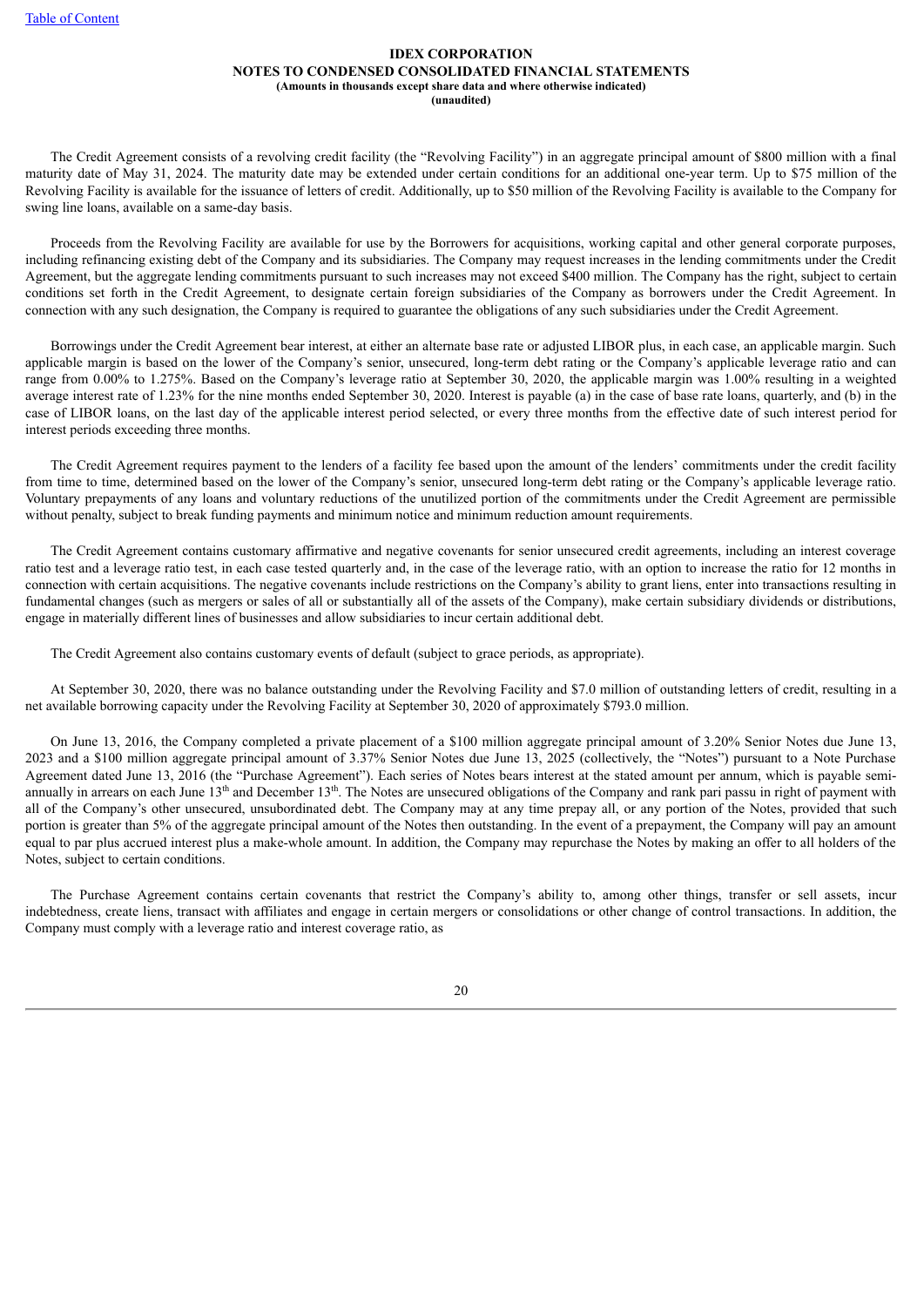The Credit Agreement consists of a revolving credit facility (the "Revolving Facility") in an aggregate principal amount of $800 million with a final maturity date of May 31, 2024. The maturity date may be extended under certain conditions for an additional one-year term. Up to $75 million of the Revolving Facility is available for the issuance of letters of credit. Additionally, up to $50 million of the Revolving Facility is available to the Company for swing line loans, available on a same-day basis.

Proceeds from the Revolving Facility are available for use by the Borrowers for acquisitions, working capital and other general corporate purposes, including refinancing existing debt of the Company and its subsidiaries. The Company may request increases in the lending commitments under the Credit Agreement, but the aggregate lending commitments pursuant to such increases may not exceed $400 million. The Company has the right, subject to certain conditions set forth in the Credit Agreement, to designate certain foreign subsidiaries of the Company as borrowers under the Credit Agreement. In connection with any such designation, the Company is required to guarantee the obligations of any such subsidiaries under the Credit Agreement.

Borrowings under the Credit Agreement bear interest, at either an alternate base rate or adjusted LIBOR plus, in each case, an applicable margin. Such applicable margin is based on the lower of the Company's senior, unsecured, long-term debt rating or the Company's applicable leverage ratio and can range from 0.00% to 1.275%. Based on the Company's leverage ratio at September 30, 2020, the applicable margin was 1.00% resulting in a weighted average interest rate of 1.23% for the nine months ended September 30, 2020. Interest is payable (a) in the case of base rate loans, quarterly, and (b) in the case of LIBOR loans, on the last day of the applicable interest period selected, or every three months from the effective date of such interest period for interest periods exceeding three months.

The Credit Agreement requires payment to the lenders of a facility fee based upon the amount of the lenders' commitments under the credit facility from time to time, determined based on the lower of the Company's senior, unsecured long-term debt rating or the Company's applicable leverage ratio. Voluntary prepayments of any loans and voluntary reductions of the unutilized portion of the commitments under the Credit Agreement are permissible without penalty, subject to break funding payments and minimum notice and minimum reduction amount requirements.

The Credit Agreement contains customary affirmative and negative covenants for senior unsecured credit agreements, including an interest coverage ratio test and a leverage ratio test, in each case tested quarterly and, in the case of the leverage ratio, with an option to increase the ratio for 12 months in connection with certain acquisitions. The negative covenants include restrictions on the Company's ability to grant liens, enter into transactions resulting in fundamental changes (such as mergers or sales of all or substantially all of the assets of the Company), make certain subsidiary dividends or distributions, engage in materially different lines of businesses and allow subsidiaries to incur certain additional debt.

The Credit Agreement also contains customary events of default (subject to grace periods, as appropriate).

At September 30, 2020, there was no balance outstanding under the Revolving Facility and $7.0 million of outstanding letters of credit, resulting in a net available borrowing capacity under the Revolving Facility at September 30, 2020 of approximately $793.0 million.

On June 13, 2016, the Company completed a private placement of a $100 million aggregate principal amount of 3.20% Senior Notes due June 13, 2023 and a $100 million aggregate principal amount of 3.37% Senior Notes due June 13, 2025 (collectively, the "Notes") pursuant to a Note Purchase Agreement dated June 13, 2016 (the "Purchase Agreement"). Each series of Notes bears interest at the stated amount per annum, which is payable semi-annually in arrears on each June 13th and December 13th. The Notes are unsecured obligations of the Company and rank pari passu in right of payment with all of the Company's other unsecured, unsubordinated debt. The Company may at any time prepay all, or any portion of the Notes, provided that such portion is greater than 5% of the aggregate principal amount of the Notes then outstanding. In the event of a prepayment, the Company will pay an amount equal to par plus accrued interest plus a make-whole amount. In addition, the Company may repurchase the Notes by making an offer to all holders of the Notes, subject to certain conditions.

The Purchase Agreement contains certain covenants that restrict the Company's ability to, among other things, transfer or sell assets, incur indebtedness, create liens, transact with affiliates and engage in certain mergers or consolidations or other change of control transactions. In addition, the Company must comply with a leverage ratio and interest coverage ratio, as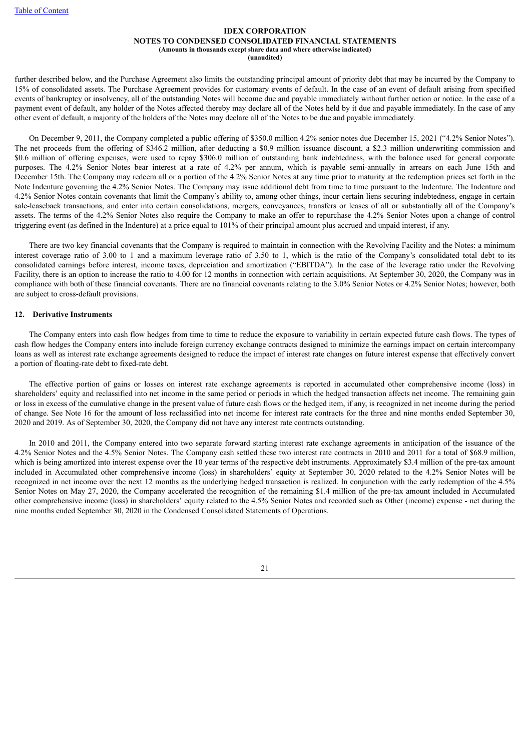further described below, and the Purchase Agreement also limits the outstanding principal amount of priority debt that may be incurred by the Company to 15% of consolidated assets. The Purchase Agreement provides for customary events of default. In the case of an event of default arising from specified events of bankruptcy or insolvency, all of the outstanding Notes will become due and payable immediately without further action or notice. In the case of a payment event of default, any holder of the Notes affected thereby may declare all of the Notes held by it due and payable immediately. In the case of any other event of default, a majority of the holders of the Notes may declare all of the Notes to be due and payable immediately.

On December 9, 2011, the Company completed a public offering of $350.0 million 4.2% senior notes due December 15, 2021 ("4.2% Senior Notes"). The net proceeds from the offering of $346.2 million, after deducting a $0.9 million issuance discount, a $2.3 million underwriting commission and $0.6 million of offering expenses, were used to repay $306.0 million of outstanding bank indebtedness, with the balance used for general corporate purposes. The 4.2% Senior Notes bear interest at a rate of 4.2% per annum, which is payable semi-annually in arrears on each June 15th and December 15th. The Company may redeem all or a portion of the 4.2% Senior Notes at any time prior to maturity at the redemption prices set forth in the Note Indenture governing the 4.2% Senior Notes. The Company may issue additional debt from time to time pursuant to the Indenture. The Indenture and 4.2% Senior Notes contain covenants that limit the Company's ability to, among other things, incur certain liens securing indebtedness, engage in certain sale-leaseback transactions, and enter into certain consolidations, mergers, conveyances, transfers or leases of all or substantially all of the Company's assets. The terms of the 4.2% Senior Notes also require the Company to make an offer to repurchase the 4.2% Senior Notes upon a change of control triggering event (as defined in the Indenture) at a price equal to 101% of their principal amount plus accrued and unpaid interest, if any.

There are two key financial covenants that the Company is required to maintain in connection with the Revolving Facility and the Notes: a minimum interest coverage ratio of 3.00 to 1 and a maximum leverage ratio of 3.50 to 1, which is the ratio of the Company's consolidated total debt to its consolidated earnings before interest, income taxes, depreciation and amortization ("EBITDA"). In the case of the leverage ratio under the Revolving Facility, there is an option to increase the ratio to 4.00 for 12 months in connection with certain acquisitions. At September 30, 2020, the Company was in compliance with both of these financial covenants. There are no financial covenants relating to the 3.0% Senior Notes or 4.2% Senior Notes; however, both are subject to cross-default provisions.

## 12. Derivative Instruments

The Company enters into cash flow hedges from time to time to reduce the exposure to variability in certain expected future cash flows. The types of cash flow hedges the Company enters into include foreign currency exchange contracts designed to minimize the earnings impact on certain intercompany loans as well as interest rate exchange agreements designed to reduce the impact of interest rate changes on future interest expense that effectively convert a portion of floating-rate debt to fixed-rate debt.

The effective portion of gains or losses on interest rate exchange agreements is reported in accumulated other comprehensive income (loss) in shareholders' equity and reclassified into net income in the same period or periods in which the hedged transaction affects net income. The remaining gain or loss in excess of the cumulative change in the present value of future cash flows or the hedged item, if any, is recognized in net income during the period of change. See Note 16 for the amount of loss reclassified into net income for interest rate contracts for the three and nine months ended September 30, 2020 and 2019. As of September 30, 2020, the Company did not have any interest rate contracts outstanding.

In 2010 and 2011, the Company entered into two separate forward starting interest rate exchange agreements in anticipation of the issuance of the 4.2% Senior Notes and the 4.5% Senior Notes. The Company cash settled these two interest rate contracts in 2010 and 2011 for a total of $68.9 million, which is being amortized into interest expense over the 10 year terms of the respective debt instruments. Approximately $3.4 million of the pre-tax amount included in Accumulated other comprehensive income (loss) in shareholders' equity at September 30, 2020 related to the 4.2% Senior Notes will be recognized in net income over the next 12 months as the underlying hedged transaction is realized. In conjunction with the early redemption of the 4.5% Senior Notes on May 27, 2020, the Company accelerated the recognition of the remaining $1.4 million of the pre-tax amount included in Accumulated other comprehensive income (loss) in shareholders' equity related to the 4.5% Senior Notes and recorded such as Other (income) expense - net during the nine months ended September 30, 2020 in the Condensed Consolidated Statements of Operations.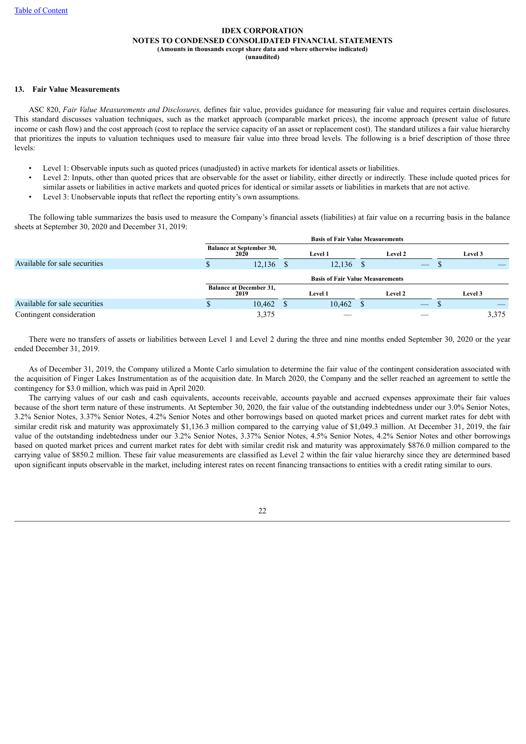**IDEX CORPORATION**
**NOTES TO CONDENSED CONSOLIDATED FINANCIAL STATEMENTS**
**(Amounts in thousands except share data and where otherwise indicated)**
**(unaudited)**

## 13. Fair Value Measurements

ASC 820, *Fair Value Measurements and Disclosures,* defines fair value, provides guidance for measuring fair value and requires certain disclosures. This standard discusses valuation techniques, such as the market approach (comparable market prices), the income approach (present value of future income or cash flow) and the cost approach (cost to replace the service capacity of an asset or replacement cost). The standard utilizes a fair value hierarchy that prioritizes the inputs to valuation techniques used to measure fair value into three broad levels. The following is a brief description of those three levels:

- Level 1: Observable inputs such as quoted prices (unadjusted) in active markets for identical assets or liabilities.
- Level 2: Inputs, other than quoted prices that are observable for the asset or liability, either directly or indirectly. These include quoted prices for similar assets or liabilities in active markets and quoted prices for identical or similar assets or liabilities in markets that are not active.
- Level 3: Unobservable inputs that reflect the reporting entity's own assumptions.

The following table summarizes the basis used to measure the Company's financial assets (liabilities) at fair value on a recurring basis in the balance sheets at September 30, 2020 and December 31, 2019:

| | | Basis of Fair Value Measurements | | |
|---|---|---|---|---|
| | **Balance at September 30, 2020** | **Level 1** | **Level 2** | **Level 3** |
| Available for sale securities | $ 12,136 | $ 12,136 | $ — | $ — |

| | | Basis of Fair Value Measurements | | |
|---|---|---|---|---|
| | **Balance at December 31, 2019** | **Level 1** | **Level 2** | **Level 3** |
| Available for sale securities | $ 10,462 | $ 10,462 | $ — | $ — |
| Contingent consideration | 3,375 | — | — | 3,375 |

There were no transfers of assets or liabilities between Level 1 and Level 2 during the three and nine months ended September 30, 2020 or the year ended December 31, 2019.

As of December 31, 2019, the Company utilized a Monte Carlo simulation to determine the fair value of the contingent consideration associated with the acquisition of Finger Lakes Instrumentation as of the acquisition date. In March 2020, the Company and the seller reached an agreement to settle the contingency for $3.0 million, which was paid in April 2020.

The carrying values of our cash and cash equivalents, accounts receivable, accounts payable and accrued expenses approximate their fair values because of the short term nature of these instruments. At September 30, 2020, the fair value of the outstanding indebtedness under our 3.0% Senior Notes, 3.2% Senior Notes, 3.37% Senior Notes, 4.2% Senior Notes and other borrowings based on quoted market prices and current market rates for debt with similar credit risk and maturity was approximately $1,136.3 million compared to the carrying value of $1,049.3 million. At December 31, 2019, the fair value of the outstanding indebtedness under our 3.2% Senior Notes, 3.37% Senior Notes, 4.5% Senior Notes, 4.2% Senior Notes and other borrowings based on quoted market prices and current market rates for debt with similar credit risk and maturity was approximately $876.0 million compared to the carrying value of $850.2 million. These fair value measurements are classified as Level 2 within the fair value hierarchy since they are determined based upon significant inputs observable in the market, including interest rates on recent financing transactions to entities with a credit rating similar to ours.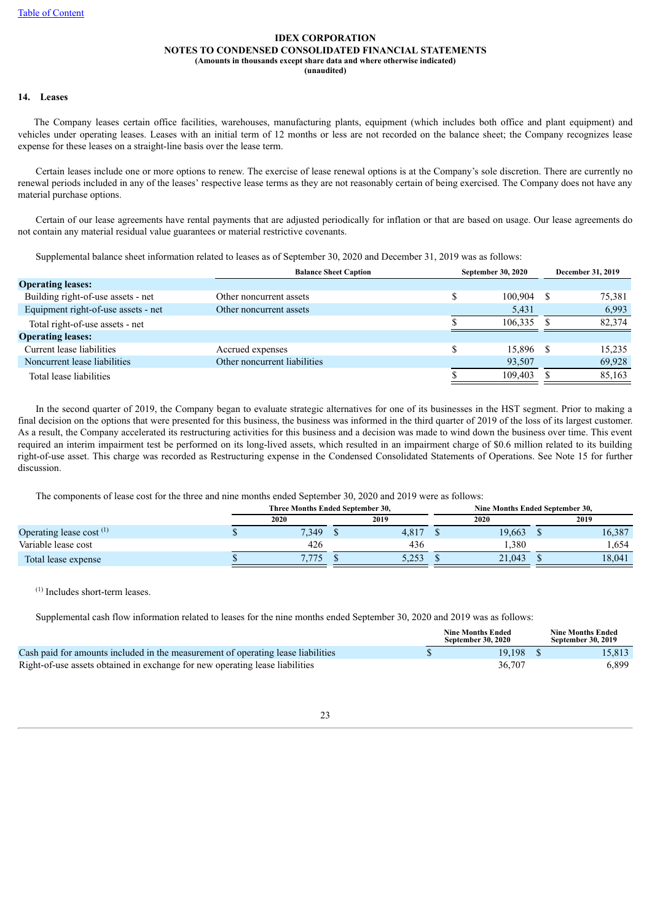Table of Content

**IDEX CORPORATION**
**NOTES TO CONDENSED CONSOLIDATED FINANCIAL STATEMENTS**
**(Amounts in thousands except share data and where otherwise indicated)**
**(unaudited)**

## 14. Leases

The Company leases certain office facilities, warehouses, manufacturing plants, equipment (which includes both office and plant equipment) and vehicles under operating leases. Leases with an initial term of 12 months or less are not recorded on the balance sheet; the Company recognizes lease expense for these leases on a straight-line basis over the lease term.

Certain leases include one or more options to renew. The exercise of lease renewal options is at the Company's sole discretion. There are currently no renewal periods included in any of the leases' respective lease terms as they are not reasonably certain of being exercised. The Company does not have any material purchase options.

Certain of our lease agreements have rental payments that are adjusted periodically for inflation or that are based on usage. Our lease agreements do not contain any material residual value guarantees or material restrictive covenants.

Supplemental balance sheet information related to leases as of September 30, 2020 and December 31, 2019 was as follows:

| | Balance Sheet Caption | September 30, 2020 | December 31, 2019 |
|---|---|---|---|
| **Operating leases:** | | | |
| Building right-of-use assets - net | Other noncurrent assets | $ 100,904 | $ 75,381 |
| Equipment right-of-use assets - net | Other noncurrent assets | 5,431 | 6,993 |
| Total right-of-use assets - net | | $ 106,335 | $ 82,374 |
| **Operating leases:** | | | |
| Current lease liabilities | Accrued expenses | $ 15,896 | $ 15,235 |
| Noncurrent lease liabilities | Other noncurrent liabilities | 93,507 | 69,928 |
| Total lease liabilities | | $ 109,403 | $ 85,163 |

In the second quarter of 2019, the Company began to evaluate strategic alternatives for one of its businesses in the HST segment. Prior to making a final decision on the options that were presented for this business, the business was informed in the third quarter of 2019 of the loss of its largest customer. As a result, the Company accelerated its restructuring activities for this business and a decision was made to wind down the business over time. This event required an interim impairment test be performed on its long-lived assets, which resulted in an impairment charge of $0.6 million related to its building right-of-use asset. This charge was recorded as Restructuring expense in the Condensed Consolidated Statements of Operations. See Note 15 for further discussion.

The components of lease cost for the three and nine months ended September 30, 2020 and 2019 were as follows:

| | Three Months Ended September 30, | | Nine Months Ended September 30, | |
|---|---|---|---|---|
| | 2020 | 2019 | 2020 | 2019 |
| Operating lease cost [1] | $ 7,349 | $ 4,817 | $ 19,663 | $ 16,387 |
| Variable lease cost | 426 | 436 | 1,380 | 1,654 |
| Total lease expense | $ 7,775 | $ 5,253 | $ 21,043 | $ 18,041 |

[1] Includes short-term leases.

Supplemental cash flow information related to leases for the nine months ended September 30, 2020 and 2019 was as follows:

| | Nine Months Ended September 30, 2020 | Nine Months Ended September 30, 2019 |
|---|---|---|
| Cash paid for amounts included in the measurement of operating lease liabilities | $ 19,198 | $ 15,813 |
| Right-of-use assets obtained in exchange for new operating lease liabilities | 36,707 | 6,899 |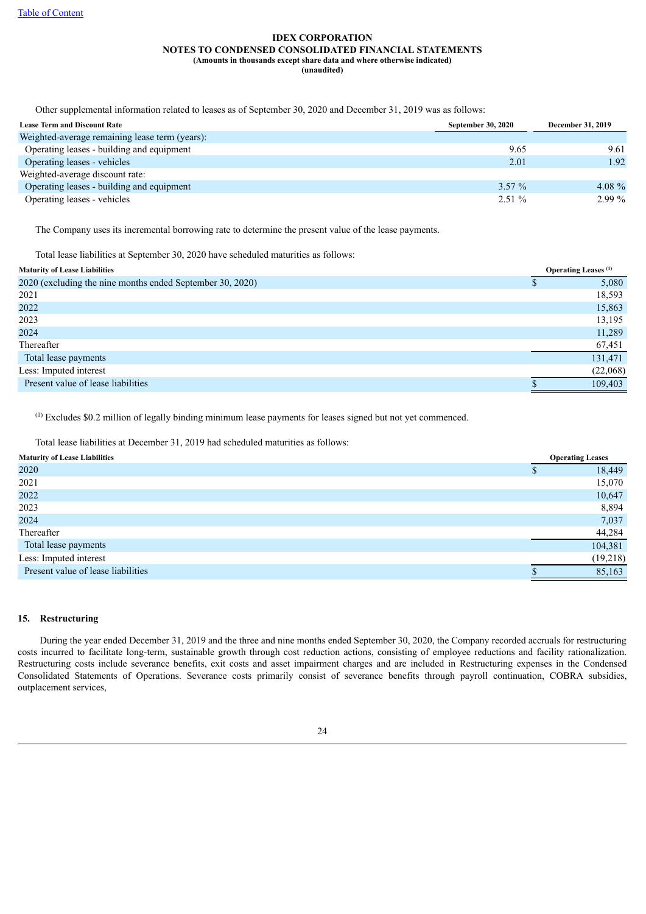Other supplemental information related to leases as of September 30, 2020 and December 31, 2019 was as follows:

| Lease Term and Discount Rate | September 30, 2020 | December 31, 2019 |
|---|---|---|
| Weighted-average remaining lease term (years): | | |
| Operating leases - building and equipment | 9.65 | 9.61 |
| Operating leases - vehicles | 2.01 | 1.92 |
| Weighted-average discount rate: | | |
| Operating leases - building and equipment | 3.57 % | 4.08 % |
| Operating leases - vehicles | 2.51 % | 2.99 % |

The Company uses its incremental borrowing rate to determine the present value of the lease payments.

Total lease liabilities at September 30, 2020 have scheduled maturities as follows:

| Maturity of Lease Liabilities | Operating Leases [(1)] |
|---|---|
| 2020 (excluding the nine months ended September 30, 2020) | $ 5,080 |
| 2021 | 18,593 |
| 2022 | 15,863 |
| 2023 | 13,195 |
| 2024 | 11,289 |
| Thereafter | 67,451 |
| Total lease payments | 131,471 |
| Less: Imputed interest | (22,068) |
| Present value of lease liabilities | $ 109,403 |

[(1)] Excludes $0.2 million of legally binding minimum lease payments for leases signed but not yet commenced.

Total lease liabilities at December 31, 2019 had scheduled maturities as follows:

| Maturity of Lease Liabilities | Operating Leases |
|---|---|
| 2020 | $ 18,449 |
| 2021 | 15,070 |
| 2022 | 10,647 |
| 2023 | 8,894 |
| 2024 | 7,037 |
| Thereafter | 44,284 |
| Total lease payments | 104,381 |
| Less: Imputed interest | (19,218) |
| Present value of lease liabilities | $ 85,163 |

## 15. Restructuring

During the year ended December 31, 2019 and the three and nine months ended September 30, 2020, the Company recorded accruals for restructuring costs incurred to facilitate long-term, sustainable growth through cost reduction actions, consisting of employee reductions and facility rationalization. Restructuring costs include severance benefits, exit costs and asset impairment charges and are included in Restructuring expenses in the Condensed Consolidated Statements of Operations. Severance costs primarily consist of severance benefits through payroll continuation, COBRA subsidies, outplacement services,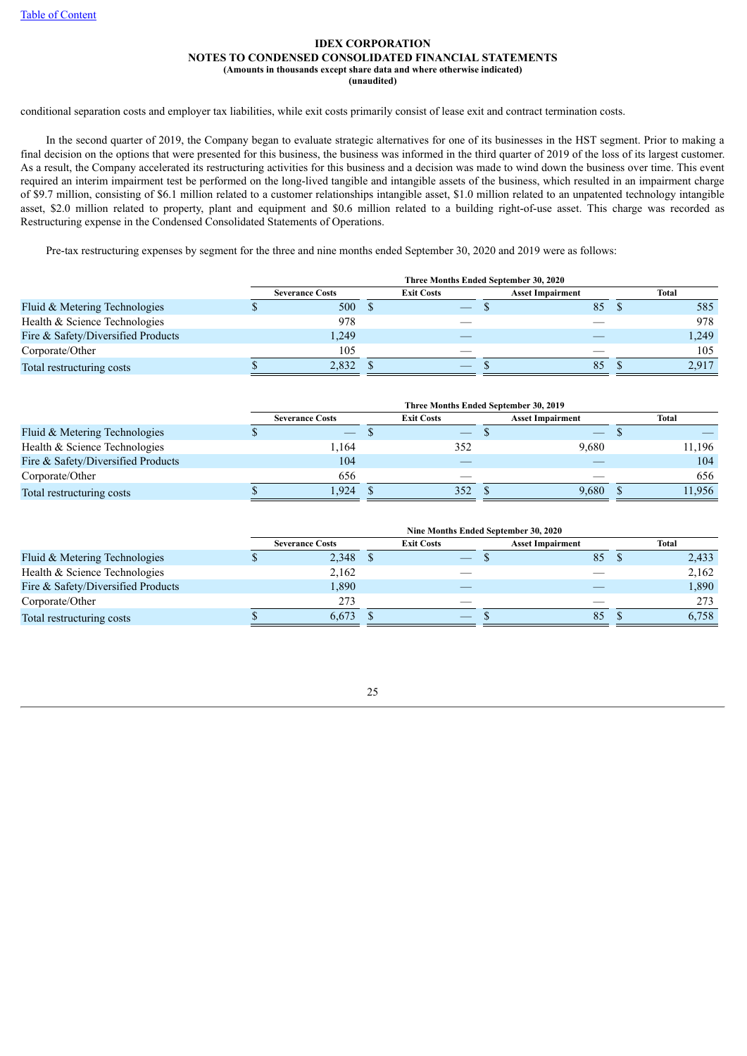**IDEX CORPORATION**
**NOTES TO CONDENSED CONSOLIDATED FINANCIAL STATEMENTS**
**(Amounts in thousands except share data and where otherwise indicated)**
**(unaudited)**

conditional separation costs and employer tax liabilities, while exit costs primarily consist of lease exit and contract termination costs.

In the second quarter of 2019, the Company began to evaluate strategic alternatives for one of its businesses in the HST segment. Prior to making a final decision on the options that were presented for this business, the business was informed in the third quarter of 2019 of the loss of its largest customer. As a result, the Company accelerated its restructuring activities for this business and a decision was made to wind down the business over time. This event required an interim impairment test be performed on the long-lived tangible and intangible assets of the business, which resulted in an impairment charge of \$9.7 million, consisting of \$6.1 million related to a customer relationships intangible asset, \$1.0 million related to an unpatented technology intangible asset, \$2.0 million related to property, plant and equipment and \$0.6 million related to a building right-of-use asset. This charge was recorded as Restructuring expense in the Condensed Consolidated Statements of Operations.

Pre-tax restructuring expenses by segment for the three and nine months ended September 30, 2020 and 2019 were as follows:

| | Three Months Ended September 30, 2020 | | | |
|---|---|---|---|---|
| | Severance Costs | Exit Costs | Asset Impairment | Total |
| Fluid & Metering Technologies | $ 500 | $ — | $ 85 | $ 585 |
| Health & Science Technologies | 978 | — | — | 978 |
| Fire & Safety/Diversified Products | 1,249 | — | — | 1,249 |
| Corporate/Other | 105 | — | — | 105 |
| Total restructuring costs | $ 2,832 | $ — | $ 85 | $ 2,917 |

| | Three Months Ended September 30, 2019 | | | |
|---|---|---|---|---|
| | Severance Costs | Exit Costs | Asset Impairment | Total |
| Fluid & Metering Technologies | $ — | $ — | $ — | $ — |
| Health & Science Technologies | 1,164 | 352 | 9,680 | 11,196 |
| Fire & Safety/Diversified Products | 104 | — | — | 104 |
| Corporate/Other | 656 | — | — | 656 |
| Total restructuring costs | $ 1,924 | $ 352 | $ 9,680 | $ 11,956 |

| | Nine Months Ended September 30, 2020 | | | |
|---|---|---|---|---|
| | Severance Costs | Exit Costs | Asset Impairment | Total |
| Fluid & Metering Technologies | $ 2,348 | $ — | $ 85 | $ 2,433 |
| Health & Science Technologies | 2,162 | — | — | 2,162 |
| Fire & Safety/Diversified Products | 1,890 | — | — | 1,890 |
| Corporate/Other | 273 | — | — | 273 |
| Total restructuring costs | $ 6,673 | $ — | $ 85 | $ 6,758 |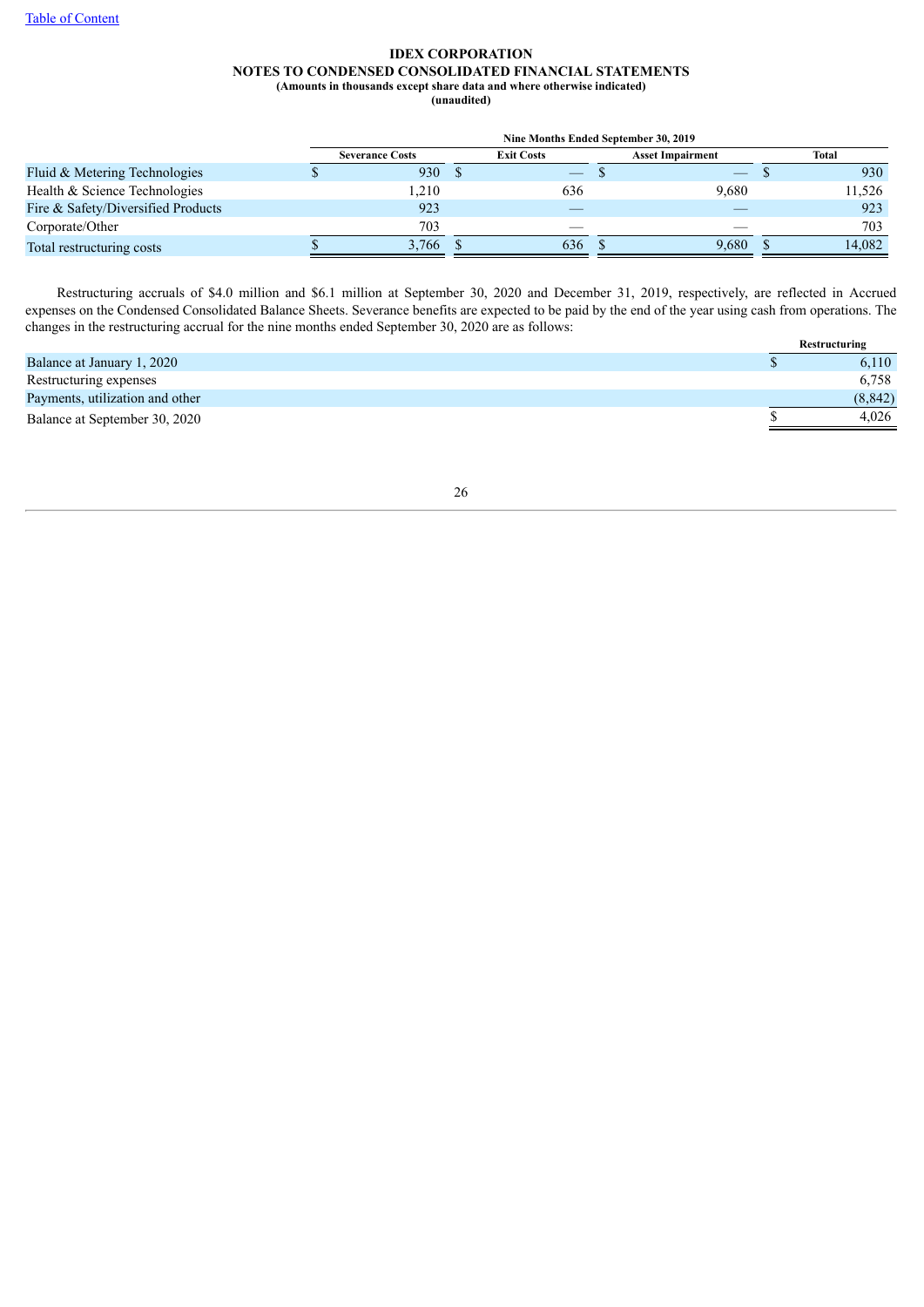| | Nine Months Ended September 30, 2019 | | | |
|---|---|---|---|---|
| | Severance Costs | Exit Costs | Asset Impairment | Total |
| Fluid & Metering Technologies | $ 930 | $ — | $ — | $ 930 |
| Health & Science Technologies | 1,210 | 636 | 9,680 | 11,526 |
| Fire & Safety/Diversified Products | 923 | — | — | 923 |
| Corporate/Other | 703 | — | — | 703 |
| Total restructuring costs | $ 3,766 | $ 636 | $ 9,680 | $ 14,082 |

Restructuring accruals of $4.0 million and $6.1 million at September 30, 2020 and December 31, 2019, respectively, are reflected in Accrued expenses on the Condensed Consolidated Balance Sheets. Severance benefits are expected to be paid by the end of the year using cash from operations. The changes in the restructuring accrual for the nine months ended September 30, 2020 are as follows:

| | Restructuring |
|---|---|
| Balance at January 1, 2020 | $ 6,110 |
| Restructuring expenses | 6,758 |
| Payments, utilization and other | (8,842) |
| Balance at September 30, 2020 | $ 4,026 |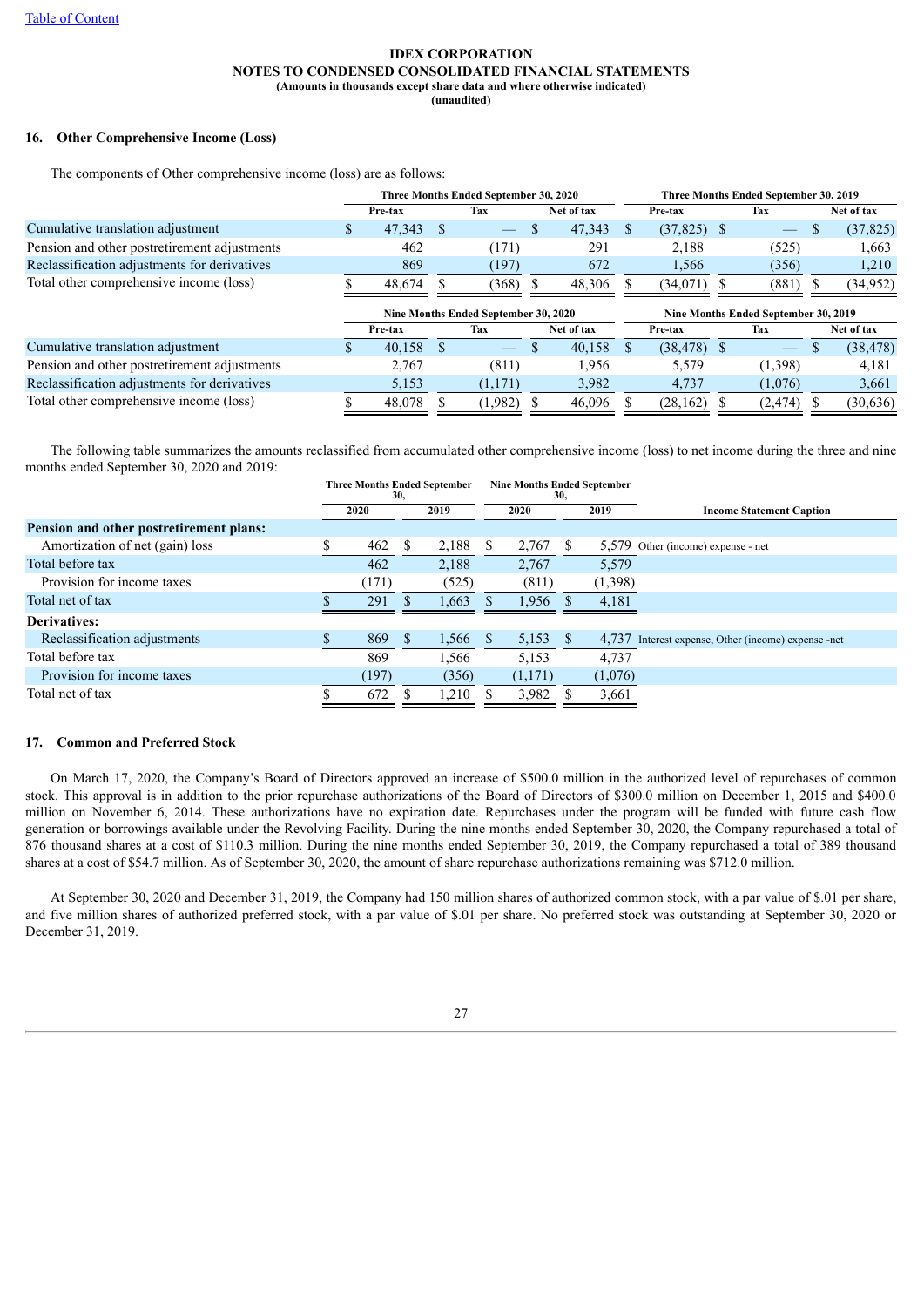**IDEX CORPORATION**
**NOTES TO CONDENSED CONSOLIDATED FINANCIAL STATEMENTS**
**(Amounts in thousands except share data and where otherwise indicated)**
**(unaudited)**

### 16. Other Comprehensive Income (Loss)

The components of Other comprehensive income (loss) are as follows:

| | Three Months Ended September 30, 2020 | | | Three Months Ended September 30, 2019 | | |
|---|---|---|---|---|---|---|
| | Pre-tax | Tax | Net of tax | Pre-tax | Tax | Net of tax |
| Cumulative translation adjustment | $ 47,343 | $ — | $ 47,343 | $ (37,825) | $ — | $ (37,825) |
| Pension and other postretirement adjustments | 462 | (171) | 291 | 2,188 | (525) | 1,663 |
| Reclassification adjustments for derivatives | 869 | (197) | 672 | 1,566 | (356) | 1,210 |
| Total other comprehensive income (loss) | $ 48,674 | $ (368) | $ 48,306 | $ (34,071) | $ (881) | $ (34,952) |

| | Nine Months Ended September 30, 2020 | | | Nine Months Ended September 30, 2019 | | |
|---|---|---|---|---|---|---|
| | Pre-tax | Tax | Net of tax | Pre-tax | Tax | Net of tax |
| Cumulative translation adjustment | $ 40,158 | $ — | $ 40,158 | $ (38,478) | $ — | $ (38,478) |
| Pension and other postretirement adjustments | 2,767 | (811) | 1,956 | 5,579 | (1,398) | 4,181 |
| Reclassification adjustments for derivatives | 5,153 | (1,171) | 3,982 | 4,737 | (1,076) | 3,661 |
| Total other comprehensive income (loss) | $ 48,078 | $ (1,982) | $ 46,096 | $ (28,162) | $ (2,474) | $ (30,636) |

The following table summarizes the amounts reclassified from accumulated other comprehensive income (loss) to net income during the three and nine months ended September 30, 2020 and 2019:

| | Three Months Ended September 30, | | Nine Months Ended September 30, | | |
|---|---|---|---|---|---|
| | 2020 | 2019 | 2020 | 2019 | Income Statement Caption |
| **Pension and other postretirement plans:** | | | | | |
| Amortization of net (gain) loss | $ 462 | $ 2,188 | $ 2,767 | $ 5,579 | Other (income) expense - net |
| Total before tax | 462 | 2,188 | 2,767 | 5,579 | |
| Provision for income taxes | (171) | (525) | (811) | (1,398) | |
| Total net of tax | $ 291 | $ 1,663 | $ 1,956 | $ 4,181 | |
| **Derivatives:** | | | | | |
| Reclassification adjustments | $ 869 | $ 1,566 | $ 5,153 | $ 4,737 | Interest expense, Other (income) expense -net |
| Total before tax | 869 | 1,566 | 5,153 | 4,737 | |
| Provision for income taxes | (197) | (356) | (1,171) | (1,076) | |
| Total net of tax | $ 672 | $ 1,210 | $ 3,982 | $ 3,661 | |

### 17. Common and Preferred Stock

On March 17, 2020, the Company's Board of Directors approved an increase of $500.0 million in the authorized level of repurchases of common stock. This approval is in addition to the prior repurchase authorizations of the Board of Directors of $300.0 million on December 1, 2015 and $400.0 million on November 6, 2014. These authorizations have no expiration date. Repurchases under the program will be funded with future cash flow generation or borrowings available under the Revolving Facility. During the nine months ended September 30, 2020, the Company repurchased a total of 876 thousand shares at a cost of $110.3 million. During the nine months ended September 30, 2019, the Company repurchased a total of 389 thousand shares at a cost of $54.7 million. As of September 30, 2020, the amount of share repurchase authorizations remaining was $712.0 million.

At September 30, 2020 and December 31, 2019, the Company had 150 million shares of authorized common stock, with a par value of $.01 per share, and five million shares of authorized preferred stock, with a par value of $.01 per share. No preferred stock was outstanding at September 30, 2020 or December 31, 2019.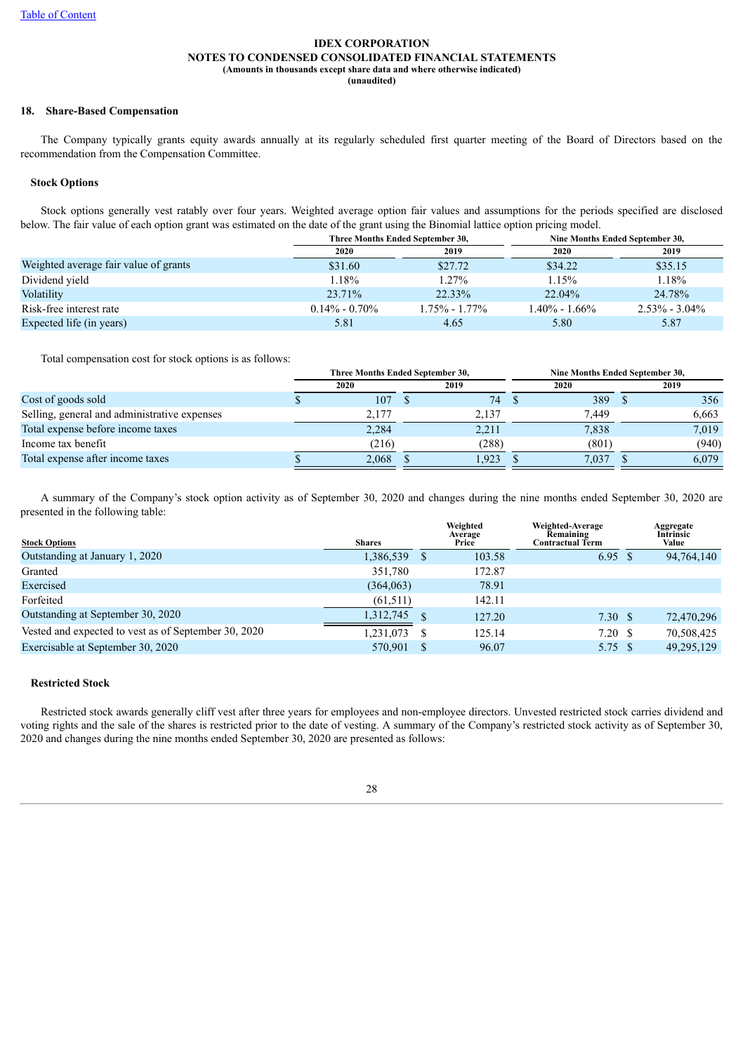IDEX CORPORATION
NOTES TO CONDENSED CONSOLIDATED FINANCIAL STATEMENTS
(Amounts in thousands except share data and where otherwise indicated)
(unaudited)

## 18. Share-Based Compensation

The Company typically grants equity awards annually at its regularly scheduled first quarter meeting of the Board of Directors based on the recommendation from the Compensation Committee.

### Stock Options

Stock options generally vest ratably over four years. Weighted average option fair values and assumptions for the periods specified are disclosed below. The fair value of each option grant was estimated on the date of the grant using the Binomial lattice option pricing model.

| | Three Months Ended September 30, | | Nine Months Ended September 30, | |
|---|---|---|---|---|
| | 2020 | 2019 | 2020 | 2019 |
| Weighted average fair value of grants | $31.60 | $27.72 | $34.22 | $35.15 |
| Dividend yield | 1.18% | 1.27% | 1.15% | 1.18% |
| Volatility | 23.71% | 22.33% | 22.04% | 24.78% |
| Risk-free interest rate | 0.14% - 0.70% | 1.75% - 1.77% | 1.40% - 1.66% | 2.53% - 3.04% |
| Expected life (in years) | 5.81 | 4.65 | 5.80 | 5.87 |

Total compensation cost for stock options is as follows:

| | Three Months Ended September 30, | | Nine Months Ended September 30, | |
|---|---|---|---|---|
| | 2020 | 2019 | 2020 | 2019 |
| Cost of goods sold | $ 107 | $ 74 | $ 389 | $ 356 |
| Selling, general and administrative expenses | 2,177 | 2,137 | 7,449 | 6,663 |
| Total expense before income taxes | 2,284 | 2,211 | 7,838 | 7,019 |
| Income tax benefit | (216) | (288) | (801) | (940) |
| Total expense after income taxes | $ 2,068 | $ 1,923 | $ 7,037 | $ 6,079 |

A summary of the Company's stock option activity as of September 30, 2020 and changes during the nine months ended September 30, 2020 are presented in the following table:

| Stock Options | Shares | Weighted Average Price | Weighted-Average Remaining Contractual Term | Aggregate Intrinsic Value |
|---|---|---|---|---|
| Outstanding at January 1, 2020 | 1,386,539 | $ 103.58 | 6.95 | $ 94,764,140 |
| Granted | 351,780 | 172.87 | | |
| Exercised | (364,063) | 78.91 | | |
| Forfeited | (61,511) | 142.11 | | |
| Outstanding at September 30, 2020 | 1,312,745 | $ 127.20 | 7.30 | $ 72,470,296 |
| Vested and expected to vest as of September 30, 2020 | 1,231,073 | $ 125.14 | 7.20 | $ 70,508,425 |
| Exercisable at September 30, 2020 | 570,901 | $ 96.07 | 5.75 | $ 49,295,129 |

### Restricted Stock

Restricted stock awards generally cliff vest after three years for employees and non-employee directors. Unvested restricted stock carries dividend and voting rights and the sale of the shares is restricted prior to the date of vesting. A summary of the Company's restricted stock activity as of September 30, 2020 and changes during the nine months ended September 30, 2020 are presented as follows: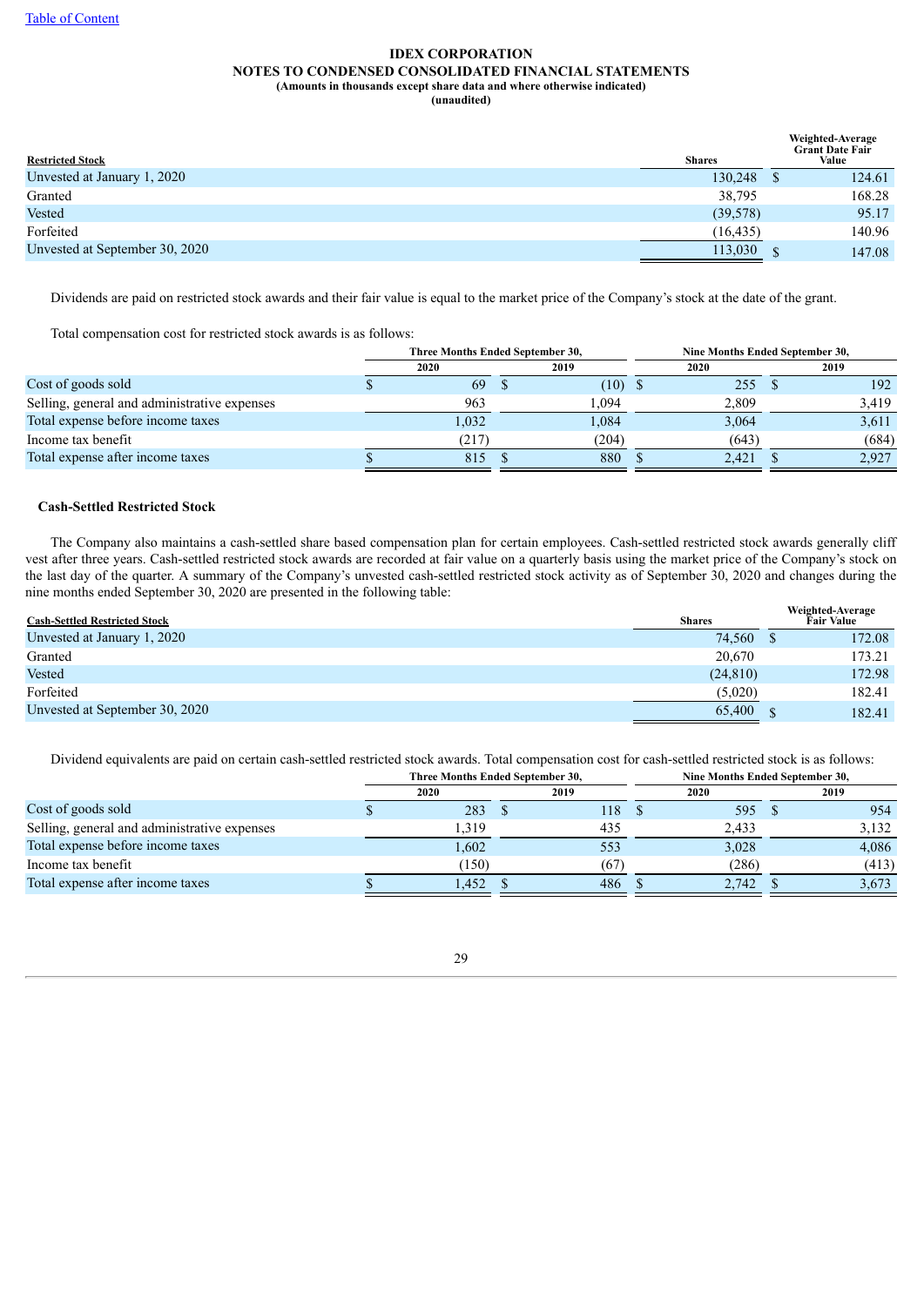IDEX CORPORATION
NOTES TO CONDENSED CONSOLIDATED FINANCIAL STATEMENTS
(Amounts in thousands except share data and where otherwise indicated)
(unaudited)

| Restricted Stock | Shares | Weighted-Average Grant Date Fair Value |
|---|---|---|
| Unvested at January 1, 2020 | 130,248 | $ 124.61 |
| Granted | 38,795 | 168.28 |
| Vested | (39,578) | 95.17 |
| Forfeited | (16,435) | 140.96 |
| Unvested at September 30, 2020 | 113,030 | $ 147.08 |

Dividends are paid on restricted stock awards and their fair value is equal to the market price of the Company's stock at the date of the grant.

Total compensation cost for restricted stock awards is as follows:

| | Three Months Ended September 30, | | Nine Months Ended September 30, | |
|---|---|---|---|---|
| | 2020 | 2019 | 2020 | 2019 |
| Cost of goods sold | $ 69 | $ (10) | $ 255 | $ 192 |
| Selling, general and administrative expenses | 963 | 1,094 | 2,809 | 3,419 |
| Total expense before income taxes | 1,032 | 1,084 | 3,064 | 3,611 |
| Income tax benefit | (217) | (204) | (643) | (684) |
| Total expense after income taxes | $ 815 | $ 880 | $ 2,421 | $ 2,927 |

### Cash-Settled Restricted Stock

The Company also maintains a cash-settled share based compensation plan for certain employees. Cash-settled restricted stock awards generally cliff vest after three years. Cash-settled restricted stock awards are recorded at fair value on a quarterly basis using the market price of the Company's stock on the last day of the quarter. A summary of the Company's unvested cash-settled restricted stock activity as of September 30, 2020 and changes during the nine months ended September 30, 2020 are presented in the following table:

| Cash-Settled Restricted Stock | Shares | Weighted-Average Fair Value |
|---|---|---|
| Unvested at January 1, 2020 | 74,560 | $ 172.08 |
| Granted | 20,670 | 173.21 |
| Vested | (24,810) | 172.98 |
| Forfeited | (5,020) | 182.41 |
| Unvested at September 30, 2020 | 65,400 | $ 182.41 |

Dividend equivalents are paid on certain cash-settled restricted stock awards. Total compensation cost for cash-settled restricted stock is as follows:

| | Three Months Ended September 30, | | Nine Months Ended September 30, | |
|---|---|---|---|---|
| | 2020 | 2019 | 2020 | 2019 |
| Cost of goods sold | $ 283 | $ 118 | $ 595 | $ 954 |
| Selling, general and administrative expenses | 1,319 | 435 | 2,433 | 3,132 |
| Total expense before income taxes | 1,602 | 553 | 3,028 | 4,086 |
| Income tax benefit | (150) | (67) | (286) | (413) |
| Total expense after income taxes | $ 1,452 | $ 486 | $ 2,742 | $ 3,673 |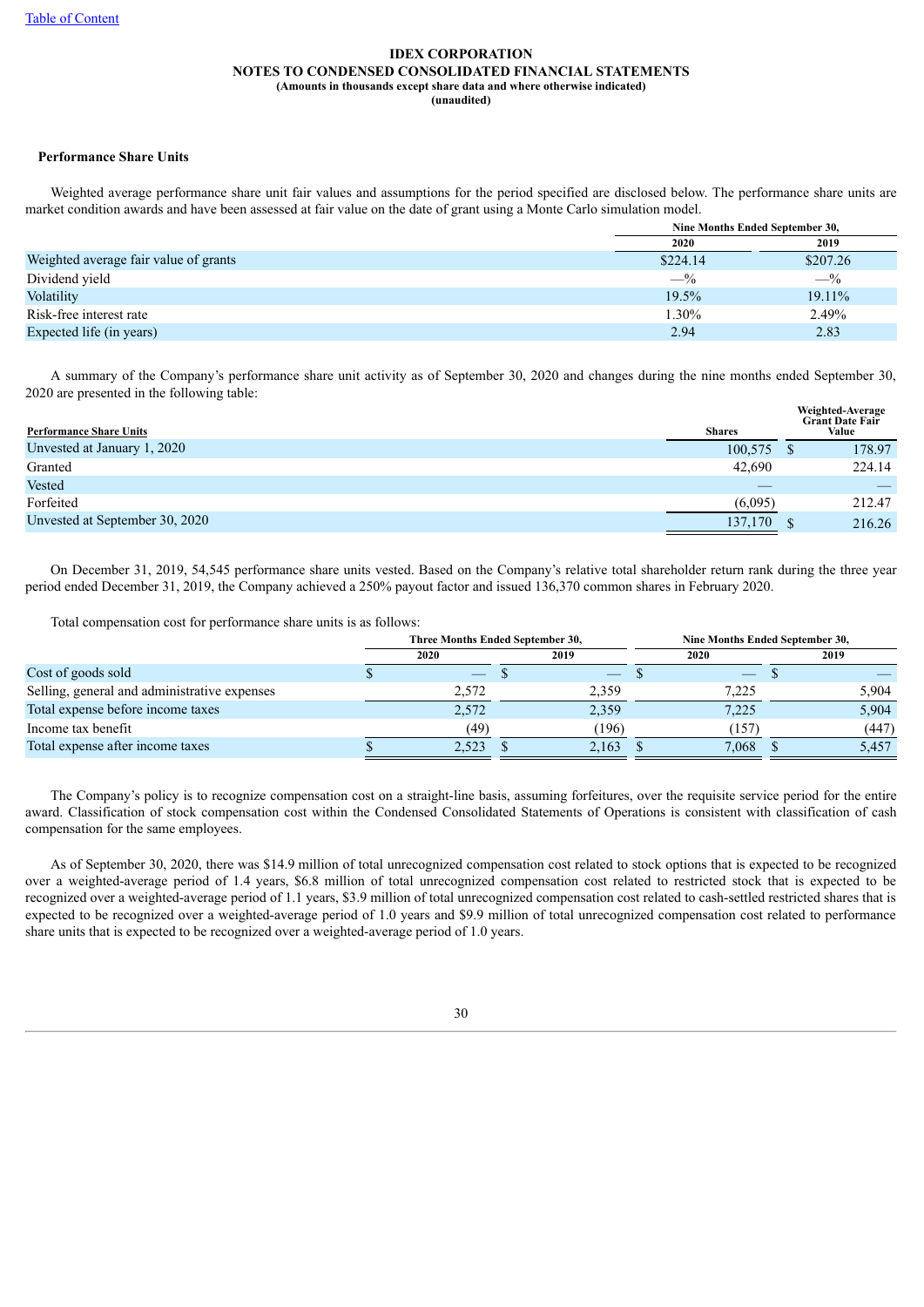**IDEX CORPORATION**
**NOTES TO CONDENSED CONSOLIDATED FINANCIAL STATEMENTS**
**(Amounts in thousands except share data and where otherwise indicated)**
**(unaudited)**

**Performance Share Units**

Weighted average performance share unit fair values and assumptions for the period specified are disclosed below. The performance share units are market condition awards and have been assessed at fair value on the date of grant using a Monte Carlo simulation model.

| | Nine Months Ended September 30, | |
|---|---|---|
| | 2020 | 2019 |
| Weighted average fair value of grants | $224.14 | $207.26 |
| Dividend yield | —% | —% |
| Volatility | 19.5% | 19.11% |
| Risk-free interest rate | 1.30% | 2.49% |
| Expected life (in years) | 2.94 | 2.83 |

A summary of the Company's performance share unit activity as of September 30, 2020 and changes during the nine months ended September 30, 2020 are presented in the following table:

| Performance Share Units | Shares | Weighted-Average Grant Date Fair Value |
|---|---|---|
| Unvested at January 1, 2020 | 100,575 | $ 178.97 |
| Granted | 42,690 | 224.14 |
| Vested | — | — |
| Forfeited | (6,095) | 212.47 |
| Unvested at September 30, 2020 | 137,170 | $ 216.26 |

On December 31, 2019, 54,545 performance share units vested. Based on the Company's relative total shareholder return rank during the three year period ended December 31, 2019, the Company achieved a 250% payout factor and issued 136,370 common shares in February 2020.

Total compensation cost for performance share units is as follows:

| | Three Months Ended September 30, | | Nine Months Ended September 30, | |
|---|---|---|---|---|
| | 2020 | 2019 | 2020 | 2019 |
| Cost of goods sold | $ — | $ — | $ — | $ — |
| Selling, general and administrative expenses | 2,572 | 2,359 | 7,225 | 5,904 |
| Total expense before income taxes | 2,572 | 2,359 | 7,225 | 5,904 |
| Income tax benefit | (49) | (196) | (157) | (447) |
| Total expense after income taxes | $ 2,523 | $ 2,163 | $ 7,068 | $ 5,457 |

The Company's policy is to recognize compensation cost on a straight-line basis, assuming forfeitures, over the requisite service period for the entire award. Classification of stock compensation cost within the Condensed Consolidated Statements of Operations is consistent with classification of cash compensation for the same employees.

As of September 30, 2020, there was $14.9 million of total unrecognized compensation cost related to stock options that is expected to be recognized over a weighted-average period of 1.4 years, $6.8 million of total unrecognized compensation cost related to restricted stock that is expected to be recognized over a weighted-average period of 1.1 years, $3.9 million of total unrecognized compensation cost related to cash-settled restricted shares that is expected to be recognized over a weighted-average period of 1.0 years and $9.9 million of total unrecognized compensation cost related to performance share units that is expected to be recognized over a weighted-average period of 1.0 years.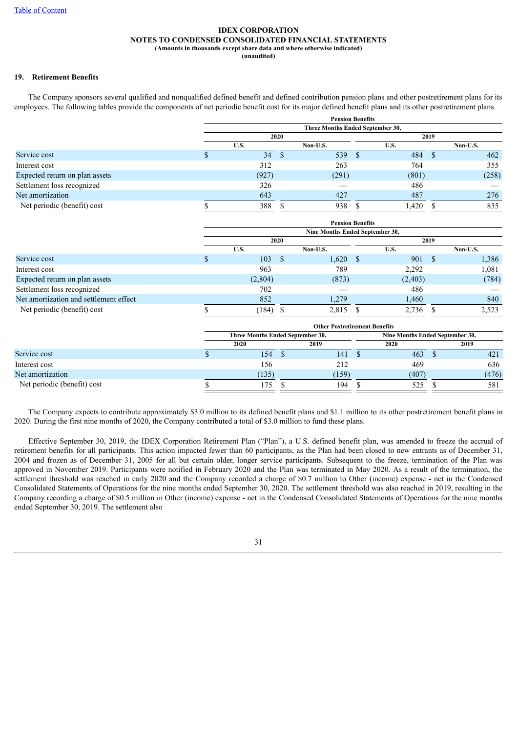**IDEX CORPORATION**
**NOTES TO CONDENSED CONSOLIDATED FINANCIAL STATEMENTS**
**(Amounts in thousands except share data and where otherwise indicated)**
**(unaudited)**

## 19. Retirement Benefits

The Company sponsors several qualified and nonqualified defined benefit and defined contribution pension plans and other postretirement plans for its employees. The following tables provide the components of net periodic benefit cost for its major defined benefit plans and its other postretirement plans.

| | Pension Benefits | | | |
|---|---|---|---|---|
| | Three Months Ended September 30, | | | |
| | 2020 | | 2019 | |
| | U.S. | Non-U.S. | U.S. | Non-U.S. |
| Service cost | $ 34 | $ 539 | $ 484 | $ 462 |
| Interest cost | 312 | 263 | 764 | 355 |
| Expected return on plan assets | (927) | (291) | (801) | (258) |
| Settlement loss recognized | 326 | — | 486 | — |
| Net amortization | 643 | 427 | 487 | 276 |
| Net periodic (benefit) cost | $ 388 | $ 938 | $ 1,420 | $ 835 |

| | Pension Benefits | | | |
|---|---|---|---|---|
| | Nine Months Ended September 30, | | | |
| | 2020 | | 2019 | |
| | U.S. | Non-U.S. | U.S. | Non-U.S. |
| Service cost | $ 103 | $ 1,620 | $ 901 | $ 1,386 |
| Interest cost | 963 | 789 | 2,292 | 1,081 |
| Expected return on plan assets | (2,804) | (873) | (2,403) | (784) |
| Settlement loss recognized | 702 | — | 486 | — |
| Net amortization and settlement effect | 852 | 1,279 | 1,460 | 840 |
| Net periodic (benefit) cost | $ (184) | $ 2,815 | $ 2,736 | $ 2,523 |

| | Other Postretirement Benefits | | | |
|---|---|---|---|---|
| | Three Months Ended September 30, | | Nine Months Ended September 30, | |
| | 2020 | 2019 | 2020 | 2019 |
| Service cost | $ 154 | $ 141 | $ 463 | $ 421 |
| Interest cost | 156 | 212 | 469 | 636 |
| Net amortization | (135) | (159) | (407) | (476) |
| Net periodic (benefit) cost | $ 175 | $ 194 | $ 525 | $ 581 |

The Company expects to contribute approximately $3.0 million to its defined benefit plans and $1.1 million to its other postretirement benefit plans in 2020. During the first nine months of 2020, the Company contributed a total of $3.0 million to fund these plans.

Effective September 30, 2019, the IDEX Corporation Retirement Plan ("Plan"), a U.S. defined benefit plan, was amended to freeze the accrual of retirement benefits for all participants. This action impacted fewer than 60 participants, as the Plan had been closed to new entrants as of December 31, 2004 and frozen as of December 31, 2005 for all but certain older, longer service participants. Subsequent to the freeze, termination of the Plan was approved in November 2019. Participants were notified in February 2020 and the Plan was terminated in May 2020. As a result of the termination, the settlement threshold was reached in early 2020 and the Company recorded a charge of $0.7 million to Other (income) expense - net in the Condensed Consolidated Statements of Operations for the nine months ended September 30, 2020. The settlement threshold was also reached in 2019, resulting in the Company recording a charge of $0.5 million in Other (income) expense - net in the Condensed Consolidated Statements of Operations for the nine months ended September 30, 2019. The settlement also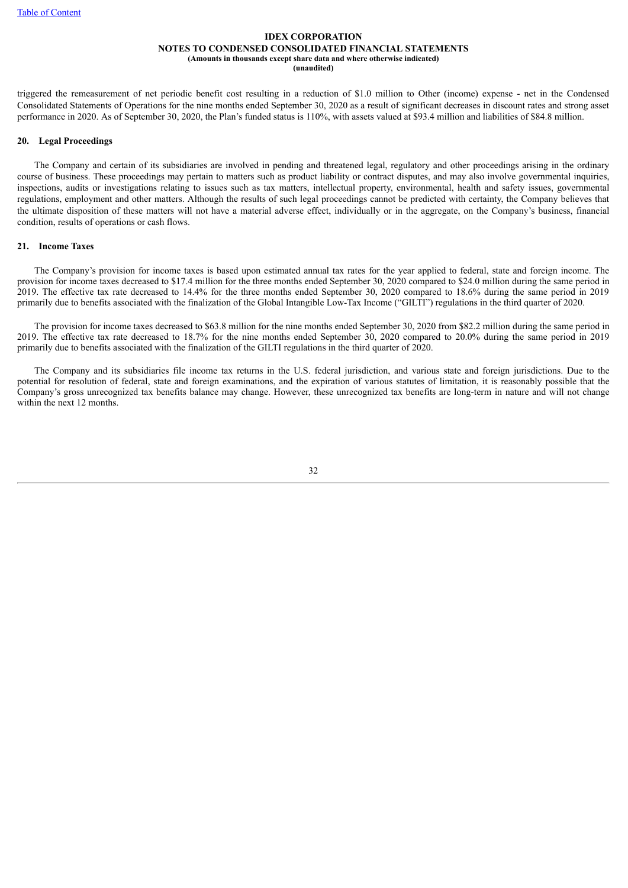triggered the remeasurement of net periodic benefit cost resulting in a reduction of $1.0 million to Other (income) expense - net in the Condensed Consolidated Statements of Operations for the nine months ended September 30, 2020 as a result of significant decreases in discount rates and strong asset performance in 2020. As of September 30, 2020, the Plan's funded status is 110%, with assets valued at $93.4 million and liabilities of $84.8 million.

## 20. Legal Proceedings

The Company and certain of its subsidiaries are involved in pending and threatened legal, regulatory and other proceedings arising in the ordinary course of business. These proceedings may pertain to matters such as product liability or contract disputes, and may also involve governmental inquiries, inspections, audits or investigations relating to issues such as tax matters, intellectual property, environmental, health and safety issues, governmental regulations, employment and other matters. Although the results of such legal proceedings cannot be predicted with certainty, the Company believes that the ultimate disposition of these matters will not have a material adverse effect, individually or in the aggregate, on the Company's business, financial condition, results of operations or cash flows.

## 21. Income Taxes

The Company's provision for income taxes is based upon estimated annual tax rates for the year applied to federal, state and foreign income. The provision for income taxes decreased to $17.4 million for the three months ended September 30, 2020 compared to $24.0 million during the same period in 2019. The effective tax rate decreased to 14.4% for the three months ended September 30, 2020 compared to 18.6% during the same period in 2019 primarily due to benefits associated with the finalization of the Global Intangible Low-Tax Income ("GILTI") regulations in the third quarter of 2020.

The provision for income taxes decreased to $63.8 million for the nine months ended September 30, 2020 from $82.2 million during the same period in 2019. The effective tax rate decreased to 18.7% for the nine months ended September 30, 2020 compared to 20.0% during the same period in 2019 primarily due to benefits associated with the finalization of the GILTI regulations in the third quarter of 2020.

The Company and its subsidiaries file income tax returns in the U.S. federal jurisdiction, and various state and foreign jurisdictions. Due to the potential for resolution of federal, state and foreign examinations, and the expiration of various statutes of limitation, it is reasonably possible that the Company's gross unrecognized tax benefits balance may change. However, these unrecognized tax benefits are long-term in nature and will not change within the next 12 months.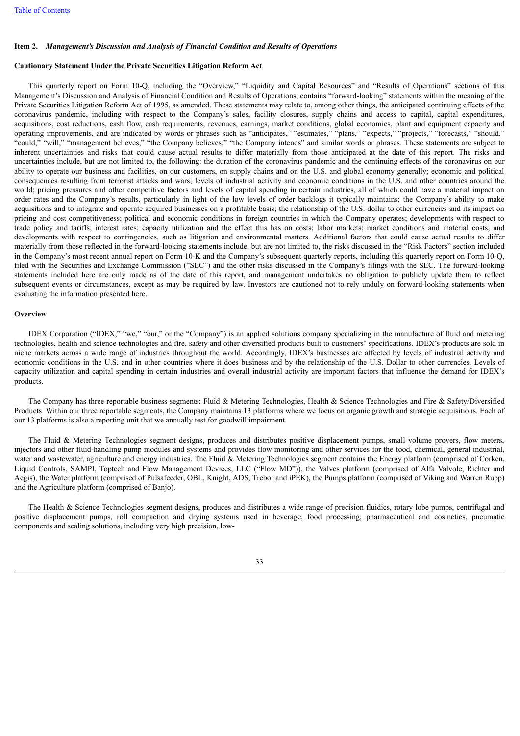## Item 2. *Management's Discussion and Analysis of Financial Condition and Results of Operations*

### Cautionary Statement Under the Private Securities Litigation Reform Act

This quarterly report on Form 10-Q, including the "Overview," "Liquidity and Capital Resources" and "Results of Operations" sections of this Management's Discussion and Analysis of Financial Condition and Results of Operations, contains "forward-looking" statements within the meaning of the Private Securities Litigation Reform Act of 1995, as amended. These statements may relate to, among other things, the anticipated continuing effects of the coronavirus pandemic, including with respect to the Company's sales, facility closures, supply chains and access to capital, capital expenditures, acquisitions, cost reductions, cash flow, cash requirements, revenues, earnings, market conditions, global economies, plant and equipment capacity and operating improvements, and are indicated by words or phrases such as "anticipates," "estimates," "plans," "expects," "projects," "forecasts," "should," "could," "will," "management believes," "the Company believes," "the Company intends" and similar words or phrases. These statements are subject to inherent uncertainties and risks that could cause actual results to differ materially from those anticipated at the date of this report. The risks and uncertainties include, but are not limited to, the following: the duration of the coronavirus pandemic and the continuing effects of the coronavirus on our ability to operate our business and facilities, on our customers, on supply chains and on the U.S. and global economy generally; economic and political consequences resulting from terrorist attacks and wars; levels of industrial activity and economic conditions in the U.S. and other countries around the world; pricing pressures and other competitive factors and levels of capital spending in certain industries, all of which could have a material impact on order rates and the Company's results, particularly in light of the low levels of order backlogs it typically maintains; the Company's ability to make acquisitions and to integrate and operate acquired businesses on a profitable basis; the relationship of the U.S. dollar to other currencies and its impact on pricing and cost competitiveness; political and economic conditions in foreign countries in which the Company operates; developments with respect to trade policy and tariffs; interest rates; capacity utilization and the effect this has on costs; labor markets; market conditions and material costs; and developments with respect to contingencies, such as litigation and environmental matters. Additional factors that could cause actual results to differ materially from those reflected in the forward-looking statements include, but are not limited to, the risks discussed in the "Risk Factors" section included in the Company's most recent annual report on Form 10-K and the Company's subsequent quarterly reports, including this quarterly report on Form 10-Q, filed with the Securities and Exchange Commission ("SEC") and the other risks discussed in the Company's filings with the SEC. The forward-looking statements included here are only made as of the date of this report, and management undertakes no obligation to publicly update them to reflect subsequent events or circumstances, except as may be required by law. Investors are cautioned not to rely unduly on forward-looking statements when evaluating the information presented here.

### Overview

IDEX Corporation ("IDEX," "we," "our," or the "Company") is an applied solutions company specializing in the manufacture of fluid and metering technologies, health and science technologies and fire, safety and other diversified products built to customers' specifications. IDEX's products are sold in niche markets across a wide range of industries throughout the world. Accordingly, IDEX's businesses are affected by levels of industrial activity and economic conditions in the U.S. and in other countries where it does business and by the relationship of the U.S. Dollar to other currencies. Levels of capacity utilization and capital spending in certain industries and overall industrial activity are important factors that influence the demand for IDEX's products.

The Company has three reportable business segments: Fluid & Metering Technologies, Health & Science Technologies and Fire & Safety/Diversified Products. Within our three reportable segments, the Company maintains 13 platforms where we focus on organic growth and strategic acquisitions. Each of our 13 platforms is also a reporting unit that we annually test for goodwill impairment.

The Fluid & Metering Technologies segment designs, produces and distributes positive displacement pumps, small volume provers, flow meters, injectors and other fluid-handling pump modules and systems and provides flow monitoring and other services for the food, chemical, general industrial, water and wastewater, agriculture and energy industries. The Fluid & Metering Technologies segment contains the Energy platform (comprised of Corken, Liquid Controls, SAMPI, Toptech and Flow Management Devices, LLC ("Flow MD")), the Valves platform (comprised of Alfa Valvole, Richter and Aegis), the Water platform (comprised of Pulsafeeder, OBL, Knight, ADS, Trebor and iPEK), the Pumps platform (comprised of Viking and Warren Rupp) and the Agriculture platform (comprised of Banjo).

The Health & Science Technologies segment designs, produces and distributes a wide range of precision fluidics, rotary lobe pumps, centrifugal and positive displacement pumps, roll compaction and drying systems used in beverage, food processing, pharmaceutical and cosmetics, pneumatic components and sealing solutions, including very high precision, low-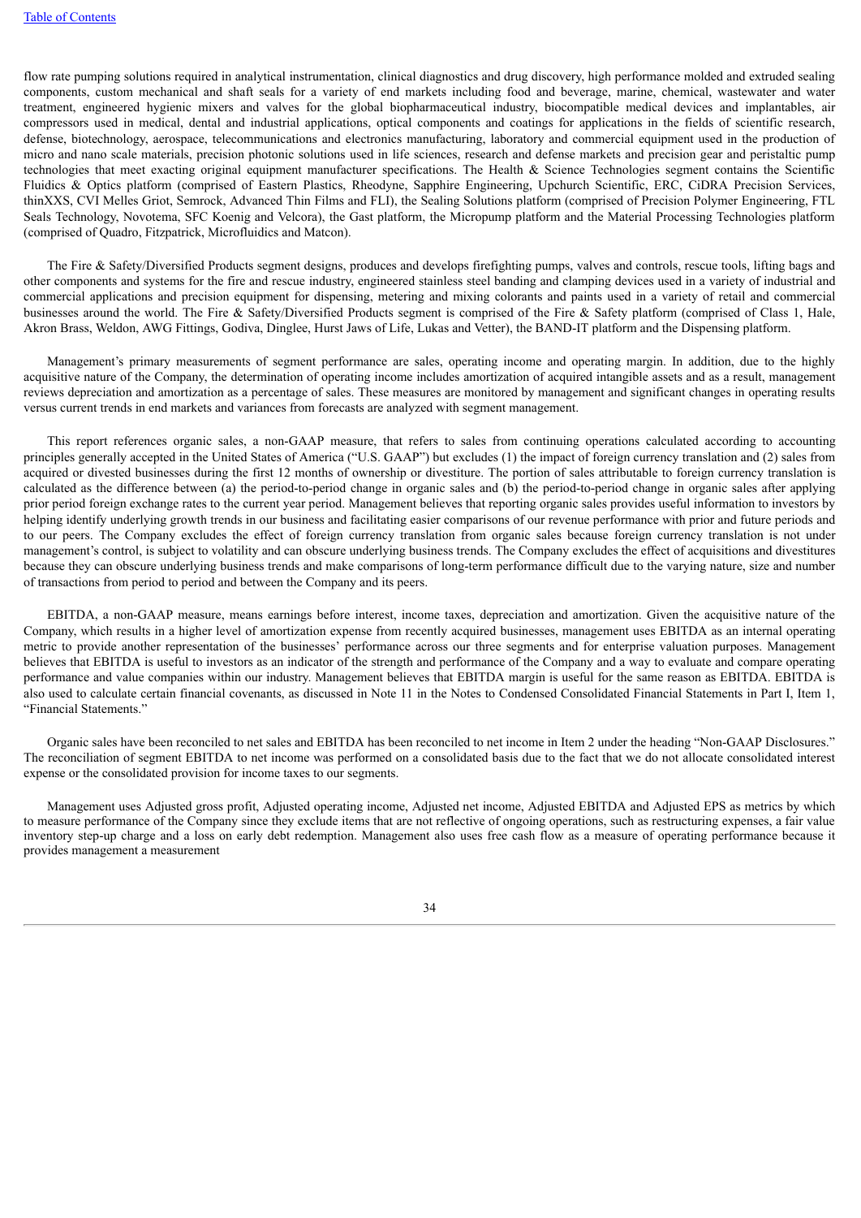flow rate pumping solutions required in analytical instrumentation, clinical diagnostics and drug discovery, high performance molded and extruded sealing components, custom mechanical and shaft seals for a variety of end markets including food and beverage, marine, chemical, wastewater and water treatment, engineered hygienic mixers and valves for the global biopharmaceutical industry, biocompatible medical devices and implantables, air compressors used in medical, dental and industrial applications, optical components and coatings for applications in the fields of scientific research, defense, biotechnology, aerospace, telecommunications and electronics manufacturing, laboratory and commercial equipment used in the production of micro and nano scale materials, precision photonic solutions used in life sciences, research and defense markets and precision gear and peristaltic pump technologies that meet exacting original equipment manufacturer specifications. The Health & Science Technologies segment contains the Scientific Fluidics & Optics platform (comprised of Eastern Plastics, Rheodyne, Sapphire Engineering, Upchurch Scientific, ERC, CiDRA Precision Services, thinXXS, CVI Melles Griot, Semrock, Advanced Thin Films and FLI), the Sealing Solutions platform (comprised of Precision Polymer Engineering, FTL Seals Technology, Novotema, SFC Koenig and Velcora), the Gast platform, the Micropump platform and the Material Processing Technologies platform (comprised of Quadro, Fitzpatrick, Microfluidics and Matcon).

The Fire & Safety/Diversified Products segment designs, produces and develops firefighting pumps, valves and controls, rescue tools, lifting bags and other components and systems for the fire and rescue industry, engineered stainless steel banding and clamping devices used in a variety of industrial and commercial applications and precision equipment for dispensing, metering and mixing colorants and paints used in a variety of retail and commercial businesses around the world. The Fire & Safety/Diversified Products segment is comprised of the Fire & Safety platform (comprised of Class 1, Hale, Akron Brass, Weldon, AWG Fittings, Godiva, Dinglee, Hurst Jaws of Life, Lukas and Vetter), the BAND-IT platform and the Dispensing platform.

Management's primary measurements of segment performance are sales, operating income and operating margin. In addition, due to the highly acquisitive nature of the Company, the determination of operating income includes amortization of acquired intangible assets and as a result, management reviews depreciation and amortization as a percentage of sales. These measures are monitored by management and significant changes in operating results versus current trends in end markets and variances from forecasts are analyzed with segment management.

This report references organic sales, a non-GAAP measure, that refers to sales from continuing operations calculated according to accounting principles generally accepted in the United States of America ("U.S. GAAP") but excludes (1) the impact of foreign currency translation and (2) sales from acquired or divested businesses during the first 12 months of ownership or divestiture. The portion of sales attributable to foreign currency translation is calculated as the difference between (a) the period-to-period change in organic sales and (b) the period-to-period change in organic sales after applying prior period foreign exchange rates to the current year period. Management believes that reporting organic sales provides useful information to investors by helping identify underlying growth trends in our business and facilitating easier comparisons of our revenue performance with prior and future periods and to our peers. The Company excludes the effect of foreign currency translation from organic sales because foreign currency translation is not under management's control, is subject to volatility and can obscure underlying business trends. The Company excludes the effect of acquisitions and divestitures because they can obscure underlying business trends and make comparisons of long-term performance difficult due to the varying nature, size and number of transactions from period to period and between the Company and its peers.

EBITDA, a non-GAAP measure, means earnings before interest, income taxes, depreciation and amortization. Given the acquisitive nature of the Company, which results in a higher level of amortization expense from recently acquired businesses, management uses EBITDA as an internal operating metric to provide another representation of the businesses' performance across our three segments and for enterprise valuation purposes. Management believes that EBITDA is useful to investors as an indicator of the strength and performance of the Company and a way to evaluate and compare operating performance and value companies within our industry. Management believes that EBITDA margin is useful for the same reason as EBITDA. EBITDA is also used to calculate certain financial covenants, as discussed in Note 11 in the Notes to Condensed Consolidated Financial Statements in Part I, Item 1, "Financial Statements."

Organic sales have been reconciled to net sales and EBITDA has been reconciled to net income in Item 2 under the heading "Non-GAAP Disclosures." The reconciliation of segment EBITDA to net income was performed on a consolidated basis due to the fact that we do not allocate consolidated interest expense or the consolidated provision for income taxes to our segments.

Management uses Adjusted gross profit, Adjusted operating income, Adjusted net income, Adjusted EBITDA and Adjusted EPS as metrics by which to measure performance of the Company since they exclude items that are not reflective of ongoing operations, such as restructuring expenses, a fair value inventory step-up charge and a loss on early debt redemption. Management also uses free cash flow as a measure of operating performance because it provides management a measurement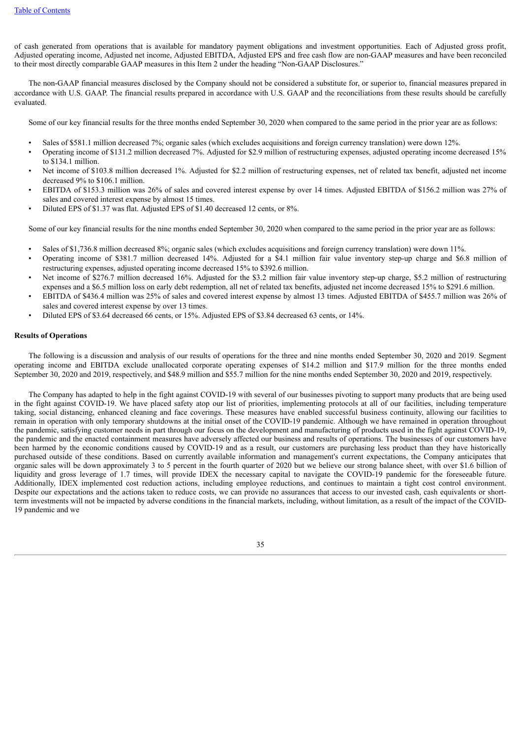of cash generated from operations that is available for mandatory payment obligations and investment opportunities. Each of Adjusted gross profit, Adjusted operating income, Adjusted net income, Adjusted EBITDA, Adjusted EPS and free cash flow are non-GAAP measures and have been reconciled to their most directly comparable GAAP measures in this Item 2 under the heading "Non-GAAP Disclosures."

The non-GAAP financial measures disclosed by the Company should not be considered a substitute for, or superior to, financial measures prepared in accordance with U.S. GAAP. The financial results prepared in accordance with U.S. GAAP and the reconciliations from these results should be carefully evaluated.

Some of our key financial results for the three months ended September 30, 2020 when compared to the same period in the prior year are as follows:

- Sales of $581.1 million decreased 7%; organic sales (which excludes acquisitions and foreign currency translation) were down 12%.
- Operating income of $131.2 million decreased 7%. Adjusted for $2.9 million of restructuring expenses, adjusted operating income decreased 15% to $134.1 million.
- Net income of $103.8 million decreased 1%. Adjusted for $2.2 million of restructuring expenses, net of related tax benefit, adjusted net income decreased 9% to $106.1 million.
- EBITDA of $153.3 million was 26% of sales and covered interest expense by over 14 times. Adjusted EBITDA of $156.2 million was 27% of sales and covered interest expense by almost 15 times.
- Diluted EPS of $1.37 was flat. Adjusted EPS of $1.40 decreased 12 cents, or 8%.

Some of our key financial results for the nine months ended September 30, 2020 when compared to the same period in the prior year are as follows:

- Sales of $1,736.8 million decreased 8%; organic sales (which excludes acquisitions and foreign currency translation) were down 11%.
- Operating income of $381.7 million decreased 14%. Adjusted for a $4.1 million fair value inventory step-up charge and $6.8 million of restructuring expenses, adjusted operating income decreased 15% to $392.6 million.
- Net income of $276.7 million decreased 16%. Adjusted for the $3.2 million fair value inventory step-up charge, $5.2 million of restructuring expenses and a $6.5 million loss on early debt redemption, all net of related tax benefits, adjusted net income decreased 15% to $291.6 million.
- EBITDA of $436.4 million was 25% of sales and covered interest expense by almost 13 times. Adjusted EBITDA of $455.7 million was 26% of sales and covered interest expense by over 13 times.
- Diluted EPS of $3.64 decreased 66 cents, or 15%. Adjusted EPS of $3.84 decreased 63 cents, or 14%.

**Results of Operations**

The following is a discussion and analysis of our results of operations for the three and nine months ended September 30, 2020 and 2019. Segment operating income and EBITDA exclude unallocated corporate operating expenses of $14.2 million and $17.9 million for the three months ended September 30, 2020 and 2019, respectively, and $48.9 million and $55.7 million for the nine months ended September 30, 2020 and 2019, respectively.

The Company has adapted to help in the fight against COVID-19 with several of our businesses pivoting to support many products that are being used in the fight against COVID-19. We have placed safety atop our list of priorities, implementing protocols at all of our facilities, including temperature taking, social distancing, enhanced cleaning and face coverings. These measures have enabled successful business continuity, allowing our facilities to remain in operation with only temporary shutdowns at the initial onset of the COVID-19 pandemic. Although we have remained in operation throughout the pandemic, satisfying customer needs in part through our focus on the development and manufacturing of products used in the fight against COVID-19, the pandemic and the enacted containment measures have adversely affected our business and results of operations. The businesses of our customers have been harmed by the economic conditions caused by COVID-19 and as a result, our customers are purchasing less product than they have historically purchased outside of these conditions. Based on currently available information and management's current expectations, the Company anticipates that organic sales will be down approximately 3 to 5 percent in the fourth quarter of 2020 but we believe our strong balance sheet, with over $1.6 billion of liquidity and gross leverage of 1.7 times, will provide IDEX the necessary capital to navigate the COVID-19 pandemic for the foreseeable future. Additionally, IDEX implemented cost reduction actions, including employee reductions, and continues to maintain a tight cost control environment. Despite our expectations and the actions taken to reduce costs, we can provide no assurances that access to our invested cash, cash equivalents or short-term investments will not be impacted by adverse conditions in the financial markets, including, without limitation, as a result of the impact of the COVID-19 pandemic and we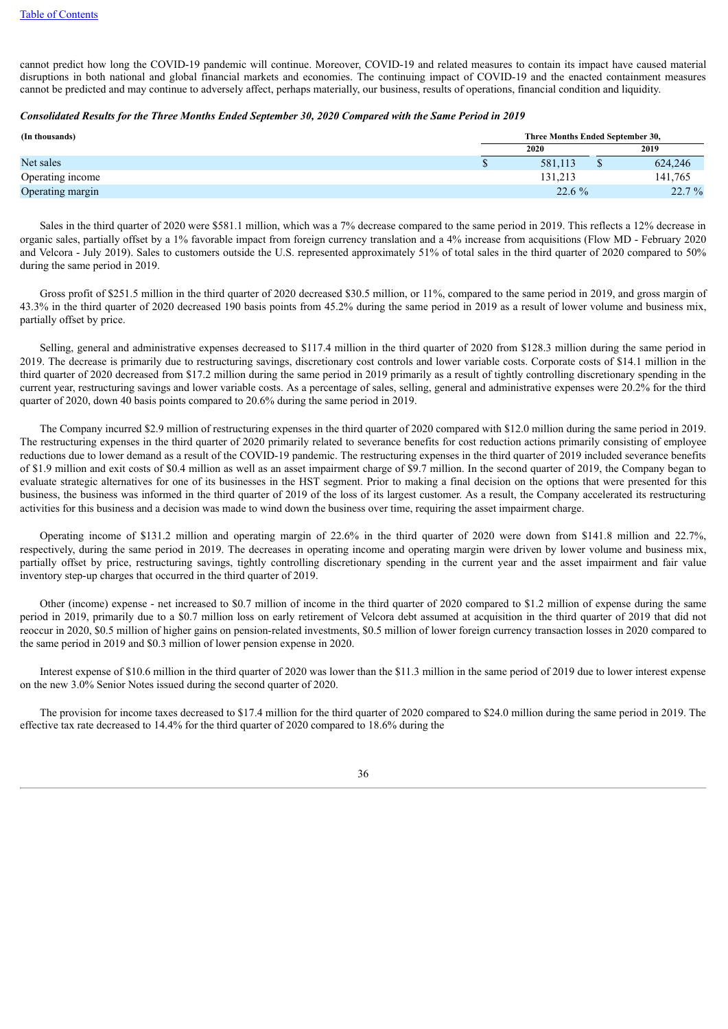cannot predict how long the COVID-19 pandemic will continue. Moreover, COVID-19 and related measures to contain its impact have caused material disruptions in both national and global financial markets and economies. The continuing impact of COVID-19 and the enacted containment measures cannot be predicted and may continue to adversely affect, perhaps materially, our business, results of operations, financial condition and liquidity.

***Consolidated Results for the Three Months Ended September 30, 2020 Compared with the Same Period in 2019***

| (In thousands) | Three Months Ended September 30, | |
|---|---|---|
| | 2020 | 2019 |
| Net sales | $ 581,113 | $ 624,246 |
| Operating income | 131,213 | 141,765 |
| Operating margin | 22.6 % | 22.7 % |

Sales in the third quarter of 2020 were $581.1 million, which was a 7% decrease compared to the same period in 2019. This reflects a 12% decrease in organic sales, partially offset by a 1% favorable impact from foreign currency translation and a 4% increase from acquisitions (Flow MD - February 2020 and Velcora - July 2019). Sales to customers outside the U.S. represented approximately 51% of total sales in the third quarter of 2020 compared to 50% during the same period in 2019.

Gross profit of $251.5 million in the third quarter of 2020 decreased $30.5 million, or 11%, compared to the same period in 2019, and gross margin of 43.3% in the third quarter of 2020 decreased 190 basis points from 45.2% during the same period in 2019 as a result of lower volume and business mix, partially offset by price.

Selling, general and administrative expenses decreased to $117.4 million in the third quarter of 2020 from $128.3 million during the same period in 2019. The decrease is primarily due to restructuring savings, discretionary cost controls and lower variable costs. Corporate costs of $14.1 million in the third quarter of 2020 decreased from $17.2 million during the same period in 2019 primarily as a result of tightly controlling discretionary spending in the current year, restructuring savings and lower variable costs. As a percentage of sales, selling, general and administrative expenses were 20.2% for the third quarter of 2020, down 40 basis points compared to 20.6% during the same period in 2019.

The Company incurred $2.9 million of restructuring expenses in the third quarter of 2020 compared with $12.0 million during the same period in 2019. The restructuring expenses in the third quarter of 2020 primarily related to severance benefits for cost reduction actions primarily consisting of employee reductions due to lower demand as a result of the COVID-19 pandemic. The restructuring expenses in the third quarter of 2019 included severance benefits of $1.9 million and exit costs of $0.4 million as well as an asset impairment charge of $9.7 million. In the second quarter of 2019, the Company began to evaluate strategic alternatives for one of its businesses in the HST segment. Prior to making a final decision on the options that were presented for this business, the business was informed in the third quarter of 2019 of the loss of its largest customer. As a result, the Company accelerated its restructuring activities for this business and a decision was made to wind down the business over time, requiring the asset impairment charge.

Operating income of $131.2 million and operating margin of 22.6% in the third quarter of 2020 were down from $141.8 million and 22.7%, respectively, during the same period in 2019. The decreases in operating income and operating margin were driven by lower volume and business mix, partially offset by price, restructuring savings, tightly controlling discretionary spending in the current year and the asset impairment and fair value inventory step-up charges that occurred in the third quarter of 2019.

Other (income) expense - net increased to $0.7 million of income in the third quarter of 2020 compared to $1.2 million of expense during the same period in 2019, primarily due to a $0.7 million loss on early retirement of Velcora debt assumed at acquisition in the third quarter of 2019 that did not reoccur in 2020, $0.5 million of higher gains on pension-related investments, $0.5 million of lower foreign currency transaction losses in 2020 compared to the same period in 2019 and $0.3 million of lower pension expense in 2020.

Interest expense of $10.6 million in the third quarter of 2020 was lower than the $11.3 million in the same period of 2019 due to lower interest expense on the new 3.0% Senior Notes issued during the second quarter of 2020.

The provision for income taxes decreased to $17.4 million for the third quarter of 2020 compared to $24.0 million during the same period in 2019. The effective tax rate decreased to 14.4% for the third quarter of 2020 compared to 18.6% during the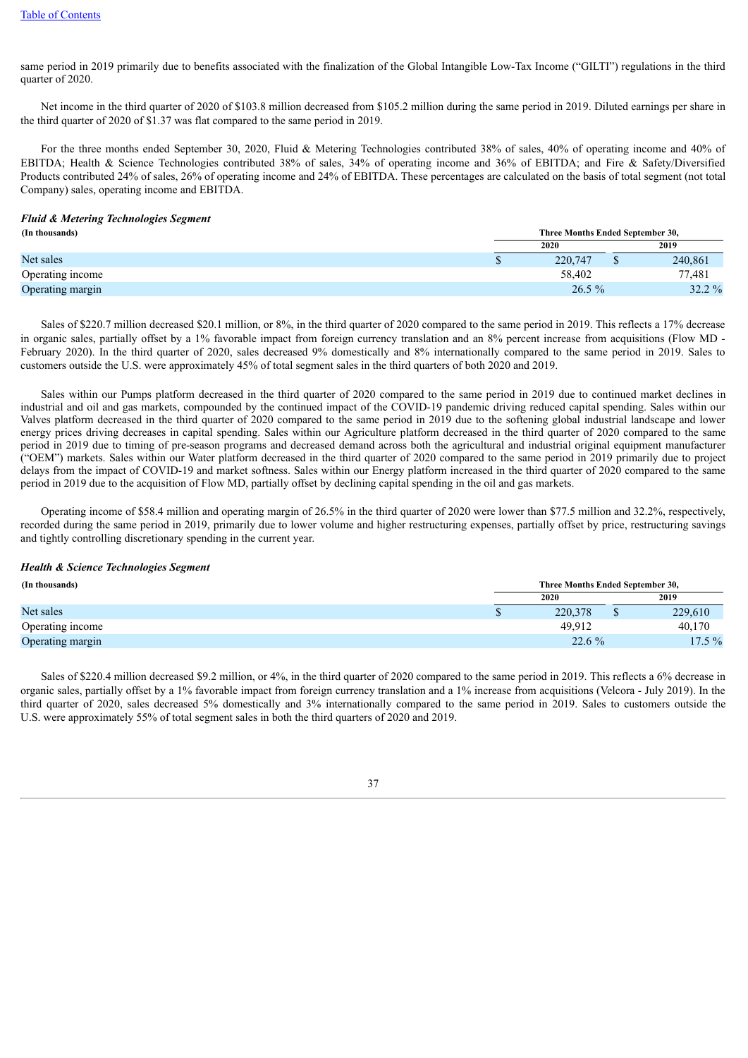same period in 2019 primarily due to benefits associated with the finalization of the Global Intangible Low-Tax Income ("GILTI") regulations in the third quarter of 2020.

Net income in the third quarter of 2020 of $103.8 million decreased from $105.2 million during the same period in 2019. Diluted earnings per share in the third quarter of 2020 of $1.37 was flat compared to the same period in 2019.

For the three months ended September 30, 2020, Fluid & Metering Technologies contributed 38% of sales, 40% of operating income and 40% of EBITDA; Health & Science Technologies contributed 38% of sales, 34% of operating income and 36% of EBITDA; and Fire & Safety/Diversified Products contributed 24% of sales, 26% of operating income and 24% of EBITDA. These percentages are calculated on the basis of total segment (not total Company) sales, operating income and EBITDA.

### *Fluid & Metering Technologies Segment*

| (In thousands) | Three Months Ended September 30, | |
|---|---|---|
| | 2020 | 2019 |
| Net sales | $ 220,747 | $ 240,861 |
| Operating income | 58,402 | 77,481 |
| Operating margin | 26.5 % | 32.2 % |

Sales of $220.7 million decreased $20.1 million, or 8%, in the third quarter of 2020 compared to the same period in 2019. This reflects a 17% decrease in organic sales, partially offset by a 1% favorable impact from foreign currency translation and an 8% percent increase from acquisitions (Flow MD - February 2020). In the third quarter of 2020, sales decreased 9% domestically and 8% internationally compared to the same period in 2019. Sales to customers outside the U.S. were approximately 45% of total segment sales in the third quarters of both 2020 and 2019.

Sales within our Pumps platform decreased in the third quarter of 2020 compared to the same period in 2019 due to continued market declines in industrial and oil and gas markets, compounded by the continued impact of the COVID-19 pandemic driving reduced capital spending. Sales within our Valves platform decreased in the third quarter of 2020 compared to the same period in 2019 due to the softening global industrial landscape and lower energy prices driving decreases in capital spending. Sales within our Agriculture platform decreased in the third quarter of 2020 compared to the same period in 2019 due to timing of pre-season programs and decreased demand across both the agricultural and industrial original equipment manufacturer ("OEM") markets. Sales within our Water platform decreased in the third quarter of 2020 compared to the same period in 2019 primarily due to project delays from the impact of COVID-19 and market softness. Sales within our Energy platform increased in the third quarter of 2020 compared to the same period in 2019 due to the acquisition of Flow MD, partially offset by declining capital spending in the oil and gas markets.

Operating income of $58.4 million and operating margin of 26.5% in the third quarter of 2020 were lower than $77.5 million and 32.2%, respectively, recorded during the same period in 2019, primarily due to lower volume and higher restructuring expenses, partially offset by price, restructuring savings and tightly controlling discretionary spending in the current year.

### *Health & Science Technologies Segment*

| (In thousands) | Three Months Ended September 30, | |
|---|---|---|
| | 2020 | 2019 |
| Net sales | $ 220,378 | $ 229,610 |
| Operating income | 49,912 | 40,170 |
| Operating margin | 22.6 % | 17.5 % |

Sales of $220.4 million decreased $9.2 million, or 4%, in the third quarter of 2020 compared to the same period in 2019. This reflects a 6% decrease in organic sales, partially offset by a 1% favorable impact from foreign currency translation and a 1% increase from acquisitions (Velcora - July 2019). In the third quarter of 2020, sales decreased 5% domestically and 3% internationally compared to the same period in 2019. Sales to customers outside the U.S. were approximately 55% of total segment sales in both the third quarters of 2020 and 2019.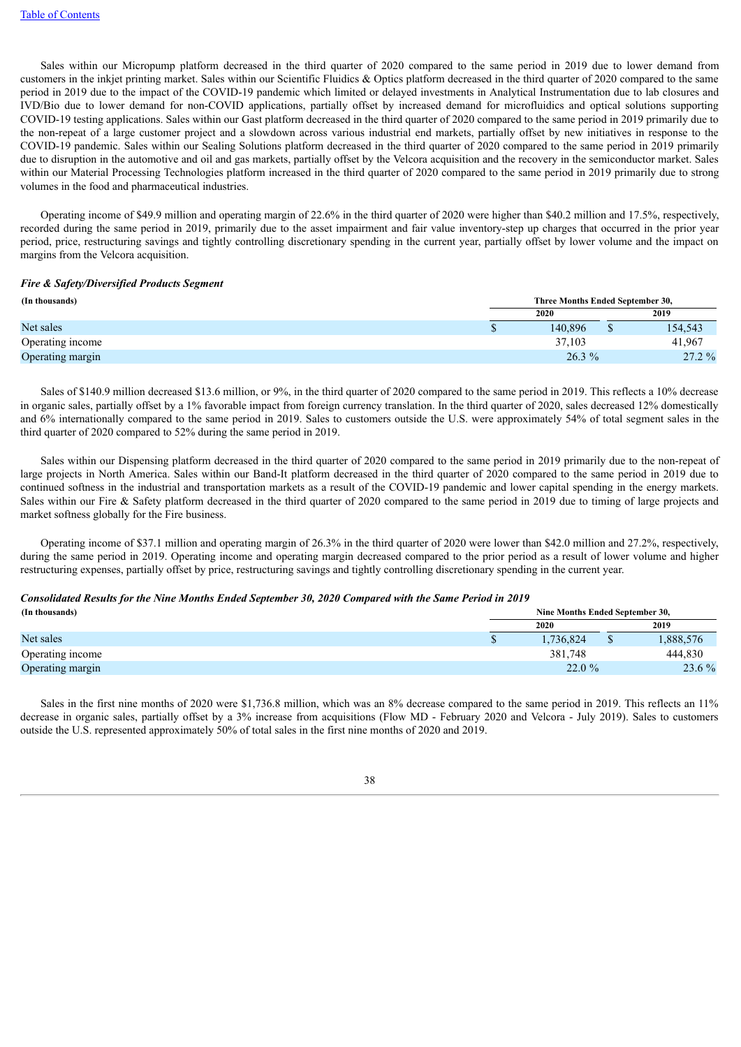Sales within our Micropump platform decreased in the third quarter of 2020 compared to the same period in 2019 due to lower demand from customers in the inkjet printing market. Sales within our Scientific Fluidics & Optics platform decreased in the third quarter of 2020 compared to the same period in 2019 due to the impact of the COVID-19 pandemic which limited or delayed investments in Analytical Instrumentation due to lab closures and IVD/Bio due to lower demand for non-COVID applications, partially offset by increased demand for microfluidics and optical solutions supporting COVID-19 testing applications. Sales within our Gast platform decreased in the third quarter of 2020 compared to the same period in 2019 primarily due to the non-repeat of a large customer project and a slowdown across various industrial end markets, partially offset by new initiatives in response to the COVID-19 pandemic. Sales within our Sealing Solutions platform decreased in the third quarter of 2020 compared to the same period in 2019 primarily due to disruption in the automotive and oil and gas markets, partially offset by the Velcora acquisition and the recovery in the semiconductor market. Sales within our Material Processing Technologies platform increased in the third quarter of 2020 compared to the same period in 2019 primarily due to strong volumes in the food and pharmaceutical industries.

Operating income of $49.9 million and operating margin of 22.6% in the third quarter of 2020 were higher than $40.2 million and 17.5%, respectively, recorded during the same period in 2019, primarily due to the asset impairment and fair value inventory-step up charges that occurred in the prior year period, price, restructuring savings and tightly controlling discretionary spending in the current year, partially offset by lower volume and the impact on margins from the Velcora acquisition.

***Fire & Safety/Diversified Products Segment***

| (In thousands) | Three Months Ended September 30, | |
|---|---|---|
| | 2020 | 2019 |
| Net sales | $ 140,896 | $ 154,543 |
| Operating income | 37,103 | 41,967 |
| Operating margin | 26.3 % | 27.2 % |

Sales of $140.9 million decreased $13.6 million, or 9%, in the third quarter of 2020 compared to the same period in 2019. This reflects a 10% decrease in organic sales, partially offset by a 1% favorable impact from foreign currency translation. In the third quarter of 2020, sales decreased 12% domestically and 6% internationally compared to the same period in 2019. Sales to customers outside the U.S. were approximately 54% of total segment sales in the third quarter of 2020 compared to 52% during the same period in 2019.

Sales within our Dispensing platform decreased in the third quarter of 2020 compared to the same period in 2019 primarily due to the non-repeat of large projects in North America. Sales within our Band-It platform decreased in the third quarter of 2020 compared to the same period in 2019 due to continued softness in the industrial and transportation markets as a result of the COVID-19 pandemic and lower capital spending in the energy markets. Sales within our Fire & Safety platform decreased in the third quarter of 2020 compared to the same period in 2019 due to timing of large projects and market softness globally for the Fire business.

Operating income of $37.1 million and operating margin of 26.3% in the third quarter of 2020 were lower than $42.0 million and 27.2%, respectively, during the same period in 2019. Operating income and operating margin decreased compared to the prior period as a result of lower volume and higher restructuring expenses, partially offset by price, restructuring savings and tightly controlling discretionary spending in the current year.

***Consolidated Results for the Nine Months Ended September 30, 2020 Compared with the Same Period in 2019***

| (In thousands) | Nine Months Ended September 30, | |
|---|---|---|
| | 2020 | 2019 |
| Net sales | $ 1,736,824 | $ 1,888,576 |
| Operating income | 381,748 | 444,830 |
| Operating margin | 22.0 % | 23.6 % |

Sales in the first nine months of 2020 were $1,736.8 million, which was an 8% decrease compared to the same period in 2019. This reflects an 11% decrease in organic sales, partially offset by a 3% increase from acquisitions (Flow MD - February 2020 and Velcora - July 2019). Sales to customers outside the U.S. represented approximately 50% of total sales in the first nine months of 2020 and 2019.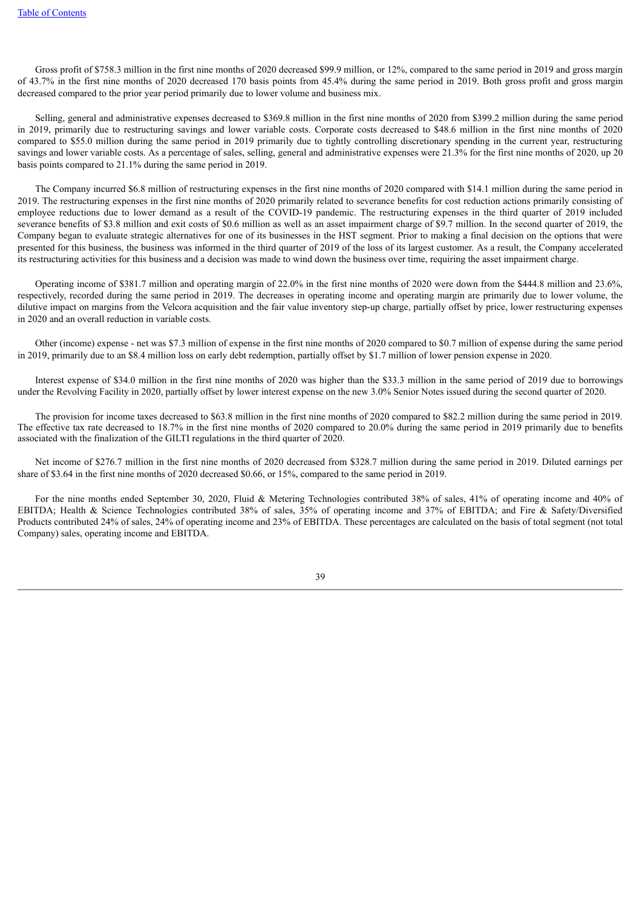Gross profit of $758.3 million in the first nine months of 2020 decreased $99.9 million, or 12%, compared to the same period in 2019 and gross margin of 43.7% in the first nine months of 2020 decreased 170 basis points from 45.4% during the same period in 2019. Both gross profit and gross margin decreased compared to the prior year period primarily due to lower volume and business mix.

Selling, general and administrative expenses decreased to $369.8 million in the first nine months of 2020 from $399.2 million during the same period in 2019, primarily due to restructuring savings and lower variable costs. Corporate costs decreased to $48.6 million in the first nine months of 2020 compared to $55.0 million during the same period in 2019 primarily due to tightly controlling discretionary spending in the current year, restructuring savings and lower variable costs. As a percentage of sales, selling, general and administrative expenses were 21.3% for the first nine months of 2020, up 20 basis points compared to 21.1% during the same period in 2019.

The Company incurred $6.8 million of restructuring expenses in the first nine months of 2020 compared with $14.1 million during the same period in 2019. The restructuring expenses in the first nine months of 2020 primarily related to severance benefits for cost reduction actions primarily consisting of employee reductions due to lower demand as a result of the COVID-19 pandemic. The restructuring expenses in the third quarter of 2019 included severance benefits of $3.8 million and exit costs of $0.6 million as well as an asset impairment charge of $9.7 million. In the second quarter of 2019, the Company began to evaluate strategic alternatives for one of its businesses in the HST segment. Prior to making a final decision on the options that were presented for this business, the business was informed in the third quarter of 2019 of the loss of its largest customer. As a result, the Company accelerated its restructuring activities for this business and a decision was made to wind down the business over time, requiring the asset impairment charge.

Operating income of $381.7 million and operating margin of 22.0% in the first nine months of 2020 were down from the $444.8 million and 23.6%, respectively, recorded during the same period in 2019. The decreases in operating income and operating margin are primarily due to lower volume, the dilutive impact on margins from the Velcora acquisition and the fair value inventory step-up charge, partially offset by price, lower restructuring expenses in 2020 and an overall reduction in variable costs.

Other (income) expense - net was $7.3 million of expense in the first nine months of 2020 compared to $0.7 million of expense during the same period in 2019, primarily due to an $8.4 million loss on early debt redemption, partially offset by $1.7 million of lower pension expense in 2020.

Interest expense of $34.0 million in the first nine months of 2020 was higher than the $33.3 million in the same period of 2019 due to borrowings under the Revolving Facility in 2020, partially offset by lower interest expense on the new 3.0% Senior Notes issued during the second quarter of 2020.

The provision for income taxes decreased to $63.8 million in the first nine months of 2020 compared to $82.2 million during the same period in 2019. The effective tax rate decreased to 18.7% in the first nine months of 2020 compared to 20.0% during the same period in 2019 primarily due to benefits associated with the finalization of the GILTI regulations in the third quarter of 2020.

Net income of $276.7 million in the first nine months of 2020 decreased from $328.7 million during the same period in 2019. Diluted earnings per share of $3.64 in the first nine months of 2020 decreased $0.66, or 15%, compared to the same period in 2019.

For the nine months ended September 30, 2020, Fluid & Metering Technologies contributed 38% of sales, 41% of operating income and 40% of EBITDA; Health & Science Technologies contributed 38% of sales, 35% of operating income and 37% of EBITDA; and Fire & Safety/Diversified Products contributed 24% of sales, 24% of operating income and 23% of EBITDA. These percentages are calculated on the basis of total segment (not total Company) sales, operating income and EBITDA.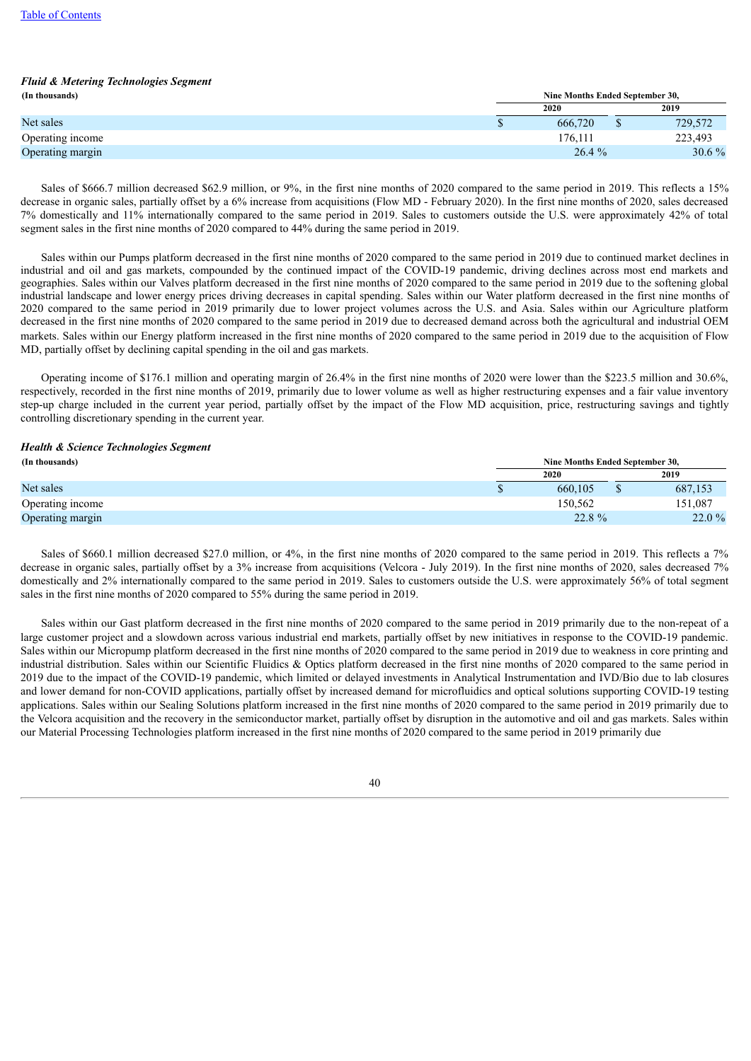***Fluid & Metering Technologies Segment***

| (In thousands) | Nine Months Ended September 30, | |
|---|---|---|
| | 2020 | 2019 |
| Net sales | $ 666,720 | $ 729,572 |
| Operating income | 176,111 | 223,493 |
| Operating margin | 26.4 % | 30.6 % |

Sales of $666.7 million decreased $62.9 million, or 9%, in the first nine months of 2020 compared to the same period in 2019. This reflects a 15% decrease in organic sales, partially offset by a 6% increase from acquisitions (Flow MD - February 2020). In the first nine months of 2020, sales decreased 7% domestically and 11% internationally compared to the same period in 2019. Sales to customers outside the U.S. were approximately 42% of total segment sales in the first nine months of 2020 compared to 44% during the same period in 2019.

Sales within our Pumps platform decreased in the first nine months of 2020 compared to the same period in 2019 due to continued market declines in industrial and oil and gas markets, compounded by the continued impact of the COVID-19 pandemic, driving declines across most end markets and geographies. Sales within our Valves platform decreased in the first nine months of 2020 compared to the same period in 2019 due to the softening global industrial landscape and lower energy prices driving decreases in capital spending. Sales within our Water platform decreased in the first nine months of 2020 compared to the same period in 2019 primarily due to lower project volumes across the U.S. and Asia. Sales within our Agriculture platform decreased in the first nine months of 2020 compared to the same period in 2019 due to decreased demand across both the agricultural and industrial OEM markets. Sales within our Energy platform increased in the first nine months of 2020 compared to the same period in 2019 due to the acquisition of Flow MD, partially offset by declining capital spending in the oil and gas markets.

Operating income of $176.1 million and operating margin of 26.4% in the first nine months of 2020 were lower than the $223.5 million and 30.6%, respectively, recorded in the first nine months of 2019, primarily due to lower volume as well as higher restructuring expenses and a fair value inventory step-up charge included in the current year period, partially offset by the impact of the Flow MD acquisition, price, restructuring savings and tightly controlling discretionary spending in the current year.

***Health & Science Technologies Segment***

| (In thousands) | Nine Months Ended September 30, | |
|---|---|---|
| | 2020 | 2019 |
| Net sales | $ 660,105 | $ 687,153 |
| Operating income | 150,562 | 151,087 |
| Operating margin | 22.8 % | 22.0 % |

Sales of $660.1 million decreased $27.0 million, or 4%, in the first nine months of 2020 compared to the same period in 2019. This reflects a 7% decrease in organic sales, partially offset by a 3% increase from acquisitions (Velcora - July 2019). In the first nine months of 2020, sales decreased 7% domestically and 2% internationally compared to the same period in 2019. Sales to customers outside the U.S. were approximately 56% of total segment sales in the first nine months of 2020 compared to 55% during the same period in 2019.

Sales within our Gast platform decreased in the first nine months of 2020 compared to the same period in 2019 primarily due to the non-repeat of a large customer project and a slowdown across various industrial end markets, partially offset by new initiatives in response to the COVID-19 pandemic. Sales within our Micropump platform decreased in the first nine months of 2020 compared to the same period in 2019 due to weakness in core printing and industrial distribution. Sales within our Scientific Fluidics & Optics platform decreased in the first nine months of 2020 compared to the same period in 2019 due to the impact of the COVID-19 pandemic, which limited or delayed investments in Analytical Instrumentation and IVD/Bio due to lab closures and lower demand for non-COVID applications, partially offset by increased demand for microfluidics and optical solutions supporting COVID-19 testing applications. Sales within our Sealing Solutions platform increased in the first nine months of 2020 compared to the same period in 2019 primarily due to the Velcora acquisition and the recovery in the semiconductor market, partially offset by disruption in the automotive and oil and gas markets. Sales within our Material Processing Technologies platform increased in the first nine months of 2020 compared to the same period in 2019 primarily due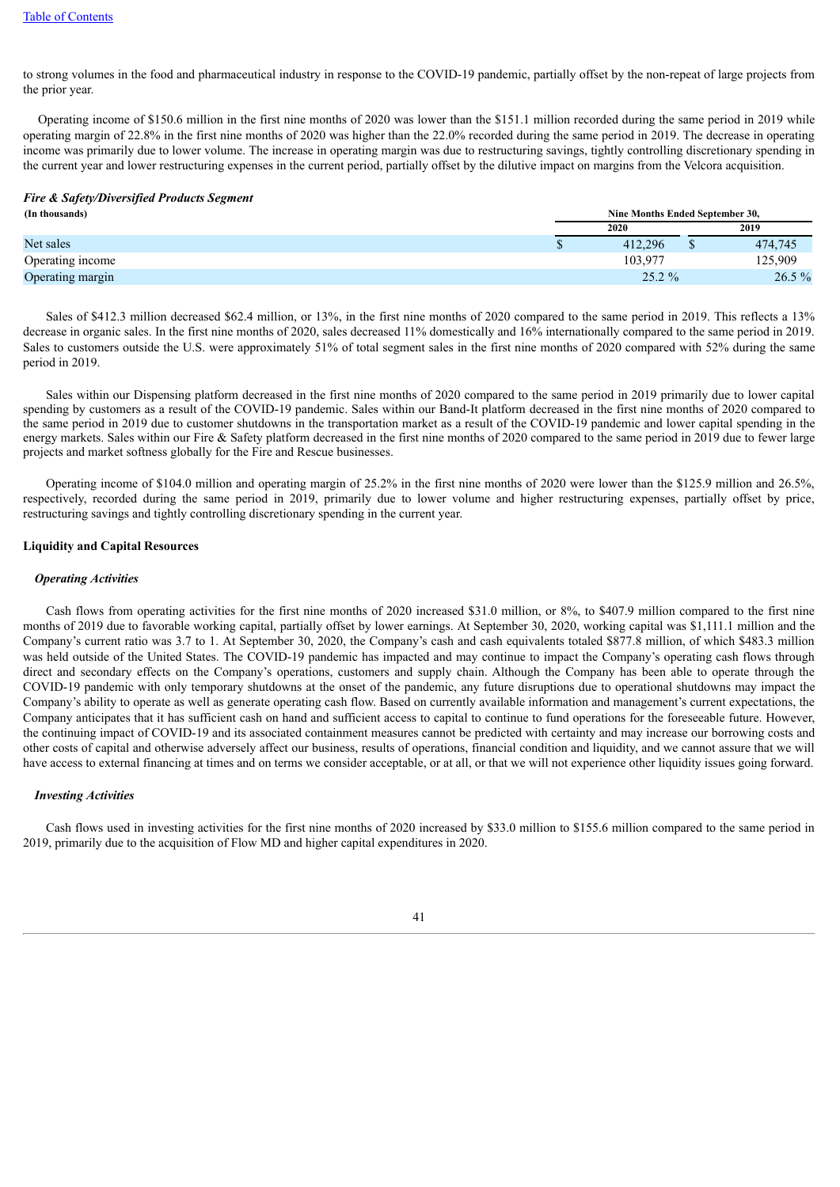to strong volumes in the food and pharmaceutical industry in response to the COVID-19 pandemic, partially offset by the non-repeat of large projects from the prior year.

Operating income of $150.6 million in the first nine months of 2020 was lower than the $151.1 million recorded during the same period in 2019 while operating margin of 22.8% in the first nine months of 2020 was higher than the 22.0% recorded during the same period in 2019. The decrease in operating income was primarily due to lower volume. The increase in operating margin was due to restructuring savings, tightly controlling discretionary spending in the current year and lower restructuring expenses in the current period, partially offset by the dilutive impact on margins from the Velcora acquisition.

***Fire & Safety/Diversified Products Segment***

| (In thousands) | Nine Months Ended September 30, | |
|---|---|---|
| | 2020 | 2019 |
| Net sales | $ 412,296 | $ 474,745 |
| Operating income | 103,977 | 125,909 |
| Operating margin | 25.2 % | 26.5 % |

Sales of $412.3 million decreased $62.4 million, or 13%, in the first nine months of 2020 compared to the same period in 2019. This reflects a 13% decrease in organic sales. In the first nine months of 2020, sales decreased 11% domestically and 16% internationally compared to the same period in 2019. Sales to customers outside the U.S. were approximately 51% of total segment sales in the first nine months of 2020 compared with 52% during the same period in 2019.

Sales within our Dispensing platform decreased in the first nine months of 2020 compared to the same period in 2019 primarily due to lower capital spending by customers as a result of the COVID-19 pandemic. Sales within our Band-It platform decreased in the first nine months of 2020 compared to the same period in 2019 due to customer shutdowns in the transportation market as a result of the COVID-19 pandemic and lower capital spending in the energy markets. Sales within our Fire & Safety platform decreased in the first nine months of 2020 compared to the same period in 2019 due to fewer large projects and market softness globally for the Fire and Rescue businesses.

Operating income of $104.0 million and operating margin of 25.2% in the first nine months of 2020 were lower than the $125.9 million and 26.5%, respectively, recorded during the same period in 2019, primarily due to lower volume and higher restructuring expenses, partially offset by price, restructuring savings and tightly controlling discretionary spending in the current year.

**Liquidity and Capital Resources**

***Operating Activities***

Cash flows from operating activities for the first nine months of 2020 increased $31.0 million, or 8%, to $407.9 million compared to the first nine months of 2019 due to favorable working capital, partially offset by lower earnings. At September 30, 2020, working capital was $1,111.1 million and the Company's current ratio was 3.7 to 1. At September 30, 2020, the Company's cash and cash equivalents totaled $877.8 million, of which $483.3 million was held outside of the United States. The COVID-19 pandemic has impacted and may continue to impact the Company's operating cash flows through direct and secondary effects on the Company's operations, customers and supply chain. Although the Company has been able to operate through the COVID-19 pandemic with only temporary shutdowns at the onset of the pandemic, any future disruptions due to operational shutdowns may impact the Company's ability to operate as well as generate operating cash flow. Based on currently available information and management's current expectations, the Company anticipates that it has sufficient cash on hand and sufficient access to capital to continue to fund operations for the foreseeable future. However, the continuing impact of COVID-19 and its associated containment measures cannot be predicted with certainty and may increase our borrowing costs and other costs of capital and otherwise adversely affect our business, results of operations, financial condition and liquidity, and we cannot assure that we will have access to external financing at times and on terms we consider acceptable, or at all, or that we will not experience other liquidity issues going forward.

***Investing Activities***

Cash flows used in investing activities for the first nine months of 2020 increased by $33.0 million to $155.6 million compared to the same period in 2019, primarily due to the acquisition of Flow MD and higher capital expenditures in 2020.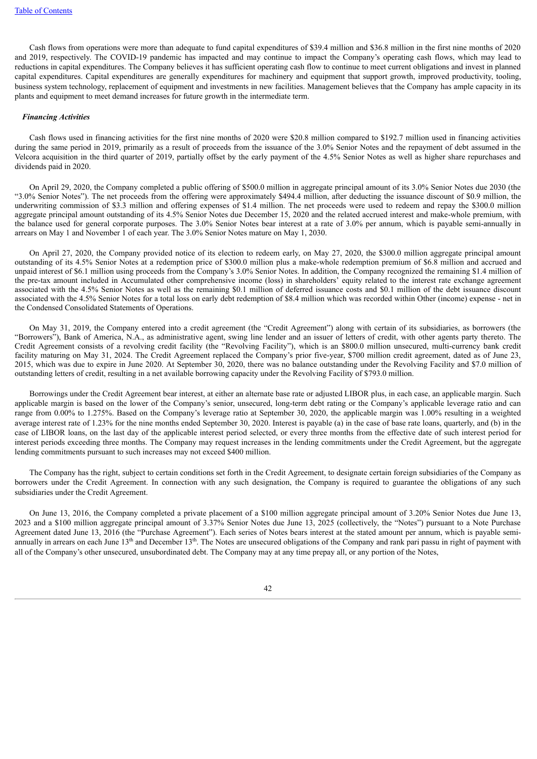Cash flows from operations were more than adequate to fund capital expenditures of $39.4 million and $36.8 million in the first nine months of 2020 and 2019, respectively. The COVID-19 pandemic has impacted and may continue to impact the Company's operating cash flows, which may lead to reductions in capital expenditures. The Company believes it has sufficient operating cash flow to continue to meet current obligations and invest in planned capital expenditures. Capital expenditures are generally expenditures for machinery and equipment that support growth, improved productivity, tooling, business system technology, replacement of equipment and investments in new facilities. Management believes that the Company has ample capacity in its plants and equipment to meet demand increases for future growth in the intermediate term.

***Financing Activities***

Cash flows used in financing activities for the first nine months of 2020 were $20.8 million compared to $192.7 million used in financing activities during the same period in 2019, primarily as a result of proceeds from the issuance of the 3.0% Senior Notes and the repayment of debt assumed in the Velcora acquisition in the third quarter of 2019, partially offset by the early payment of the 4.5% Senior Notes as well as higher share repurchases and dividends paid in 2020.

On April 29, 2020, the Company completed a public offering of $500.0 million in aggregate principal amount of its 3.0% Senior Notes due 2030 (the "3.0% Senior Notes"). The net proceeds from the offering were approximately $494.4 million, after deducting the issuance discount of $0.9 million, the underwriting commission of $3.3 million and offering expenses of $1.4 million. The net proceeds were used to redeem and repay the $300.0 million aggregate principal amount outstanding of its 4.5% Senior Notes due December 15, 2020 and the related accrued interest and make-whole premium, with the balance used for general corporate purposes. The 3.0% Senior Notes bear interest at a rate of 3.0% per annum, which is payable semi-annually in arrears on May 1 and November 1 of each year. The 3.0% Senior Notes mature on May 1, 2030.

On April 27, 2020, the Company provided notice of its election to redeem early, on May 27, 2020, the $300.0 million aggregate principal amount outstanding of its 4.5% Senior Notes at a redemption price of $300.0 million plus a make-whole redemption premium of $6.8 million and accrued and unpaid interest of $6.1 million using proceeds from the Company's 3.0% Senior Notes. In addition, the Company recognized the remaining $1.4 million of the pre-tax amount included in Accumulated other comprehensive income (loss) in shareholders' equity related to the interest rate exchange agreement associated with the 4.5% Senior Notes as well as the remaining $0.1 million of deferred issuance costs and $0.1 million of the debt issuance discount associated with the 4.5% Senior Notes for a total loss on early debt redemption of $8.4 million which was recorded within Other (income) expense - net in the Condensed Consolidated Statements of Operations.

On May 31, 2019, the Company entered into a credit agreement (the "Credit Agreement") along with certain of its subsidiaries, as borrowers (the "Borrowers"), Bank of America, N.A., as administrative agent, swing line lender and an issuer of letters of credit, with other agents party thereto. The Credit Agreement consists of a revolving credit facility (the "Revolving Facility"), which is an $800.0 million unsecured, multi-currency bank credit facility maturing on May 31, 2024. The Credit Agreement replaced the Company's prior five-year, $700 million credit agreement, dated as of June 23, 2015, which was due to expire in June 2020. At September 30, 2020, there was no balance outstanding under the Revolving Facility and $7.0 million of outstanding letters of credit, resulting in a net available borrowing capacity under the Revolving Facility of $793.0 million.

Borrowings under the Credit Agreement bear interest, at either an alternate base rate or adjusted LIBOR plus, in each case, an applicable margin. Such applicable margin is based on the lower of the Company's senior, unsecured, long-term debt rating or the Company's applicable leverage ratio and can range from 0.00% to 1.275%. Based on the Company's leverage ratio at September 30, 2020, the applicable margin was 1.00% resulting in a weighted average interest rate of 1.23% for the nine months ended September 30, 2020. Interest is payable (a) in the case of base rate loans, quarterly, and (b) in the case of LIBOR loans, on the last day of the applicable interest period selected, or every three months from the effective date of such interest period for interest periods exceeding three months. The Company may request increases in the lending commitments under the Credit Agreement, but the aggregate lending commitments pursuant to such increases may not exceed $400 million.

The Company has the right, subject to certain conditions set forth in the Credit Agreement, to designate certain foreign subsidiaries of the Company as borrowers under the Credit Agreement. In connection with any such designation, the Company is required to guarantee the obligations of any such subsidiaries under the Credit Agreement.

On June 13, 2016, the Company completed a private placement of a $100 million aggregate principal amount of 3.20% Senior Notes due June 13, 2023 and a $100 million aggregate principal amount of 3.37% Senior Notes due June 13, 2025 (collectively, the "Notes") pursuant to a Note Purchase Agreement dated June 13, 2016 (the "Purchase Agreement"). Each series of Notes bears interest at the stated amount per annum, which is payable semi-annually in arrears on each June 13th and December 13th. The Notes are unsecured obligations of the Company and rank pari passu in right of payment with all of the Company's other unsecured, unsubordinated debt. The Company may at any time prepay all, or any portion of the Notes,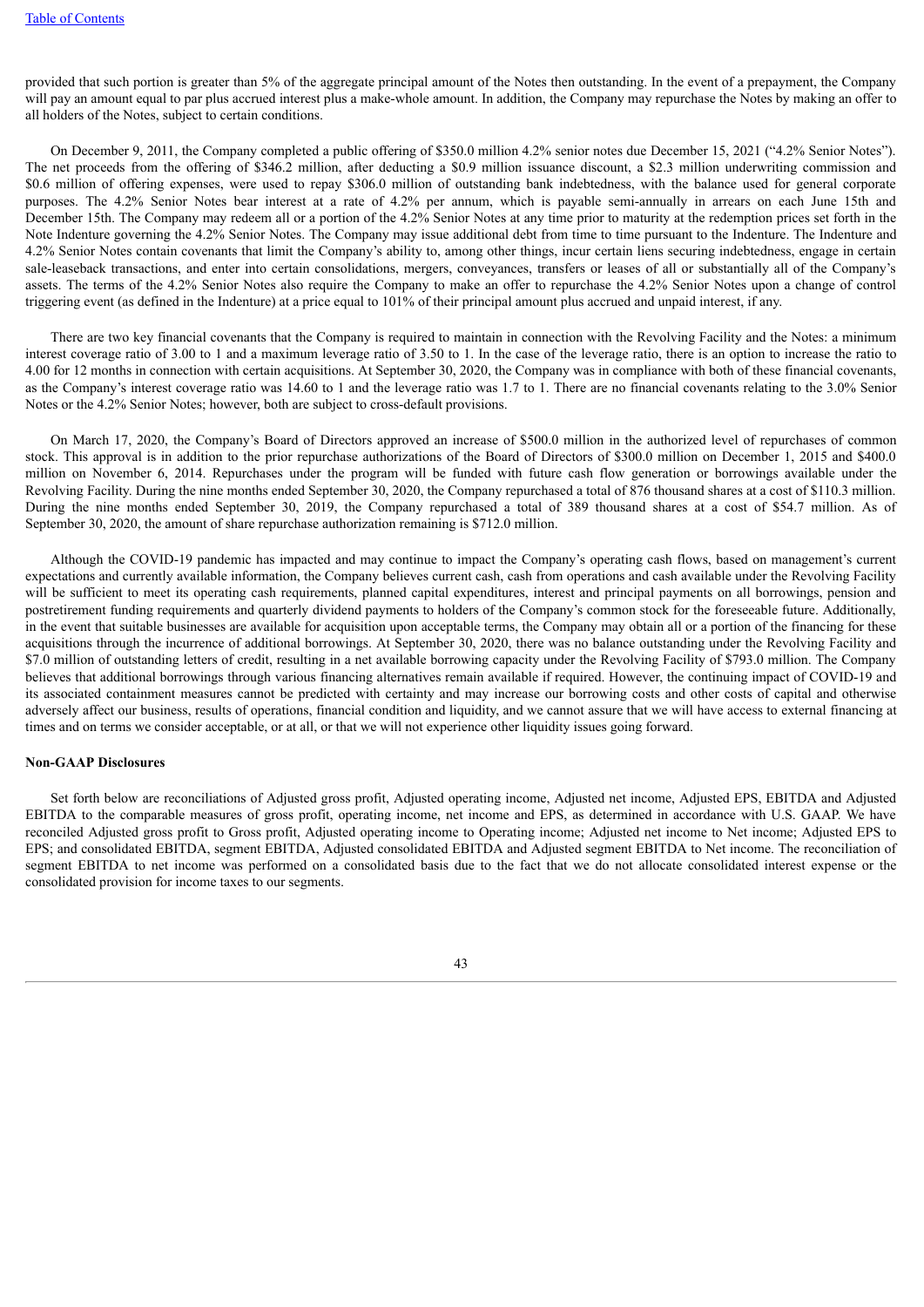provided that such portion is greater than 5% of the aggregate principal amount of the Notes then outstanding. In the event of a prepayment, the Company will pay an amount equal to par plus accrued interest plus a make-whole amount. In addition, the Company may repurchase the Notes by making an offer to all holders of the Notes, subject to certain conditions.

On December 9, 2011, the Company completed a public offering of $350.0 million 4.2% senior notes due December 15, 2021 ("4.2% Senior Notes"). The net proceeds from the offering of $346.2 million, after deducting a $0.9 million issuance discount, a $2.3 million underwriting commission and $0.6 million of offering expenses, were used to repay $306.0 million of outstanding bank indebtedness, with the balance used for general corporate purposes. The 4.2% Senior Notes bear interest at a rate of 4.2% per annum, which is payable semi-annually in arrears on each June 15th and December 15th. The Company may redeem all or a portion of the 4.2% Senior Notes at any time prior to maturity at the redemption prices set forth in the Note Indenture governing the 4.2% Senior Notes. The Company may issue additional debt from time to time pursuant to the Indenture. The Indenture and 4.2% Senior Notes contain covenants that limit the Company's ability to, among other things, incur certain liens securing indebtedness, engage in certain sale-leaseback transactions, and enter into certain consolidations, mergers, conveyances, transfers or leases of all or substantially all of the Company's assets. The terms of the 4.2% Senior Notes also require the Company to make an offer to repurchase the 4.2% Senior Notes upon a change of control triggering event (as defined in the Indenture) at a price equal to 101% of their principal amount plus accrued and unpaid interest, if any.

There are two key financial covenants that the Company is required to maintain in connection with the Revolving Facility and the Notes: a minimum interest coverage ratio of 3.00 to 1 and a maximum leverage ratio of 3.50 to 1. In the case of the leverage ratio, there is an option to increase the ratio to 4.00 for 12 months in connection with certain acquisitions. At September 30, 2020, the Company was in compliance with both of these financial covenants, as the Company's interest coverage ratio was 14.60 to 1 and the leverage ratio was 1.7 to 1. There are no financial covenants relating to the 3.0% Senior Notes or the 4.2% Senior Notes; however, both are subject to cross-default provisions.

On March 17, 2020, the Company's Board of Directors approved an increase of $500.0 million in the authorized level of repurchases of common stock. This approval is in addition to the prior repurchase authorizations of the Board of Directors of $300.0 million on December 1, 2015 and $400.0 million on November 6, 2014. Repurchases under the program will be funded with future cash flow generation or borrowings available under the Revolving Facility. During the nine months ended September 30, 2020, the Company repurchased a total of 876 thousand shares at a cost of $110.3 million. During the nine months ended September 30, 2019, the Company repurchased a total of 389 thousand shares at a cost of $54.7 million. As of September 30, 2020, the amount of share repurchase authorization remaining is $712.0 million.

Although the COVID-19 pandemic has impacted and may continue to impact the Company's operating cash flows, based on management's current expectations and currently available information, the Company believes current cash, cash from operations and cash available under the Revolving Facility will be sufficient to meet its operating cash requirements, planned capital expenditures, interest and principal payments on all borrowings, pension and postretirement funding requirements and quarterly dividend payments to holders of the Company's common stock for the foreseeable future. Additionally, in the event that suitable businesses are available for acquisition upon acceptable terms, the Company may obtain all or a portion of the financing for these acquisitions through the incurrence of additional borrowings. At September 30, 2020, there was no balance outstanding under the Revolving Facility and $7.0 million of outstanding letters of credit, resulting in a net available borrowing capacity under the Revolving Facility of $793.0 million. The Company believes that additional borrowings through various financing alternatives remain available if required. However, the continuing impact of COVID-19 and its associated containment measures cannot be predicted with certainty and may increase our borrowing costs and other costs of capital and otherwise adversely affect our business, results of operations, financial condition and liquidity, and we cannot assure that we will have access to external financing at times and on terms we consider acceptable, or at all, or that we will not experience other liquidity issues going forward.

**Non-GAAP Disclosures**

Set forth below are reconciliations of Adjusted gross profit, Adjusted operating income, Adjusted net income, Adjusted EPS, EBITDA and Adjusted EBITDA to the comparable measures of gross profit, operating income, net income and EPS, as determined in accordance with U.S. GAAP. We have reconciled Adjusted gross profit to Gross profit, Adjusted operating income to Operating income; Adjusted net income to Net income; Adjusted EPS to EPS; and consolidated EBITDA, segment EBITDA, Adjusted consolidated EBITDA and Adjusted segment EBITDA to Net income. The reconciliation of segment EBITDA to net income was performed on a consolidated basis due to the fact that we do not allocate consolidated interest expense or the consolidated provision for income taxes to our segments.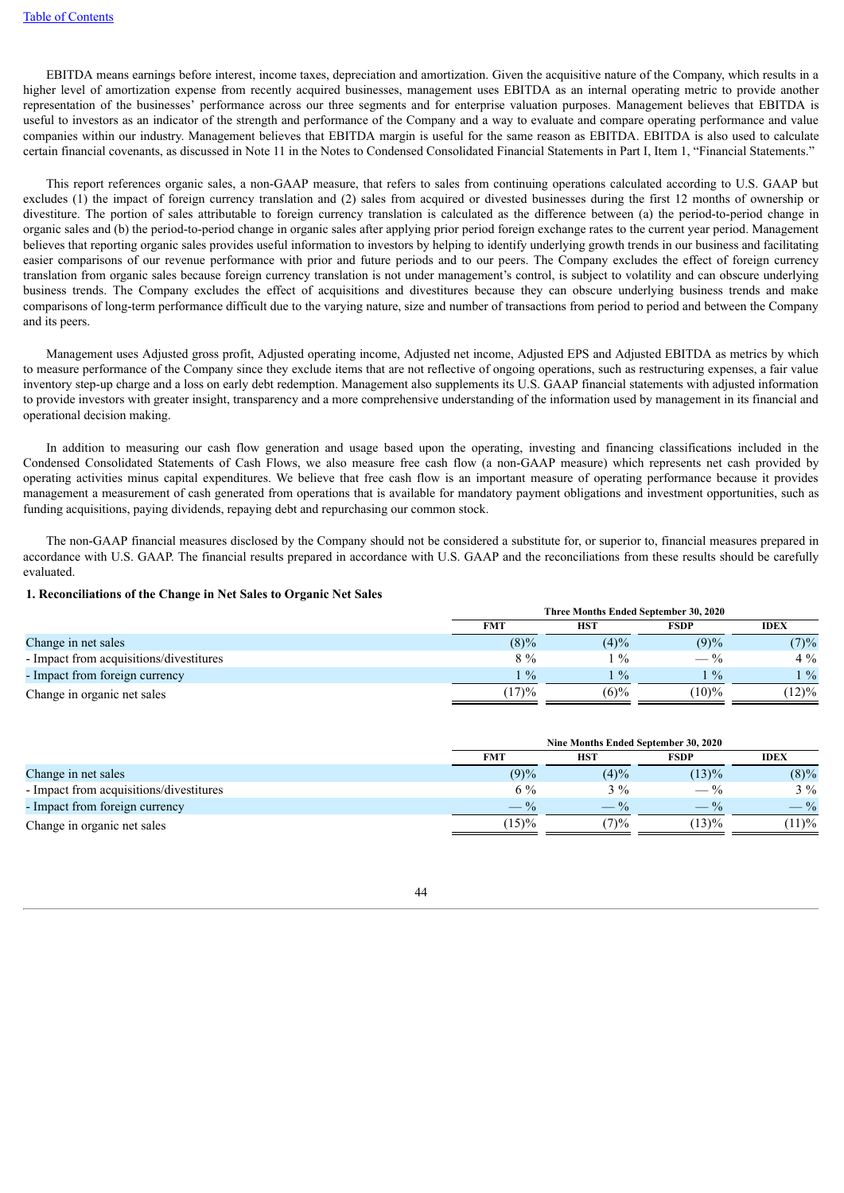EBITDA means earnings before interest, income taxes, depreciation and amortization. Given the acquisitive nature of the Company, which results in a higher level of amortization expense from recently acquired businesses, management uses EBITDA as an internal operating metric to provide another representation of the businesses' performance across our three segments and for enterprise valuation purposes. Management believes that EBITDA is useful to investors as an indicator of the strength and performance of the Company and a way to evaluate and compare operating performance and value companies within our industry. Management believes that EBITDA margin is useful for the same reason as EBITDA. EBITDA is also used to calculate certain financial covenants, as discussed in Note 11 in the Notes to Condensed Consolidated Financial Statements in Part I, Item 1, "Financial Statements."

This report references organic sales, a non-GAAP measure, that refers to sales from continuing operations calculated according to U.S. GAAP but excludes (1) the impact of foreign currency translation and (2) sales from acquired or divested businesses during the first 12 months of ownership or divestiture. The portion of sales attributable to foreign currency translation is calculated as the difference between (a) the period-to-period change in organic sales and (b) the period-to-period change in organic sales after applying prior period foreign exchange rates to the current year period. Management believes that reporting organic sales provides useful information to investors by helping to identify underlying growth trends in our business and facilitating easier comparisons of our revenue performance with prior and future periods and to our peers. The Company excludes the effect of foreign currency translation from organic sales because foreign currency translation is not under management's control, is subject to volatility and can obscure underlying business trends. The Company excludes the effect of acquisitions and divestitures because they can obscure underlying business trends and make comparisons of long-term performance difficult due to the varying nature, size and number of transactions from period to period and between the Company and its peers.

Management uses Adjusted gross profit, Adjusted operating income, Adjusted net income, Adjusted EPS and Adjusted EBITDA as metrics by which to measure performance of the Company since they exclude items that are not reflective of ongoing operations, such as restructuring expenses, a fair value inventory step-up charge and a loss on early debt redemption. Management also supplements its U.S. GAAP financial statements with adjusted information to provide investors with greater insight, transparency and a more comprehensive understanding of the information used by management in its financial and operational decision making.

In addition to measuring our cash flow generation and usage based upon the operating, investing and financing classifications included in the Condensed Consolidated Statements of Cash Flows, we also measure free cash flow (a non-GAAP measure) which represents net cash provided by operating activities minus capital expenditures. We believe that free cash flow is an important measure of operating performance because it provides management a measurement of cash generated from operations that is available for mandatory payment obligations and investment opportunities, such as funding acquisitions, paying dividends, repaying debt and repurchasing our common stock.

The non-GAAP financial measures disclosed by the Company should not be considered a substitute for, or superior to, financial measures prepared in accordance with U.S. GAAP. The financial results prepared in accordance with U.S. GAAP and the reconciliations from these results should be carefully evaluated.

**1. Reconciliations of the Change in Net Sales to Organic Net Sales**

| | Three Months Ended September 30, 2020 | | | |
|---|---|---|---|---|
| | FMT | HST | FSDP | IDEX |
| Change in net sales | (8)% | (4)% | (9)% | (7)% |
| - Impact from acquisitions/divestitures | 8 % | 1 % | — % | 4 % |
| - Impact from foreign currency | 1 % | 1 % | 1 % | 1 % |
| Change in organic net sales | (17)% | (6)% | (10)% | (12)% |

| | Nine Months Ended September 30, 2020 | | | |
|---|---|---|---|---|
| | FMT | HST | FSDP | IDEX |
| Change in net sales | (9)% | (4)% | (13)% | (8)% |
| - Impact from acquisitions/divestitures | 6 % | 3 % | — % | 3 % |
| - Impact from foreign currency | — % | — % | — % | — % |
| Change in organic net sales | (15)% | (7)% | (13)% | (11)% |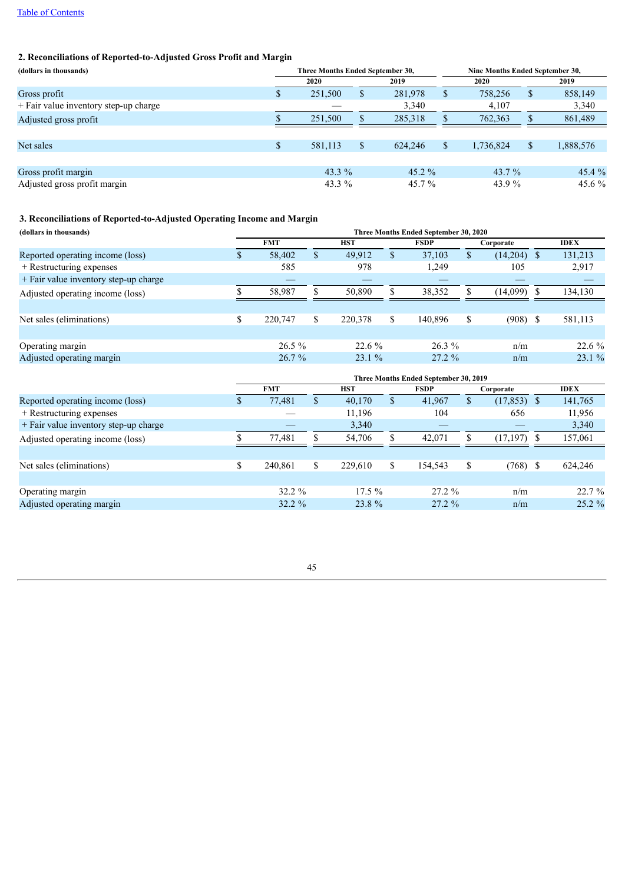### 2. Reconciliations of Reported-to-Adjusted Gross Profit and Margin

| (dollars in thousands) | Three Months Ended September 30, | | Nine Months Ended September 30, | |
|---|---|---|---|---|
| | 2020 | 2019 | 2020 | 2019 |
| Gross profit | $ 251,500 | $ 281,978 | $ 758,256 | $ 858,149 |
| + Fair value inventory step-up charge | — | 3,340 | 4,107 | 3,340 |
| Adjusted gross profit | $ 251,500 | $ 285,318 | $ 762,363 | $ 861,489 |
| | | | | |
| Net sales | $ 581,113 | $ 624,246 | $ 1,736,824 | $ 1,888,576 |
| | | | | |
| Gross profit margin | 43.3 % | 45.2 % | 43.7 % | 45.4 % |
| Adjusted gross profit margin | 43.3 % | 45.7 % | 43.9 % | 45.6 % |

### 3. Reconciliations of Reported-to-Adjusted Operating Income and Margin

| (dollars in thousands) | Three Months Ended September 30, 2020 | | | | |
|---|---|---|---|---|---|
| | FMT | HST | FSDP | Corporate | IDEX |
| Reported operating income (loss) | $ 58,402 | $ 49,912 | $ 37,103 | $ (14,204) | $ 131,213 |
| + Restructuring expenses | 585 | 978 | 1,249 | 105 | 2,917 |
| + Fair value inventory step-up charge | — | — | — | — | — |
| Adjusted operating income (loss) | $ 58,987 | $ 50,890 | $ 38,352 | $ (14,099) | $ 134,130 |
| | | | | | |
| Net sales (eliminations) | $ 220,747 | $ 220,378 | $ 140,896 | $ (908) | $ 581,113 |
| | | | | | |
| Operating margin | 26.5 % | 22.6 % | 26.3 % | n/m | 22.6 % |
| Adjusted operating margin | 26.7 % | 23.1 % | 27.2 % | n/m | 23.1 % |

| | Three Months Ended September 30, 2019 | | | | |
|---|---|---|---|---|---|
| | FMT | HST | FSDP | Corporate | IDEX |
| Reported operating income (loss) | $ 77,481 | $ 40,170 | $ 41,967 | $ (17,853) | $ 141,765 |
| + Restructuring expenses | — | 11,196 | 104 | 656 | 11,956 |
| + Fair value inventory step-up charge | — | 3,340 | — | — | 3,340 |
| Adjusted operating income (loss) | $ 77,481 | $ 54,706 | $ 42,071 | $ (17,197) | $ 157,061 |
| | | | | | |
| Net sales (eliminations) | $ 240,861 | $ 229,610 | $ 154,543 | $ (768) | $ 624,246 |
| | | | | | |
| Operating margin | 32.2 % | 17.5 % | 27.2 % | n/m | 22.7 % |
| Adjusted operating margin | 32.2 % | 23.8 % | 27.2 % | n/m | 25.2 % |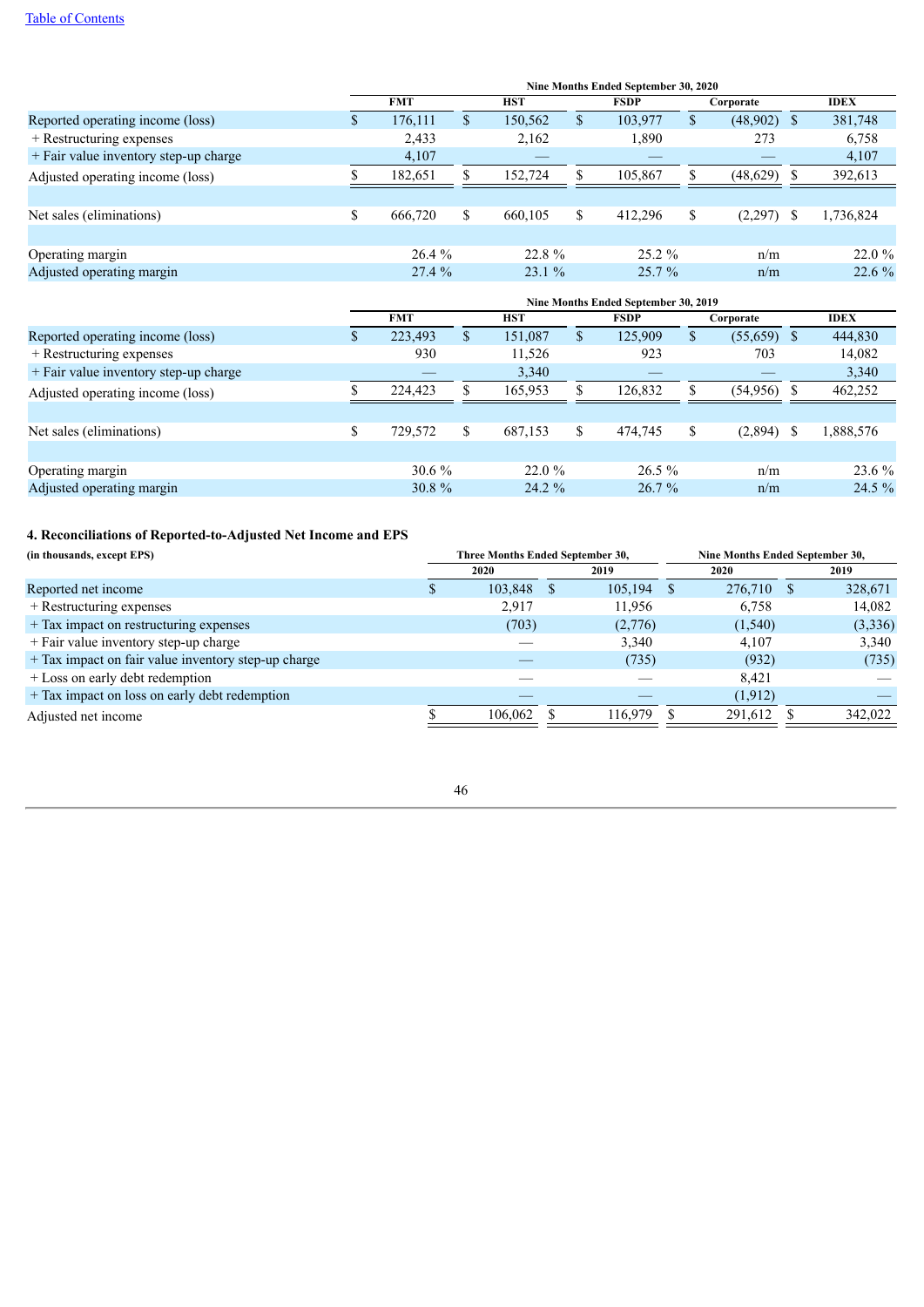| | Nine Months Ended September 30, 2020 | | | | |
|---|---|---|---|---|---|
| | FMT | HST | FSDP | Corporate | IDEX |
| Reported operating income (loss) | $ 176,111 | $ 150,562 | $ 103,977 | $ (48,902) | $ 381,748 |
| + Restructuring expenses | 2,433 | 2,162 | 1,890 | 273 | 6,758 |
| + Fair value inventory step-up charge | 4,107 | — | — | — | 4,107 |
| Adjusted operating income (loss) | $ 182,651 | $ 152,724 | $ 105,867 | $ (48,629) | $ 392,613 |
| | | | | | |
| Net sales (eliminations) | $ 666,720 | $ 660,105 | $ 412,296 | $ (2,297) | $ 1,736,824 |
| | | | | | |
| Operating margin | 26.4 % | 22.8 % | 25.2 % | n/m | 22.0 % |
| Adjusted operating margin | 27.4 % | 23.1 % | 25.7 % | n/m | 22.6 % |

| | Nine Months Ended September 30, 2019 | | | | |
|---|---|---|---|---|---|
| | FMT | HST | FSDP | Corporate | IDEX |
| Reported operating income (loss) | $ 223,493 | $ 151,087 | $ 125,909 | $ (55,659) | $ 444,830 |
| + Restructuring expenses | 930 | 11,526 | 923 | 703 | 14,082 |
| + Fair value inventory step-up charge | — | 3,340 | — | — | 3,340 |
| Adjusted operating income (loss) | $ 224,423 | $ 165,953 | $ 126,832 | $ (54,956) | $ 462,252 |
| | | | | | |
| Net sales (eliminations) | $ 729,572 | $ 687,153 | $ 474,745 | $ (2,894) | $ 1,888,576 |
| | | | | | |
| Operating margin | 30.6 % | 22.0 % | 26.5 % | n/m | 23.6 % |
| Adjusted operating margin | 30.8 % | 24.2 % | 26.7 % | n/m | 24.5 % |

**4. Reconciliations of Reported-to-Adjusted Net Income and EPS**

| (in thousands, except EPS) | Three Months Ended September 30, | | Nine Months Ended September 30, | |
|---|---|---|---|---|
| | 2020 | 2019 | 2020 | 2019 |
| Reported net income | $ 103,848 | $ 105,194 | $ 276,710 | $ 328,671 |
| + Restructuring expenses | 2,917 | 11,956 | 6,758 | 14,082 |
| + Tax impact on restructuring expenses | (703) | (2,776) | (1,540) | (3,336) |
| + Fair value inventory step-up charge | — | 3,340 | 4,107 | 3,340 |
| + Tax impact on fair value inventory step-up charge | — | (735) | (932) | (735) |
| + Loss on early debt redemption | — | — | 8,421 | — |
| + Tax impact on loss on early debt redemption | — | — | (1,912) | — |
| Adjusted net income | $ 106,062 | $ 116,979 | $ 291,612 | $ 342,022 |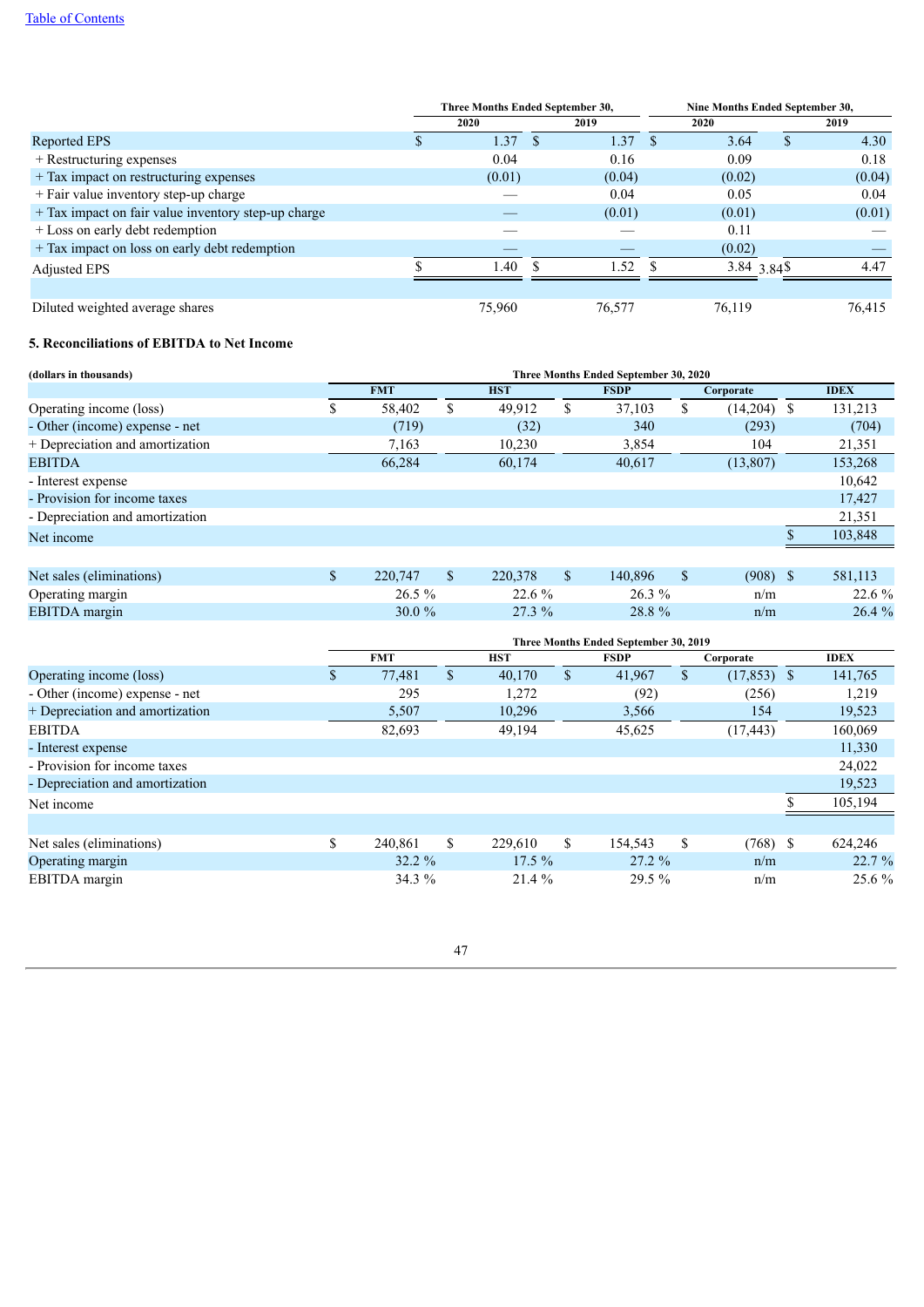|  | Three Months Ended September 30, |  | Nine Months Ended September 30, |  |
|---|---|---|---|---|
|  | 2020 | 2019 | 2020 | 2019 |
| Reported EPS | $ 1.37 | $ 1.37 | $ 3.64 | $ 4.30 |
| + Restructuring expenses | 0.04 | 0.16 | 0.09 | 0.18 |
| + Tax impact on restructuring expenses | (0.01) | (0.04) | (0.02) | (0.04) |
| + Fair value inventory step-up charge | — | 0.04 | 0.05 | 0.04 |
| + Tax impact on fair value inventory step-up charge | — | (0.01) | (0.01) | (0.01) |
| + Loss on early debt redemption | — | — | 0.11 | — |
| + Tax impact on loss on early debt redemption | — | — | (0.02) | — |
| Adjusted EPS | $ 1.40 | $ 1.52 | $ 3.84 3.84 | $ 4.47 |
|  |  |  |  |  |
| Diluted weighted average shares | 75,960 | 76,577 | 76,119 | 76,415 |

### 5. Reconciliations of EBITDA to Net Income

| (dollars in thousands) | Three Months Ended September 30, 2020 |  |  |  |  |
|---|---|---|---|---|---|
|  | FMT | HST | FSDP | Corporate | IDEX |
| Operating income (loss) | $ 58,402 | $ 49,912 | $ 37,103 | $ (14,204) | $ 131,213 |
| - Other (income) expense - net | (719) | (32) | 340 | (293) | (704) |
| + Depreciation and amortization | 7,163 | 10,230 | 3,854 | 104 | 21,351 |
| EBITDA | 66,284 | 60,174 | 40,617 | (13,807) | 153,268 |
| - Interest expense |  |  |  |  | 10,642 |
| - Provision for income taxes |  |  |  |  | 17,427 |
| - Depreciation and amortization |  |  |  |  | 21,351 |
| Net income |  |  |  |  | $ 103,848 |
|  |  |  |  |  |  |
| Net sales (eliminations) | $ 220,747 | $ 220,378 | $ 140,896 | $ (908) | $ 581,113 |
| Operating margin | 26.5 % | 22.6 % | 26.3 % | n/m | 22.6 % |
| EBITDA margin | 30.0 % | 27.3 % | 28.8 % | n/m | 26.4 % |

|  | Three Months Ended September 30, 2019 |  |  |  |  |
|---|---|---|---|---|---|
|  | FMT | HST | FSDP | Corporate | IDEX |
| Operating income (loss) | $ 77,481 | $ 40,170 | $ 41,967 | $ (17,853) | $ 141,765 |
| - Other (income) expense - net | 295 | 1,272 | (92) | (256) | 1,219 |
| + Depreciation and amortization | 5,507 | 10,296 | 3,566 | 154 | 19,523 |
| EBITDA | 82,693 | 49,194 | 45,625 | (17,443) | 160,069 |
| - Interest expense |  |  |  |  | 11,330 |
| - Provision for income taxes |  |  |  |  | 24,022 |
| - Depreciation and amortization |  |  |  |  | 19,523 |
| Net income |  |  |  |  | $ 105,194 |
|  |  |  |  |  |  |
| Net sales (eliminations) | $ 240,861 | $ 229,610 | $ 154,543 | $ (768) | $ 624,246 |
| Operating margin | 32.2 % | 17.5 % | 27.2 % | n/m | 22.7 % |
| EBITDA margin | 34.3 % | 21.4 % | 29.5 % | n/m | 25.6 % |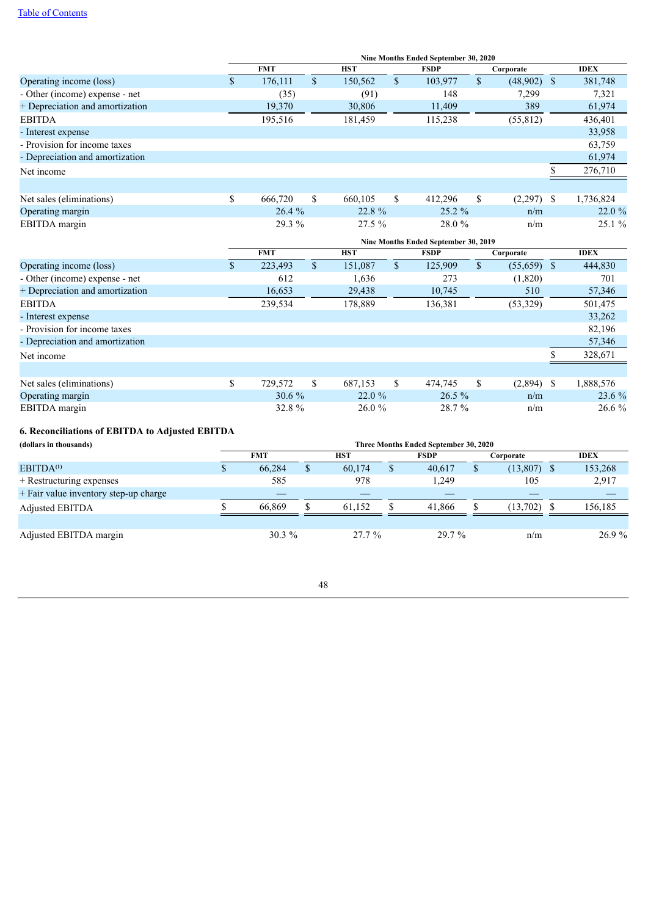[Table of Contents](#)

| | Nine Months Ended September 30, 2020 | | | | |
|---|---|---|---|---|---|
| | FMT | HST | FSDP | Corporate | IDEX |
| Operating income (loss) | $ 176,111 | $ 150,562 | $ 103,977 | $ (48,902) | $ 381,748 |
| - Other (income) expense - net | (35) | (91) | 148 | 7,299 | 7,321 |
| + Depreciation and amortization | 19,370 | 30,806 | 11,409 | 389 | 61,974 |
| EBITDA | 195,516 | 181,459 | 115,238 | (55,812) | 436,401 |
| - Interest expense | | | | | 33,958 |
| - Provision for income taxes | | | | | 63,759 |
| - Depreciation and amortization | | | | | 61,974 |
| Net income | | | | | $ 276,710 |
| | | | | | |
| Net sales (eliminations) | $ 666,720 | $ 660,105 | $ 412,296 | $ (2,297) | $ 1,736,824 |
| Operating margin | 26.4 % | 22.8 % | 25.2 % | n/m | 22.0 % |
| EBITDA margin | 29.3 % | 27.5 % | 28.0 % | n/m | 25.1 % |

| | Nine Months Ended September 30, 2019 | | | | |
|---|---|---|---|---|---|
| | FMT | HST | FSDP | Corporate | IDEX |
| Operating income (loss) | $ 223,493 | $ 151,087 | $ 125,909 | $ (55,659) | $ 444,830 |
| - Other (income) expense - net | 612 | 1,636 | 273 | (1,820) | 701 |
| + Depreciation and amortization | 16,653 | 29,438 | 10,745 | 510 | 57,346 |
| EBITDA | 239,534 | 178,889 | 136,381 | (53,329) | 501,475 |
| - Interest expense | | | | | 33,262 |
| - Provision for income taxes | | | | | 82,196 |
| - Depreciation and amortization | | | | | 57,346 |
| Net income | | | | | $ 328,671 |
| | | | | | |
| Net sales (eliminations) | $ 729,572 | $ 687,153 | $ 474,745 | $ (2,894) | $ 1,888,576 |
| Operating margin | 30.6 % | 22.0 % | 26.5 % | n/m | 23.6 % |
| EBITDA margin | 32.8 % | 26.0 % | 28.7 % | n/m | 26.6 % |

### 6. Reconciliations of EBITDA to Adjusted EBITDA

**(dollars in thousands)**

| | Three Months Ended September 30, 2020 | | | | |
|---|---|---|---|---|---|
| | FMT | HST | FSDP | Corporate | IDEX |
| EBITDA[(1)] | $ 66,284 | $ 60,174 | $ 40,617 | $ (13,807) | $ 153,268 |
| + Restructuring expenses | 585 | 978 | 1,249 | 105 | 2,917 |
| + Fair value inventory step-up charge | — | — | — | — | — |
| Adjusted EBITDA | $ 66,869 | $ 61,152 | $ 41,866 | $ (13,702) | $ 156,185 |
| | | | | | |
| Adjusted EBITDA margin | 30.3 % | 27.7 % | 29.7 % | n/m | 26.9 % |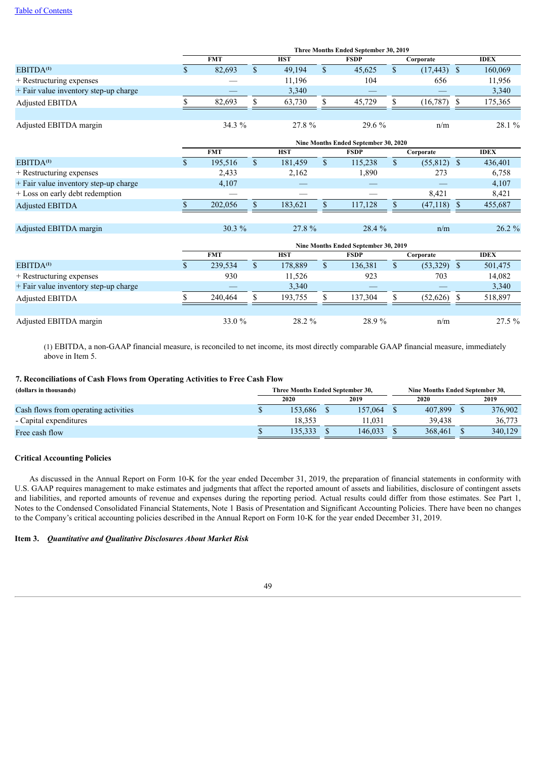| | Three Months Ended September 30, 2019 | | | | |
|---|---|---|---|---|---|
| | FMT | HST | FSDP | Corporate | IDEX |
| EBITDA[(1)] | $ 82,693 | $ 49,194 | $ 45,625 | $ (17,443) | $ 160,069 |
| + Restructuring expenses | — | 11,196 | 104 | 656 | 11,956 |
| + Fair value inventory step-up charge | — | 3,340 | — | — | 3,340 |
| Adjusted EBITDA | $ 82,693 | $ 63,730 | $ 45,729 | $ (16,787) | $ 175,365 |
| | | | | | |
| Adjusted EBITDA margin | 34.3 % | 27.8 % | 29.6 % | n/m | 28.1 % |

| | Nine Months Ended September 30, 2020 | | | | |
|---|---|---|---|---|---|
| | FMT | HST | FSDP | Corporate | IDEX |
| EBITDA[(1)] | $ 195,516 | $ 181,459 | $ 115,238 | $ (55,812) | $ 436,401 |
| + Restructuring expenses | 2,433 | 2,162 | 1,890 | 273 | 6,758 |
| + Fair value inventory step-up charge | 4,107 | — | — | — | 4,107 |
| + Loss on early debt redemption | — | — | — | 8,421 | 8,421 |
| Adjusted EBITDA | $ 202,056 | $ 183,621 | $ 117,128 | $ (47,118) | $ 455,687 |
| | | | | | |
| Adjusted EBITDA margin | 30.3 % | 27.8 % | 28.4 % | n/m | 26.2 % |

| | Nine Months Ended September 30, 2019 | | | | |
|---|---|---|---|---|---|
| | FMT | HST | FSDP | Corporate | IDEX |
| EBITDA[(1)] | $ 239,534 | $ 178,889 | $ 136,381 | $ (53,329) | $ 501,475 |
| + Restructuring expenses | 930 | 11,526 | 923 | 703 | 14,082 |
| + Fair value inventory step-up charge | — | 3,340 | — | — | 3,340 |
| Adjusted EBITDA | $ 240,464 | $ 193,755 | $ 137,304 | $ (52,626) | $ 518,897 |
| | | | | | |
| Adjusted EBITDA margin | 33.0 % | 28.2 % | 28.9 % | n/m | 27.5 % |

(1) EBITDA, a non-GAAP financial measure, is reconciled to net income, its most directly comparable GAAP financial measure, immediately above in Item 5.

**7. Reconciliations of Cash Flows from Operating Activities to Free Cash Flow**

| (dollars in thousands) | Three Months Ended September 30, | | Nine Months Ended September 30, | |
|---|---|---|---|---|
| | 2020 | 2019 | 2020 | 2019 |
| Cash flows from operating activities | $ 153,686 | $ 157,064 | $ 407,899 | $ 376,902 |
| - Capital expenditures | 18,353 | 11,031 | 39,438 | 36,773 |
| Free cash flow | $ 135,333 | $ 146,033 | $ 368,461 | $ 340,129 |

**Critical Accounting Policies**

As discussed in the Annual Report on Form 10-K for the year ended December 31, 2019, the preparation of financial statements in conformity with U.S. GAAP requires management to make estimates and judgments that affect the reported amount of assets and liabilities, disclosure of contingent assets and liabilities, and reported amounts of revenue and expenses during the reporting period. Actual results could differ from those estimates. See Part 1, Notes to the Condensed Consolidated Financial Statements, Note 1 Basis of Presentation and Significant Accounting Policies. There have been no changes to the Company's critical accounting policies described in the Annual Report on Form 10-K for the year ended December 31, 2019.

**Item 3.** ***Quantitative and Qualitative Disclosures About Market Risk***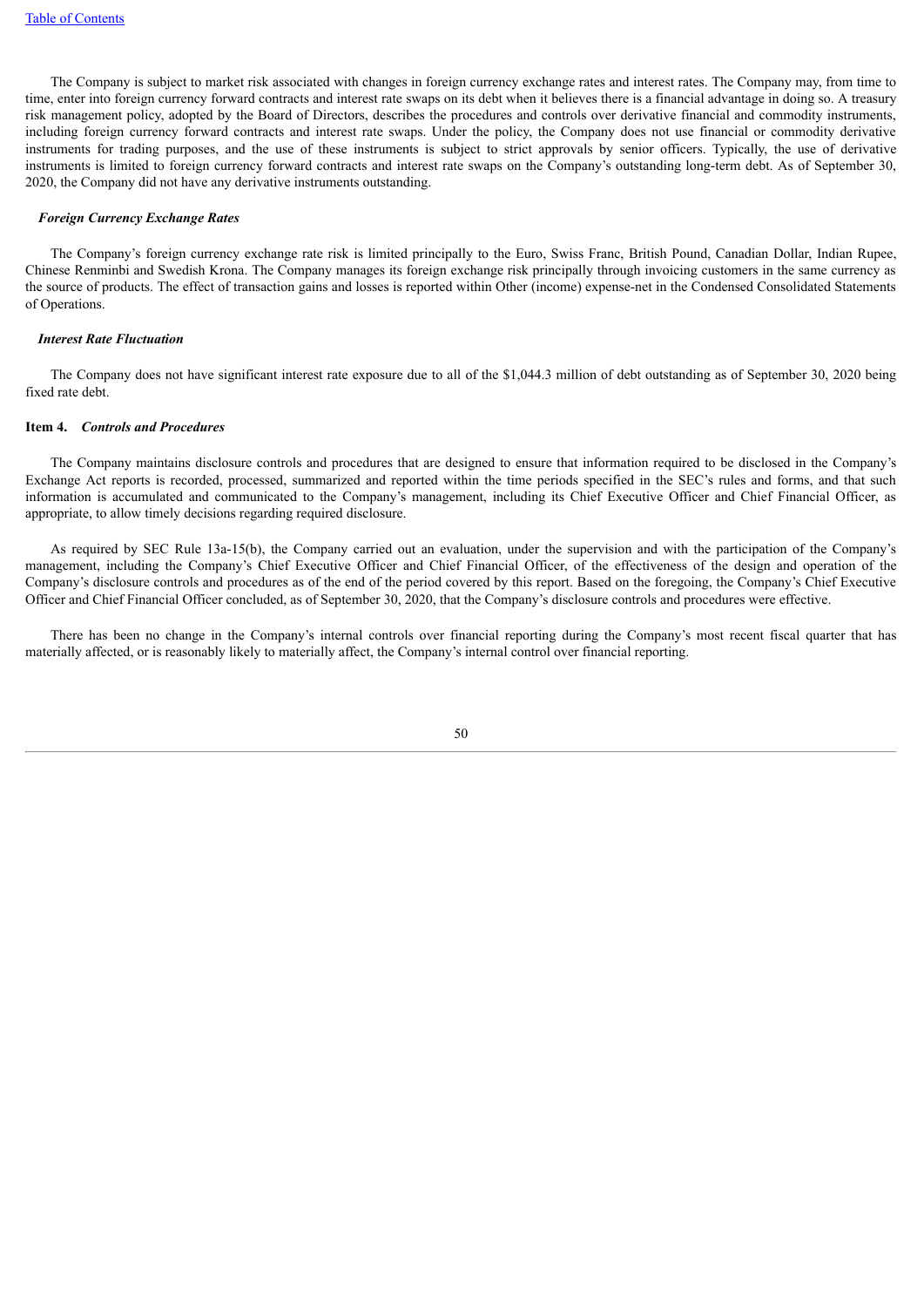The Company is subject to market risk associated with changes in foreign currency exchange rates and interest rates. The Company may, from time to time, enter into foreign currency forward contracts and interest rate swaps on its debt when it believes there is a financial advantage in doing so. A treasury risk management policy, adopted by the Board of Directors, describes the procedures and controls over derivative financial and commodity instruments, including foreign currency forward contracts and interest rate swaps. Under the policy, the Company does not use financial or commodity derivative instruments for trading purposes, and the use of these instruments is subject to strict approvals by senior officers. Typically, the use of derivative instruments is limited to foreign currency forward contracts and interest rate swaps on the Company's outstanding long-term debt. As of September 30, 2020, the Company did not have any derivative instruments outstanding.

***Foreign Currency Exchange Rates***

The Company's foreign currency exchange rate risk is limited principally to the Euro, Swiss Franc, British Pound, Canadian Dollar, Indian Rupee, Chinese Renminbi and Swedish Krona. The Company manages its foreign exchange risk principally through invoicing customers in the same currency as the source of products. The effect of transaction gains and losses is reported within Other (income) expense-net in the Condensed Consolidated Statements of Operations.

***Interest Rate Fluctuation***

The Company does not have significant interest rate exposure due to all of the $1,044.3 million of debt outstanding as of September 30, 2020 being fixed rate debt.

**Item 4.** ***Controls and Procedures***

The Company maintains disclosure controls and procedures that are designed to ensure that information required to be disclosed in the Company's Exchange Act reports is recorded, processed, summarized and reported within the time periods specified in the SEC's rules and forms, and that such information is accumulated and communicated to the Company's management, including its Chief Executive Officer and Chief Financial Officer, as appropriate, to allow timely decisions regarding required disclosure.

As required by SEC Rule 13a-15(b), the Company carried out an evaluation, under the supervision and with the participation of the Company's management, including the Company's Chief Executive Officer and Chief Financial Officer, of the effectiveness of the design and operation of the Company's disclosure controls and procedures as of the end of the period covered by this report. Based on the foregoing, the Company's Chief Executive Officer and Chief Financial Officer concluded, as of September 30, 2020, that the Company's disclosure controls and procedures were effective.

There has been no change in the Company's internal controls over financial reporting during the Company's most recent fiscal quarter that has materially affected, or is reasonably likely to materially affect, the Company's internal control over financial reporting.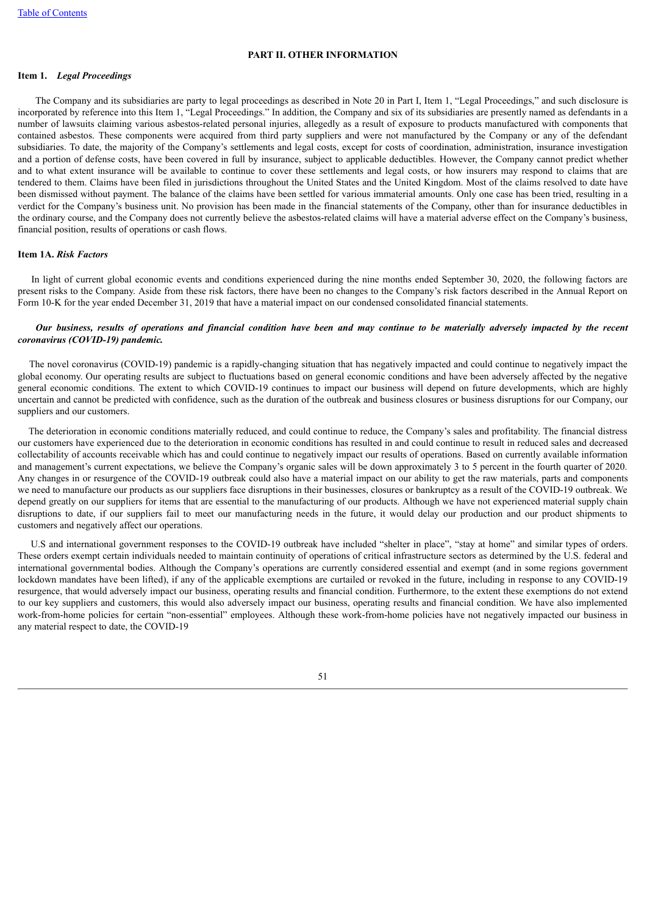## PART II. OTHER INFORMATION

### Item 1. *Legal Proceedings*

The Company and its subsidiaries are party to legal proceedings as described in Note 20 in Part I, Item 1, "Legal Proceedings," and such disclosure is incorporated by reference into this Item 1, "Legal Proceedings." In addition, the Company and six of its subsidiaries are presently named as defendants in a number of lawsuits claiming various asbestos-related personal injuries, allegedly as a result of exposure to products manufactured with components that contained asbestos. These components were acquired from third party suppliers and were not manufactured by the Company or any of the defendant subsidiaries. To date, the majority of the Company's settlements and legal costs, except for costs of coordination, administration, insurance investigation and a portion of defense costs, have been covered in full by insurance, subject to applicable deductibles. However, the Company cannot predict whether and to what extent insurance will be available to continue to cover these settlements and legal costs, or how insurers may respond to claims that are tendered to them. Claims have been filed in jurisdictions throughout the United States and the United Kingdom. Most of the claims resolved to date have been dismissed without payment. The balance of the claims have been settled for various immaterial amounts. Only one case has been tried, resulting in a verdict for the Company's business unit. No provision has been made in the financial statements of the Company, other than for insurance deductibles in the ordinary course, and the Company does not currently believe the asbestos-related claims will have a material adverse effect on the Company's business, financial position, results of operations or cash flows.

### Item 1A. *Risk Factors*

In light of current global economic events and conditions experienced during the nine months ended September 30, 2020, the following factors are present risks to the Company. Aside from these risk factors, there have been no changes to the Company's risk factors described in the Annual Report on Form 10-K for the year ended December 31, 2019 that have a material impact on our condensed consolidated financial statements.

***Our business, results of operations and financial condition have been and may continue to be materially adversely impacted by the recent coronavirus (COVID-19) pandemic.***

The novel coronavirus (COVID-19) pandemic is a rapidly-changing situation that has negatively impacted and could continue to negatively impact the global economy. Our operating results are subject to fluctuations based on general economic conditions and have been adversely affected by the negative general economic conditions. The extent to which COVID-19 continues to impact our business will depend on future developments, which are highly uncertain and cannot be predicted with confidence, such as the duration of the outbreak and business closures or business disruptions for our Company, our suppliers and our customers.

The deterioration in economic conditions materially reduced, and could continue to reduce, the Company's sales and profitability. The financial distress our customers have experienced due to the deterioration in economic conditions has resulted in and could continue to result in reduced sales and decreased collectability of accounts receivable which has and could continue to negatively impact our results of operations. Based on currently available information and management's current expectations, we believe the Company's organic sales will be down approximately 3 to 5 percent in the fourth quarter of 2020. Any changes in or resurgence of the COVID-19 outbreak could also have a material impact on our ability to get the raw materials, parts and components we need to manufacture our products as our suppliers face disruptions in their businesses, closures or bankruptcy as a result of the COVID-19 outbreak. We depend greatly on our suppliers for items that are essential to the manufacturing of our products. Although we have not experienced material supply chain disruptions to date, if our suppliers fail to meet our manufacturing needs in the future, it would delay our production and our product shipments to customers and negatively affect our operations.

U.S and international government responses to the COVID-19 outbreak have included "shelter in place", "stay at home" and similar types of orders. These orders exempt certain individuals needed to maintain continuity of operations of critical infrastructure sectors as determined by the U.S. federal and international governmental bodies. Although the Company's operations are currently considered essential and exempt (and in some regions government lockdown mandates have been lifted), if any of the applicable exemptions are curtailed or revoked in the future, including in response to any COVID-19 resurgence, that would adversely impact our business, operating results and financial condition. Furthermore, to the extent these exemptions do not extend to our key suppliers and customers, this would also adversely impact our business, operating results and financial condition. We have also implemented work-from-home policies for certain "non-essential" employees. Although these work-from-home policies have not negatively impacted our business in any material respect to date, the COVID-19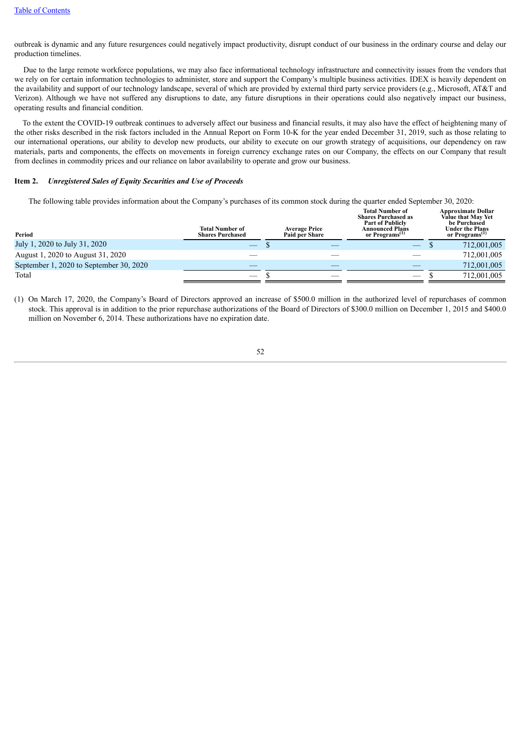outbreak is dynamic and any future resurgences could negatively impact productivity, disrupt conduct of our business in the ordinary course and delay our production timelines.

Due to the large remote workforce populations, we may also face informational technology infrastructure and connectivity issues from the vendors that we rely on for certain information technologies to administer, store and support the Company's multiple business activities. IDEX is heavily dependent on the availability and support of our technology landscape, several of which are provided by external third party service providers (e.g., Microsoft, AT&T and Verizon). Although we have not suffered any disruptions to date, any future disruptions in their operations could also negatively impact our business, operating results and financial condition.

To the extent the COVID-19 outbreak continues to adversely affect our business and financial results, it may also have the effect of heightening many of the other risks described in the risk factors included in the Annual Report on Form 10-K for the year ended December 31, 2019, such as those relating to our international operations, our ability to develop new products, our ability to execute on our growth strategy of acquisitions, our dependency on raw materials, parts and components, the effects on movements in foreign currency exchange rates on our Company, the effects on our Company that result from declines in commodity prices and our reliance on labor availability to operate and grow our business.

### Item 2. *Unregistered Sales of Equity Securities and Use of Proceeds*

The following table provides information about the Company's purchases of its common stock during the quarter ended September 30, 2020:

| Period | Total Number of Shares Purchased | Average Price Paid per Share | Total Number of Shares Purchased as Part of Publicly Announced Plans or Programs(1) | Approximate Dollar Value that May Yet be Purchased Under the Plans or Programs(1) |
|---|---|---|---|---|
| July 1, 2020 to July 31, 2020 | — | $ — | — | $ 712,001,005 |
| August 1, 2020 to August 31, 2020 | — | — | — | 712,001,005 |
| September 1, 2020 to September 30, 2020 | — | — | — | 712,001,005 |
| Total | — | $ — | — | $ 712,001,005 |

(1) On March 17, 2020, the Company's Board of Directors approved an increase of $500.0 million in the authorized level of repurchases of common stock. This approval is in addition to the prior repurchase authorizations of the Board of Directors of $300.0 million on December 1, 2015 and $400.0 million on November 6, 2014. These authorizations have no expiration date.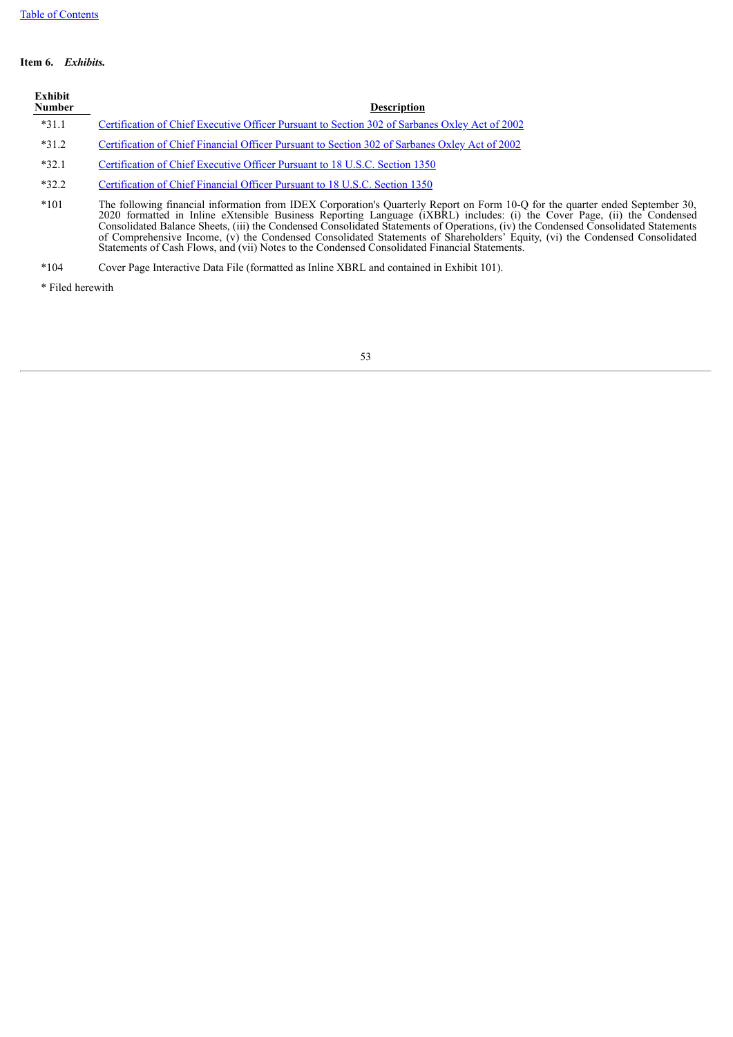**Item 6.** ***Exhibits.***

| Exhibit Number | Description |
|---|---|
| *31.1 | Certification of Chief Executive Officer Pursuant to Section 302 of Sarbanes Oxley Act of 2002 |
| *31.2 | Certification of Chief Financial Officer Pursuant to Section 302 of Sarbanes Oxley Act of 2002 |
| *32.1 | Certification of Chief Executive Officer Pursuant to 18 U.S.C. Section 1350 |
| *32.2 | Certification of Chief Financial Officer Pursuant to 18 U.S.C. Section 1350 |
| *101 | The following financial information from IDEX Corporation's Quarterly Report on Form 10-Q for the quarter ended September 30, 2020 formatted in Inline eXtensible Business Reporting Language (iXBRL) includes: (i) the Cover Page, (ii) the Condensed Consolidated Balance Sheets, (iii) the Condensed Consolidated Statements of Operations, (iv) the Condensed Consolidated Statements of Comprehensive Income, (v) the Condensed Consolidated Statements of Shareholders' Equity, (vi) the Condensed Consolidated Statements of Cash Flows, and (vii) Notes to the Condensed Consolidated Financial Statements. |
| *104 | Cover Page Interactive Data File (formatted as Inline XBRL and contained in Exhibit 101). |

* Filed herewith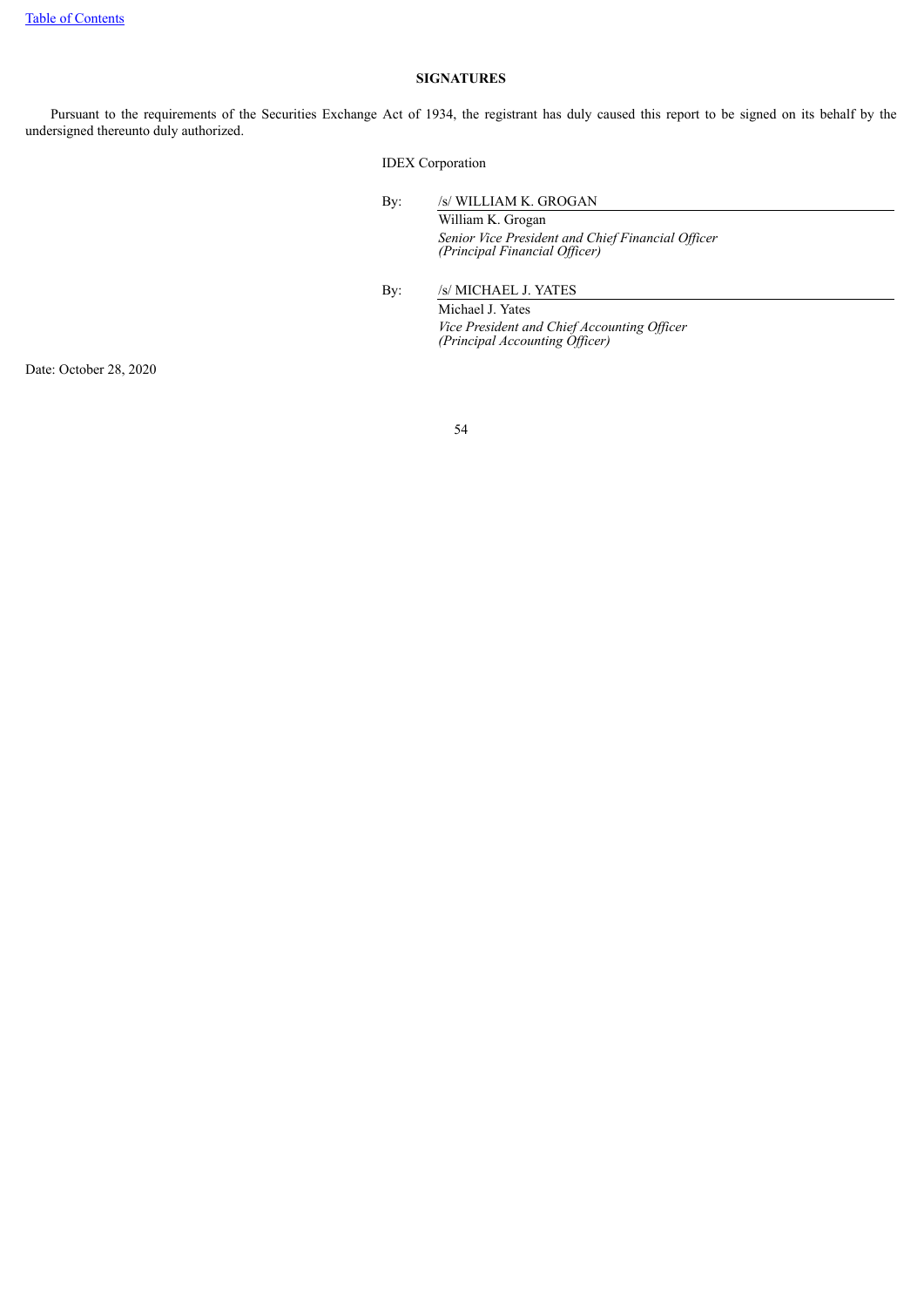## SIGNATURES

Pursuant to the requirements of the Securities Exchange Act of 1934, the registrant has duly caused this report to be signed on its behalf by the undersigned thereunto duly authorized.

IDEX Corporation

By: /s/ WILLIAM K. GROGAN
William K. Grogan
*Senior Vice President and Chief Financial Officer*
*(Principal Financial Officer)*

By: /s/ MICHAEL J. YATES
Michael J. Yates
*Vice President and Chief Accounting Officer*
*(Principal Accounting Officer)*

Date: October 28, 2020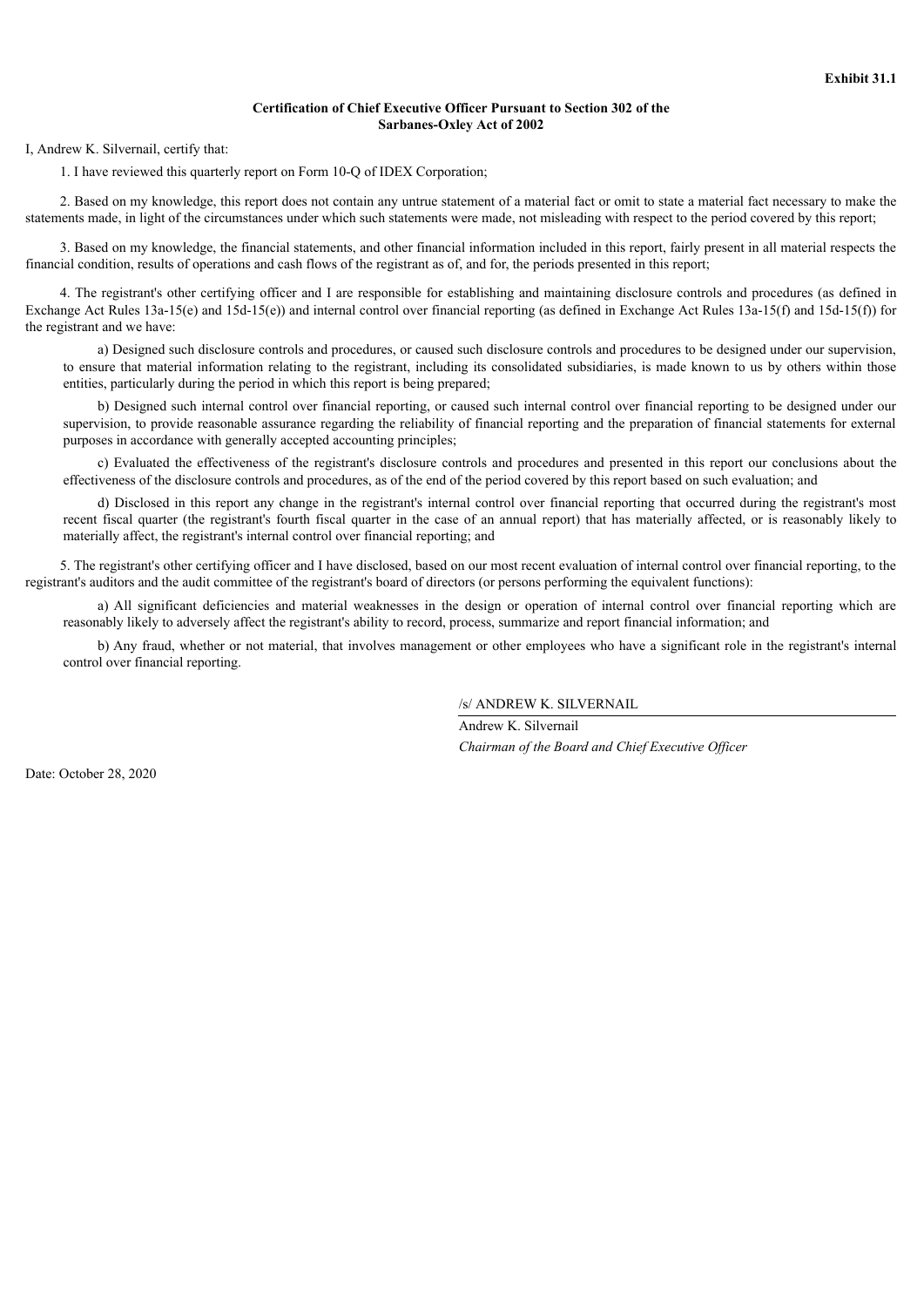**Exhibit 31.1**

**Certification of Chief Executive Officer Pursuant to Section 302 of the Sarbanes-Oxley Act of 2002**

I, Andrew K. Silvernail, certify that:

1. I have reviewed this quarterly report on Form 10-Q of IDEX Corporation;

2. Based on my knowledge, this report does not contain any untrue statement of a material fact or omit to state a material fact necessary to make the statements made, in light of the circumstances under which such statements were made, not misleading with respect to the period covered by this report;

3. Based on my knowledge, the financial statements, and other financial information included in this report, fairly present in all material respects the financial condition, results of operations and cash flows of the registrant as of, and for, the periods presented in this report;

4. The registrant's other certifying officer and I are responsible for establishing and maintaining disclosure controls and procedures (as defined in Exchange Act Rules 13a-15(e) and 15d-15(e)) and internal control over financial reporting (as defined in Exchange Act Rules 13a-15(f) and 15d-15(f)) for the registrant and we have:

a) Designed such disclosure controls and procedures, or caused such disclosure controls and procedures to be designed under our supervision, to ensure that material information relating to the registrant, including its consolidated subsidiaries, is made known to us by others within those entities, particularly during the period in which this report is being prepared;

b) Designed such internal control over financial reporting, or caused such internal control over financial reporting to be designed under our supervision, to provide reasonable assurance regarding the reliability of financial reporting and the preparation of financial statements for external purposes in accordance with generally accepted accounting principles;

c) Evaluated the effectiveness of the registrant's disclosure controls and procedures and presented in this report our conclusions about the effectiveness of the disclosure controls and procedures, as of the end of the period covered by this report based on such evaluation; and

d) Disclosed in this report any change in the registrant's internal control over financial reporting that occurred during the registrant's most recent fiscal quarter (the registrant's fourth fiscal quarter in the case of an annual report) that has materially affected, or is reasonably likely to materially affect, the registrant's internal control over financial reporting; and

5. The registrant's other certifying officer and I have disclosed, based on our most recent evaluation of internal control over financial reporting, to the registrant's auditors and the audit committee of the registrant's board of directors (or persons performing the equivalent functions):

a) All significant deficiencies and material weaknesses in the design or operation of internal control over financial reporting which are reasonably likely to adversely affect the registrant's ability to record, process, summarize and report financial information; and

b) Any fraud, whether or not material, that involves management or other employees who have a significant role in the registrant's internal control over financial reporting.

/s/ ANDREW K. SILVERNAIL

Andrew K. Silvernail
*Chairman of the Board and Chief Executive Officer*

Date: October 28, 2020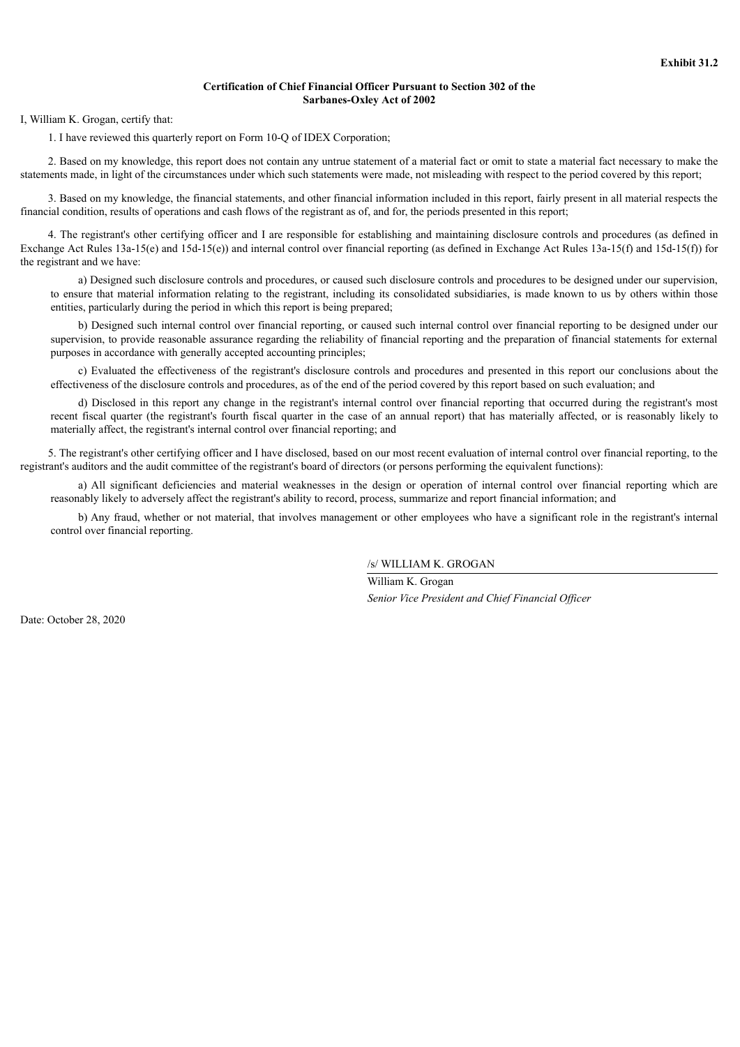**Exhibit 31.2**

**Certification of Chief Financial Officer Pursuant to Section 302 of the Sarbanes-Oxley Act of 2002**

I, William K. Grogan, certify that:

1. I have reviewed this quarterly report on Form 10-Q of IDEX Corporation;

2. Based on my knowledge, this report does not contain any untrue statement of a material fact or omit to state a material fact necessary to make the statements made, in light of the circumstances under which such statements were made, not misleading with respect to the period covered by this report;

3. Based on my knowledge, the financial statements, and other financial information included in this report, fairly present in all material respects the financial condition, results of operations and cash flows of the registrant as of, and for, the periods presented in this report;

4. The registrant's other certifying officer and I are responsible for establishing and maintaining disclosure controls and procedures (as defined in Exchange Act Rules 13a-15(e) and 15d-15(e)) and internal control over financial reporting (as defined in Exchange Act Rules 13a-15(f) and 15d-15(f)) for the registrant and we have:

a) Designed such disclosure controls and procedures, or caused such disclosure controls and procedures to be designed under our supervision, to ensure that material information relating to the registrant, including its consolidated subsidiaries, is made known to us by others within those entities, particularly during the period in which this report is being prepared;

b) Designed such internal control over financial reporting, or caused such internal control over financial reporting to be designed under our supervision, to provide reasonable assurance regarding the reliability of financial reporting and the preparation of financial statements for external purposes in accordance with generally accepted accounting principles;

c) Evaluated the effectiveness of the registrant's disclosure controls and procedures and presented in this report our conclusions about the effectiveness of the disclosure controls and procedures, as of the end of the period covered by this report based on such evaluation; and

d) Disclosed in this report any change in the registrant's internal control over financial reporting that occurred during the registrant's most recent fiscal quarter (the registrant's fourth fiscal quarter in the case of an annual report) that has materially affected, or is reasonably likely to materially affect, the registrant's internal control over financial reporting; and

5. The registrant's other certifying officer and I have disclosed, based on our most recent evaluation of internal control over financial reporting, to the registrant's auditors and the audit committee of the registrant's board of directors (or persons performing the equivalent functions):

a) All significant deficiencies and material weaknesses in the design or operation of internal control over financial reporting which are reasonably likely to adversely affect the registrant's ability to record, process, summarize and report financial information; and

b) Any fraud, whether or not material, that involves management or other employees who have a significant role in the registrant's internal control over financial reporting.

/s/ WILLIAM K. GROGAN

William K. Grogan

*Senior Vice President and Chief Financial Officer*

Date: October 28, 2020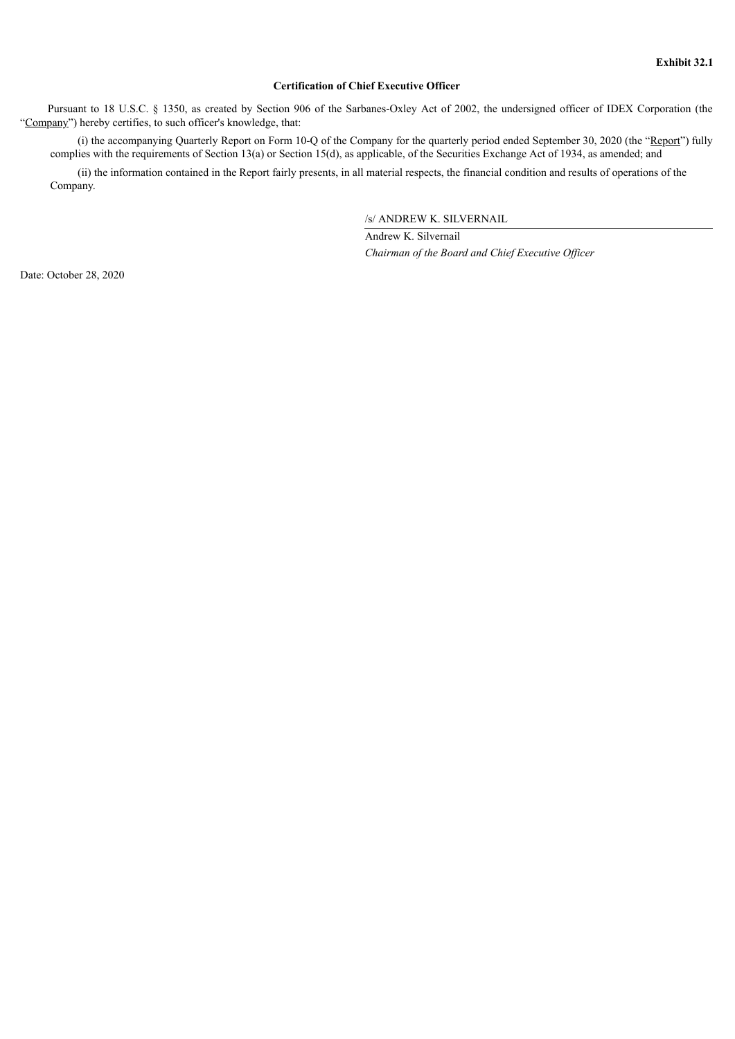**Exhibit 32.1**

**Certification of Chief Executive Officer**

Pursuant to 18 U.S.C. § 1350, as created by Section 906 of the Sarbanes-Oxley Act of 2002, the undersigned officer of IDEX Corporation (the "Company") hereby certifies, to such officer's knowledge, that:

(i) the accompanying Quarterly Report on Form 10-Q of the Company for the quarterly period ended September 30, 2020 (the "Report") fully complies with the requirements of Section 13(a) or Section 15(d), as applicable, of the Securities Exchange Act of 1934, as amended; and

(ii) the information contained in the Report fairly presents, in all material respects, the financial condition and results of operations of the Company.

/s/ ANDREW K. SILVERNAIL

Andrew K. Silvernail

*Chairman of the Board and Chief Executive Officer*

Date: October 28, 2020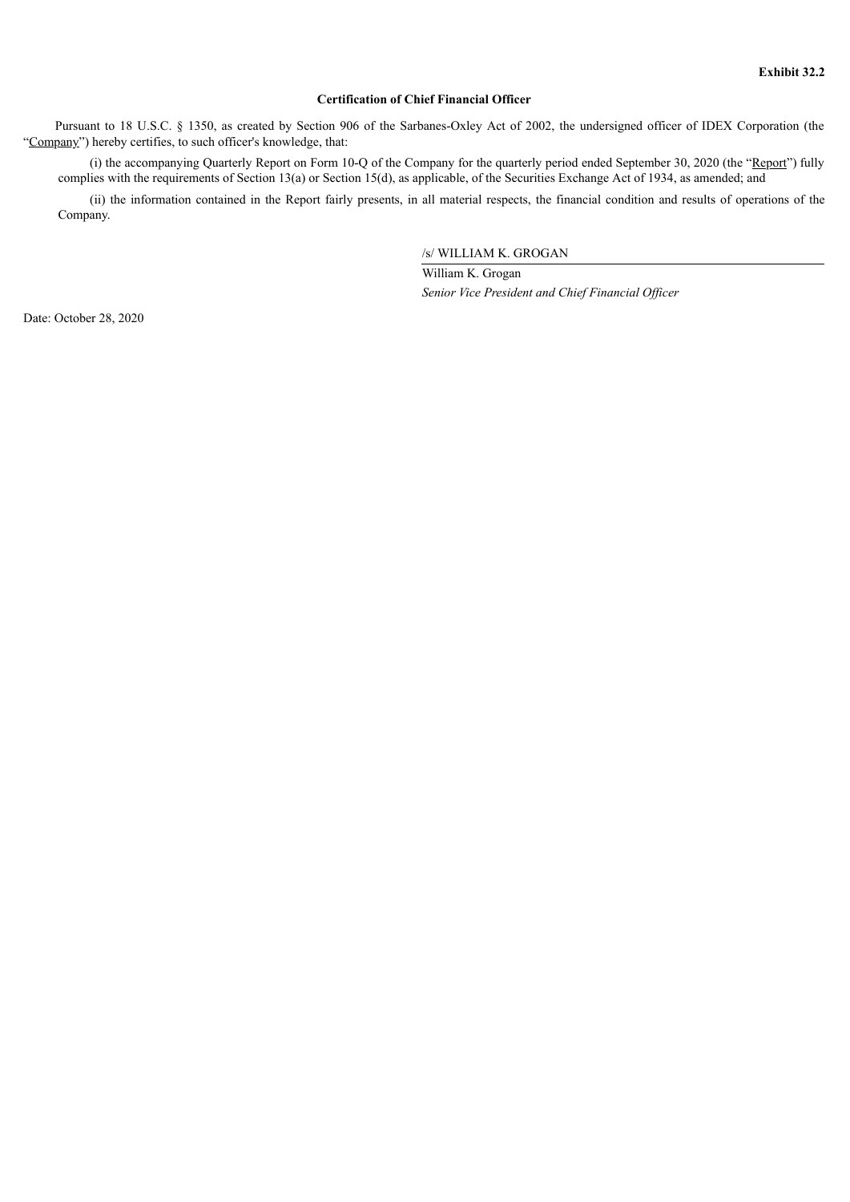**Exhibit 32.2**

**Certification of Chief Financial Officer**

Pursuant to 18 U.S.C. § 1350, as created by Section 906 of the Sarbanes-Oxley Act of 2002, the undersigned officer of IDEX Corporation (the "Company") hereby certifies, to such officer's knowledge, that:

(i) the accompanying Quarterly Report on Form 10-Q of the Company for the quarterly period ended September 30, 2020 (the "Report") fully complies with the requirements of Section 13(a) or Section 15(d), as applicable, of the Securities Exchange Act of 1934, as amended; and

(ii) the information contained in the Report fairly presents, in all material respects, the financial condition and results of operations of the Company.

/s/ WILLIAM K. GROGAN

William K. Grogan

*Senior Vice President and Chief Financial Officer*

Date: October 28, 2020